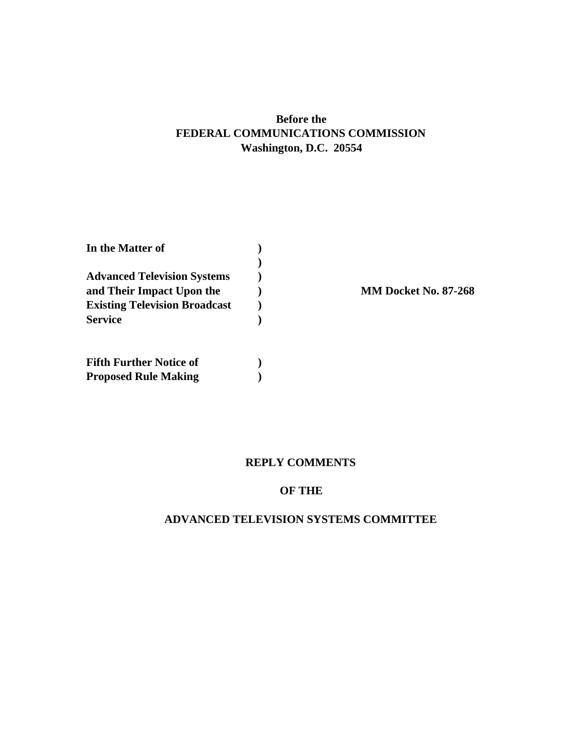**Before the**
**FEDERAL COMMUNICATIONS COMMISSION**
**Washington, D.C. 20554**

| | | |
|---|---|---|
| **In the Matter of** | **)** | |
| | **)** | |
| **Advanced Television Systems** | **)** | |
| **and Their Impact Upon the** | **)** | **MM Docket No. 87-268** |
| **Existing Television Broadcast** | **)** | |
| **Service** | **)** | |
| | | |
| **Fifth Further Notice of** | **)** | |
| **Proposed Rule Making** | **)** | |

**REPLY COMMENTS**

**OF THE**

**ADVANCED TELEVISION SYSTEMS COMMITTEE**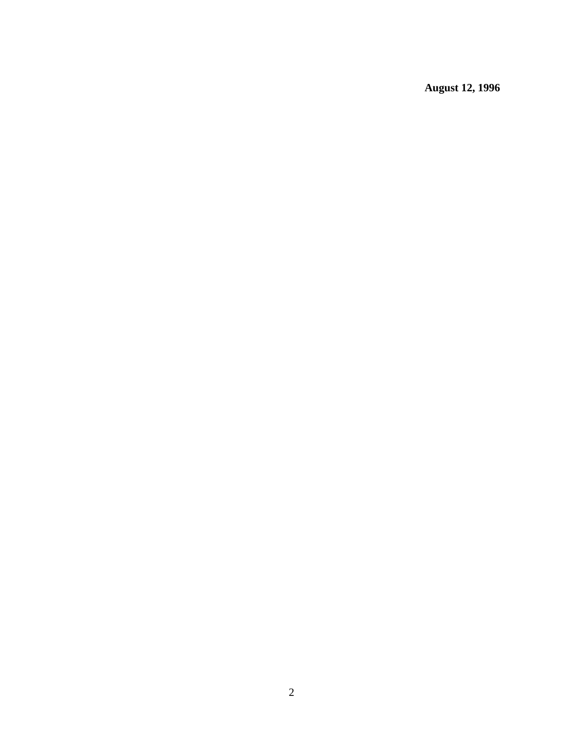**August 12, 1996**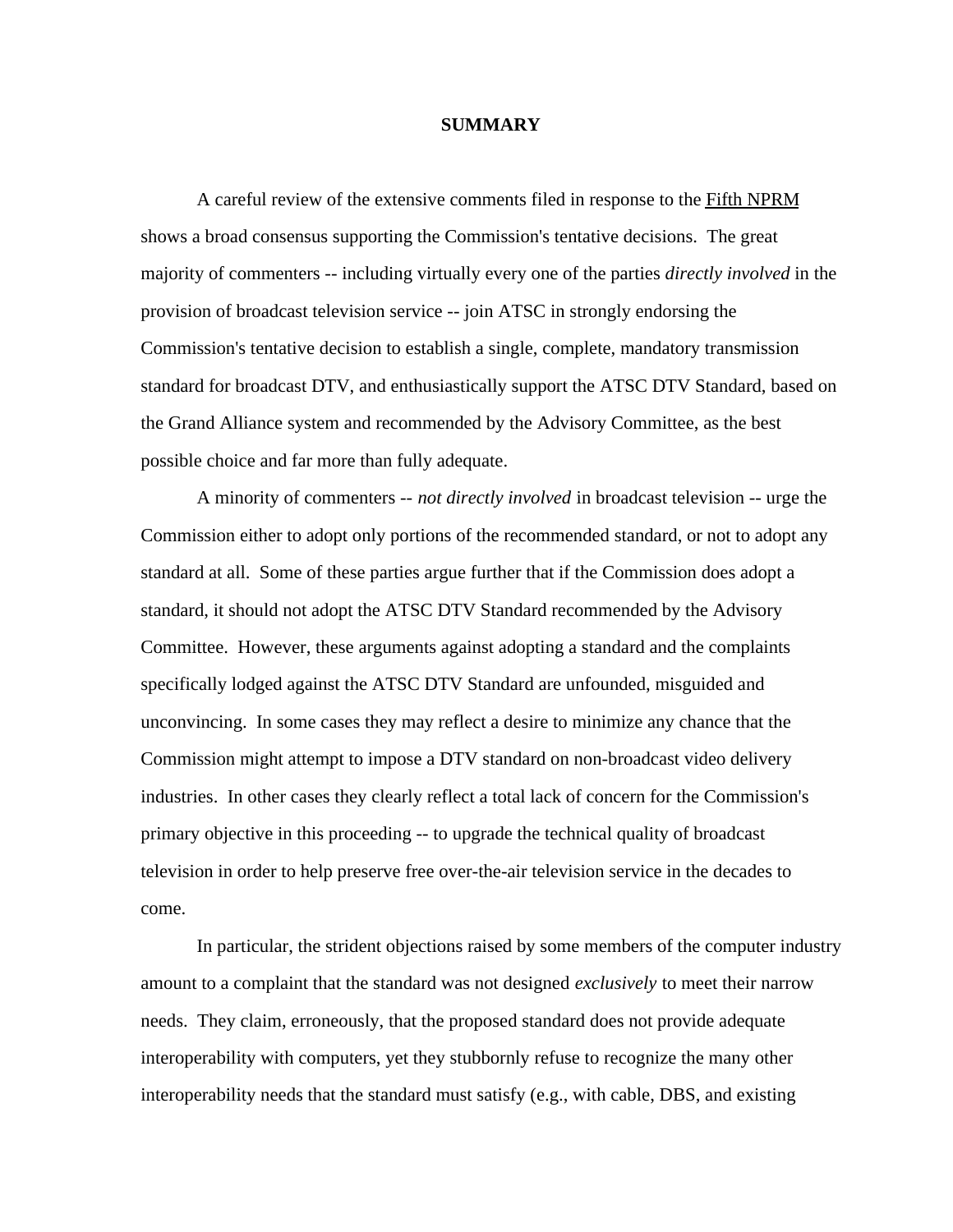## SUMMARY

A careful review of the extensive comments filed in response to the Fifth NPRM shows a broad consensus supporting the Commission's tentative decisions. The great majority of commenters -- including virtually every one of the parties *directly involved* in the provision of broadcast television service -- join ATSC in strongly endorsing the Commission's tentative decision to establish a single, complete, mandatory transmission standard for broadcast DTV, and enthusiastically support the ATSC DTV Standard, based on the Grand Alliance system and recommended by the Advisory Committee, as the best possible choice and far more than fully adequate.

A minority of commenters -- *not directly involved* in broadcast television -- urge the Commission either to adopt only portions of the recommended standard, or not to adopt any standard at all. Some of these parties argue further that if the Commission does adopt a standard, it should not adopt the ATSC DTV Standard recommended by the Advisory Committee. However, these arguments against adopting a standard and the complaints specifically lodged against the ATSC DTV Standard are unfounded, misguided and unconvincing. In some cases they may reflect a desire to minimize any chance that the Commission might attempt to impose a DTV standard on non-broadcast video delivery industries. In other cases they clearly reflect a total lack of concern for the Commission's primary objective in this proceeding -- to upgrade the technical quality of broadcast television in order to help preserve free over-the-air television service in the decades to come.

In particular, the strident objections raised by some members of the computer industry amount to a complaint that the standard was not designed *exclusively* to meet their narrow needs. They claim, erroneously, that the proposed standard does not provide adequate interoperability with computers, yet they stubbornly refuse to recognize the many other interoperability needs that the standard must satisfy (e.g., with cable, DBS, and existing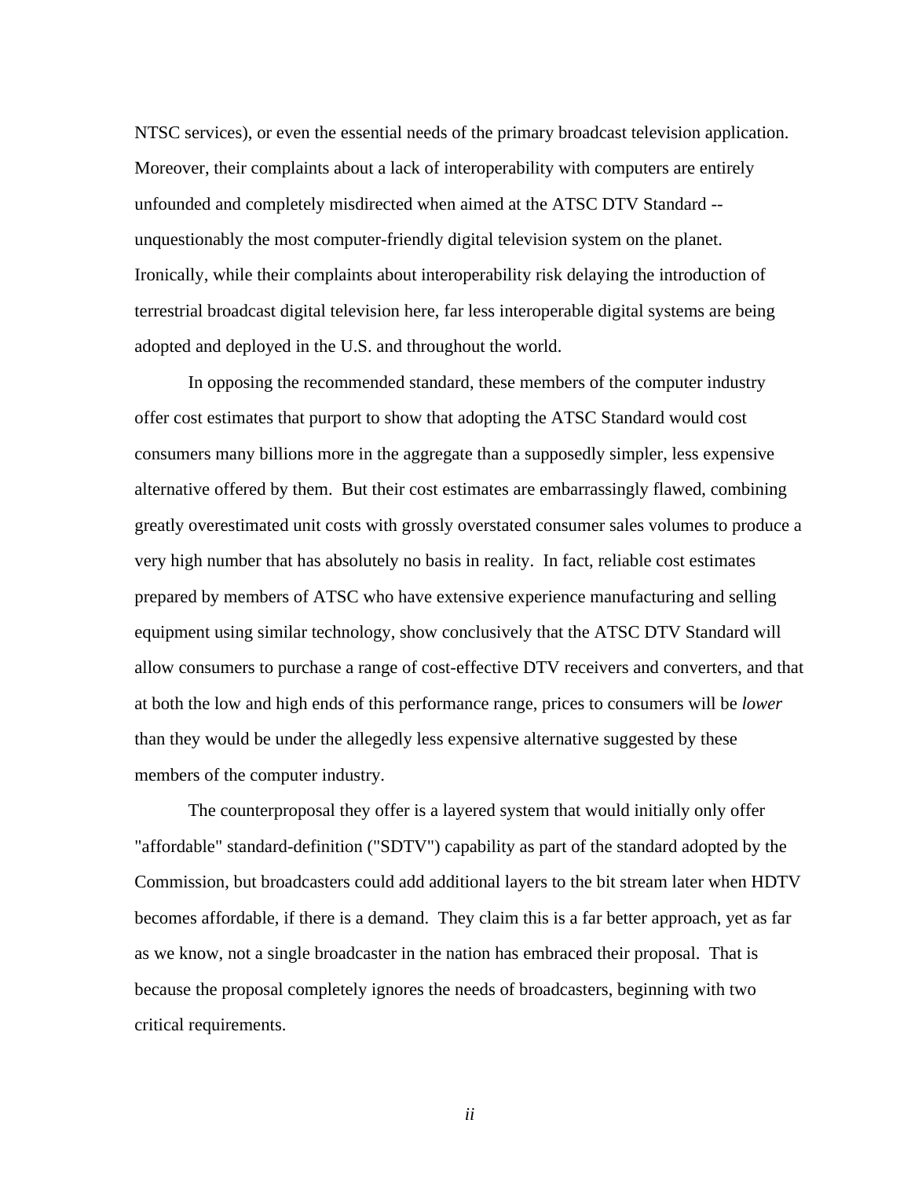NTSC services), or even the essential needs of the primary broadcast television application. Moreover, their complaints about a lack of interoperability with computers are entirely unfounded and completely misdirected when aimed at the ATSC DTV Standard -- unquestionably the most computer-friendly digital television system on the planet. Ironically, while their complaints about interoperability risk delaying the introduction of terrestrial broadcast digital television here, far less interoperable digital systems are being adopted and deployed in the U.S. and throughout the world.

In opposing the recommended standard, these members of the computer industry offer cost estimates that purport to show that adopting the ATSC Standard would cost consumers many billions more in the aggregate than a supposedly simpler, less expensive alternative offered by them. But their cost estimates are embarrassingly flawed, combining greatly overestimated unit costs with grossly overstated consumer sales volumes to produce a very high number that has absolutely no basis in reality. In fact, reliable cost estimates prepared by members of ATSC who have extensive experience manufacturing and selling equipment using similar technology, show conclusively that the ATSC DTV Standard will allow consumers to purchase a range of cost-effective DTV receivers and converters, and that at both the low and high ends of this performance range, prices to consumers will be *lower* than they would be under the allegedly less expensive alternative suggested by these members of the computer industry.

The counterproposal they offer is a layered system that would initially only offer "affordable" standard-definition ("SDTV") capability as part of the standard adopted by the Commission, but broadcasters could add additional layers to the bit stream later when HDTV becomes affordable, if there is a demand. They claim this is a far better approach, yet as far as we know, not a single broadcaster in the nation has embraced their proposal. That is because the proposal completely ignores the needs of broadcasters, beginning with two critical requirements.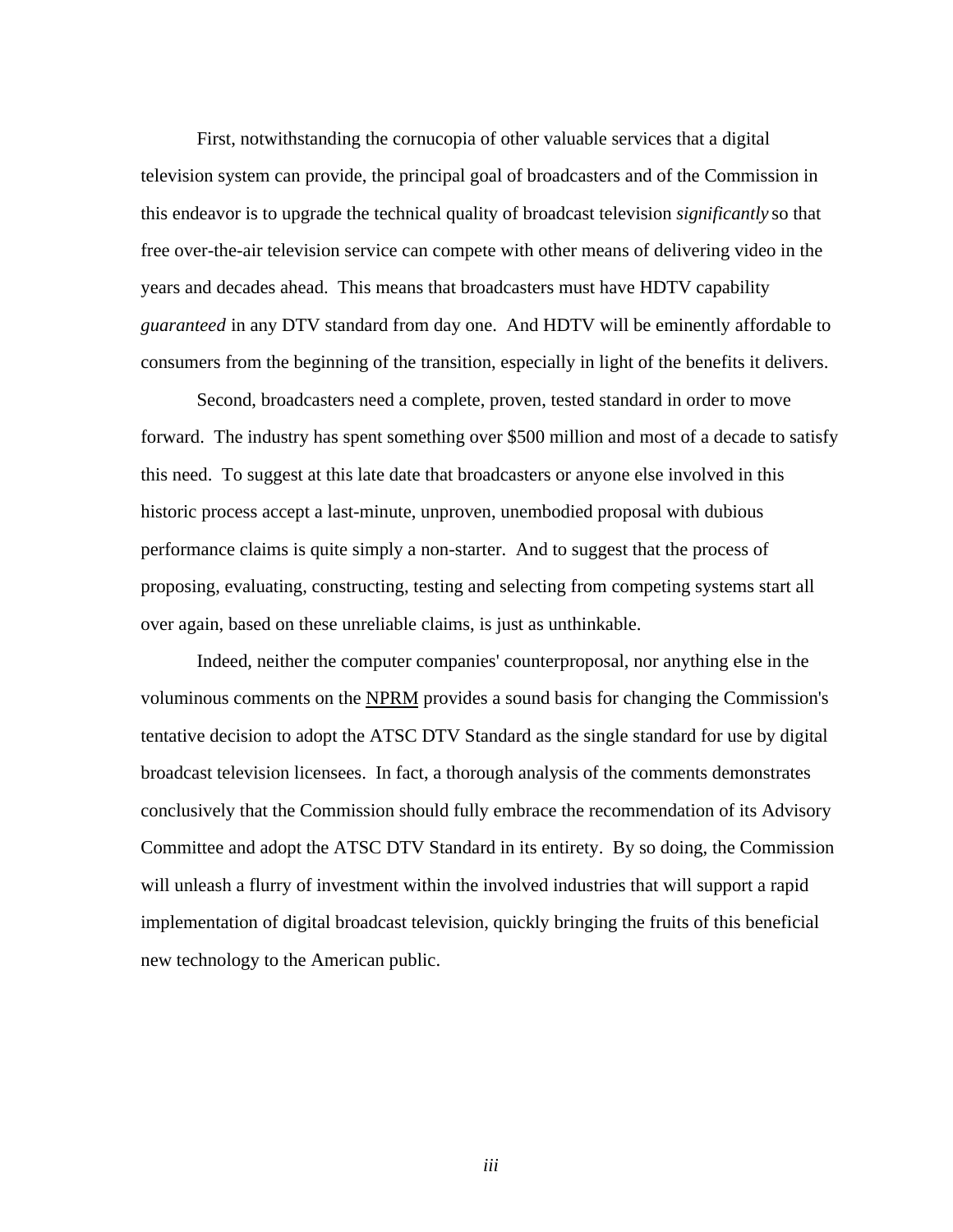First, notwithstanding the cornucopia of other valuable services that a digital television system can provide, the principal goal of broadcasters and of the Commission in this endeavor is to upgrade the technical quality of broadcast television *significantly* so that free over-the-air television service can compete with other means of delivering video in the years and decades ahead. This means that broadcasters must have HDTV capability *guaranteed* in any DTV standard from day one. And HDTV will be eminently affordable to consumers from the beginning of the transition, especially in light of the benefits it delivers.

Second, broadcasters need a complete, proven, tested standard in order to move forward. The industry has spent something over $500 million and most of a decade to satisfy this need. To suggest at this late date that broadcasters or anyone else involved in this historic process accept a last-minute, unproven, unembodied proposal with dubious performance claims is quite simply a non-starter. And to suggest that the process of proposing, evaluating, constructing, testing and selecting from competing systems start all over again, based on these unreliable claims, is just as unthinkable.

Indeed, neither the computer companies' counterproposal, nor anything else in the voluminous comments on the NPRM provides a sound basis for changing the Commission's tentative decision to adopt the ATSC DTV Standard as the single standard for use by digital broadcast television licensees. In fact, a thorough analysis of the comments demonstrates conclusively that the Commission should fully embrace the recommendation of its Advisory Committee and adopt the ATSC DTV Standard in its entirety. By so doing, the Commission will unleash a flurry of investment within the involved industries that will support a rapid implementation of digital broadcast television, quickly bringing the fruits of this beneficial new technology to the American public.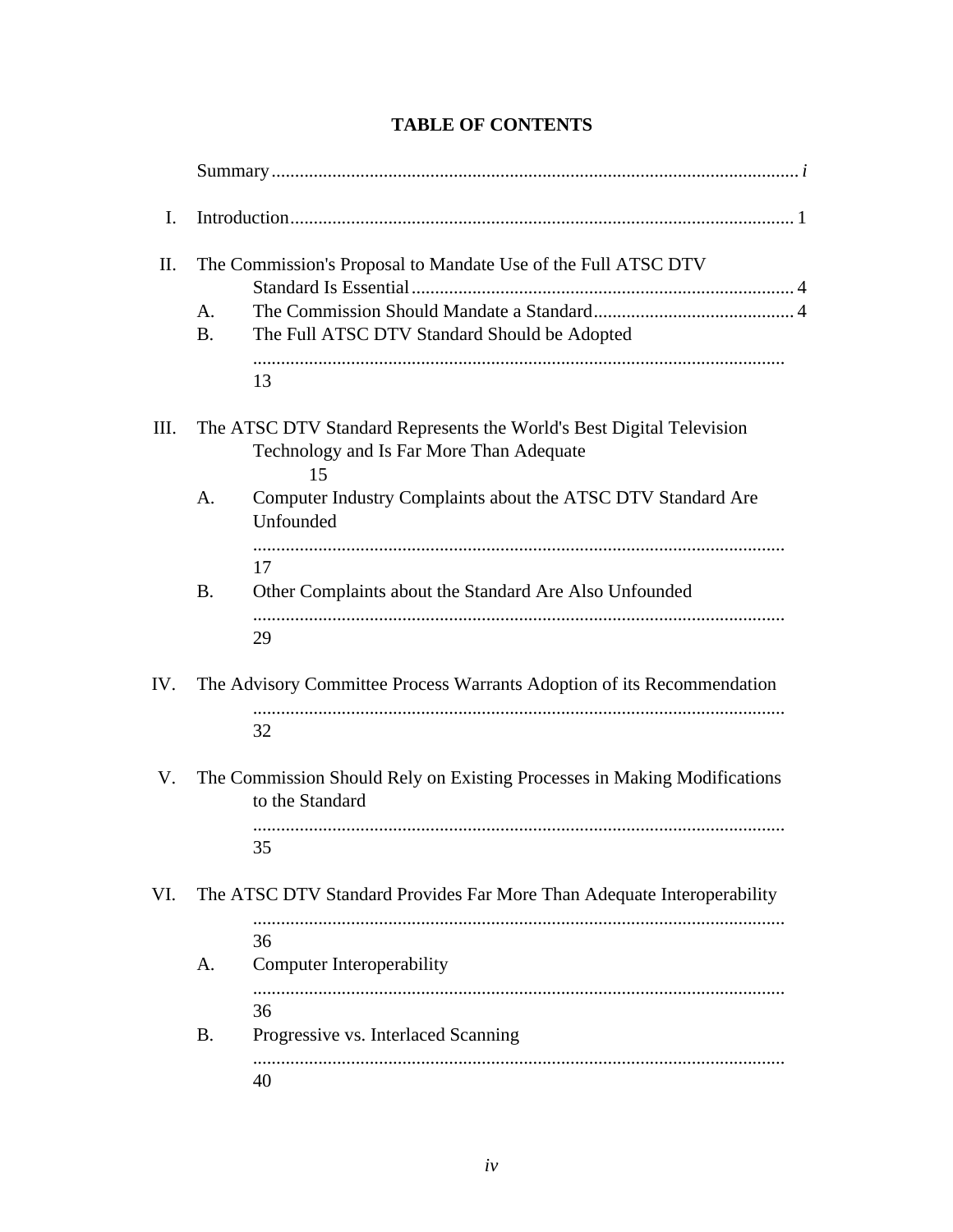# TABLE OF CONTENTS

Summary ........................................................................................................ *i*

I. Introduction ........................................................................................................ 1

II. The Commission's Proposal to Mandate Use of the Full ATSC DTV Standard Is Essential ........................................................................................................ 4

- A. The Commission Should Mandate a Standard ........................................................................................................ 4
- B. The Full ATSC DTV Standard Should be Adopted ........................................................................................................ 13

III. The ATSC DTV Standard Represents the World's Best Digital Television Technology and Is Far More Than Adequate 15

- A. Computer Industry Complaints about the ATSC DTV Standard Are Unfounded ........................................................................................................ 17
- B. Other Complaints about the Standard Are Also Unfounded ........................................................................................................ 29

IV. The Advisory Committee Process Warrants Adoption of its Recommendation ........................................................................................................ 32

V. The Commission Should Rely on Existing Processes in Making Modifications to the Standard ........................................................................................................ 35

VI. The ATSC DTV Standard Provides Far More Than Adequate Interoperability ........................................................................................................ 36

- A. Computer Interoperability ........................................................................................................ 36
- B. Progressive vs. Interlaced Scanning ........................................................................................................ 40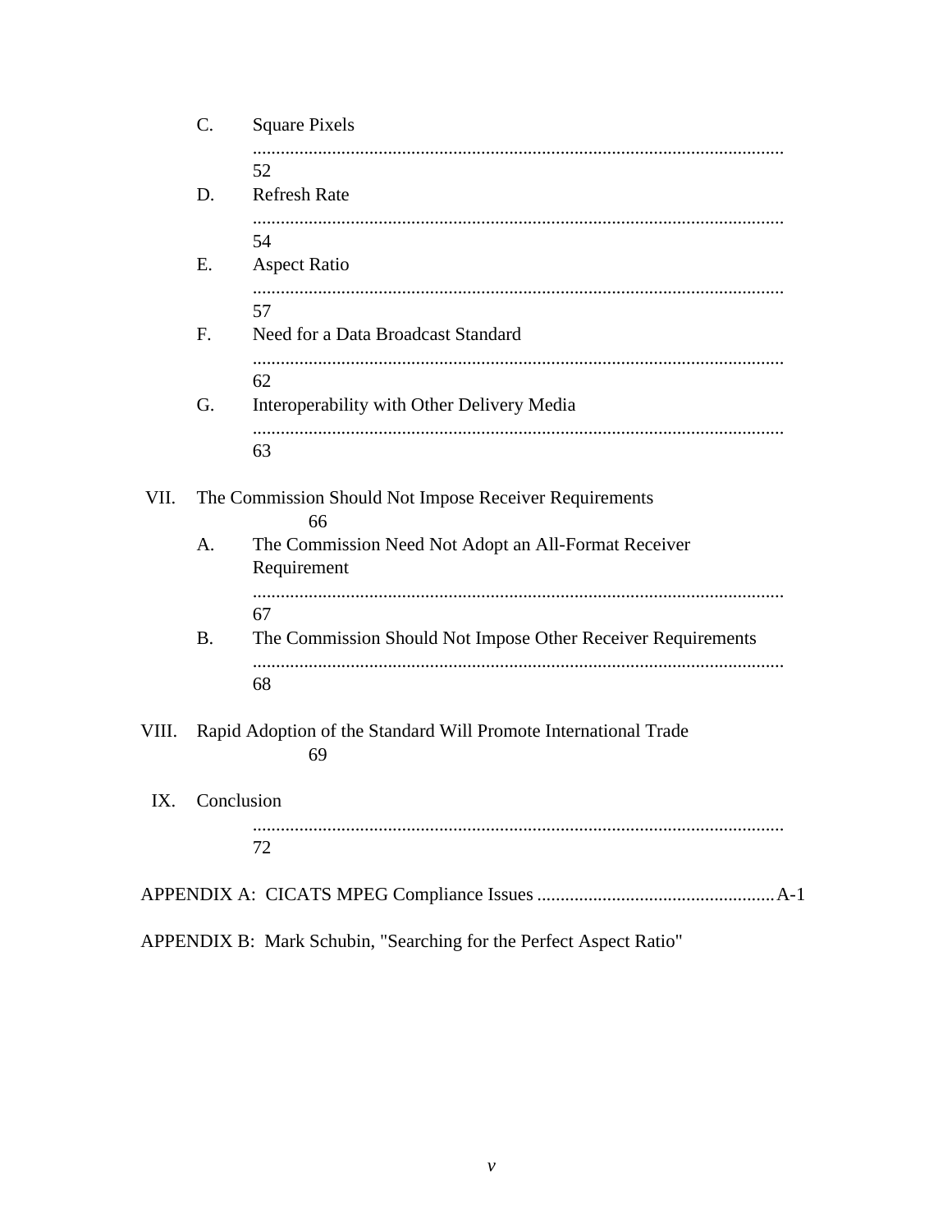C. Square Pixels .................................................................................................................. 52

D. Refresh Rate .................................................................................................................. 54

E. Aspect Ratio .................................................................................................................. 57

F. Need for a Data Broadcast Standard .................................................................................................................. 62

G. Interoperability with Other Delivery Media .................................................................................................................. 63

VII. The Commission Should Not Impose Receiver Requirements 66

A. The Commission Need Not Adopt an All-Format Receiver Requirement .................................................................................................................. 67

B. The Commission Should Not Impose Other Receiver Requirements .................................................................................................................. 68

VIII. Rapid Adoption of the Standard Will Promote International Trade 69

IX. Conclusion .................................................................................................................. 72

APPENDIX A: CICATS MPEG Compliance Issues ................................................... A-1

APPENDIX B: Mark Schubin, "Searching for the Perfect Aspect Ratio"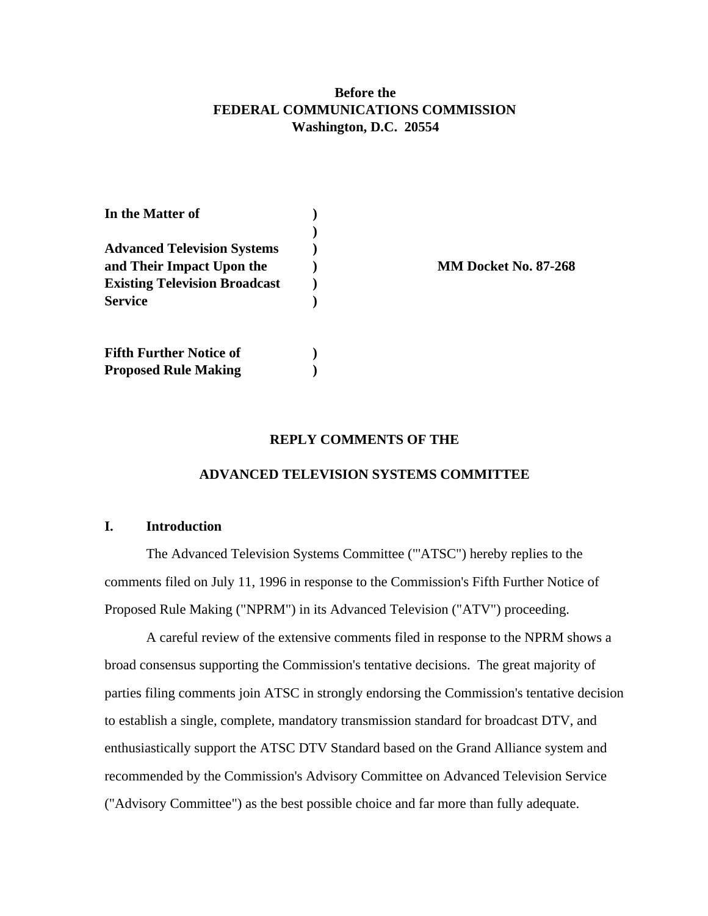**Before the**
**FEDERAL COMMUNICATIONS COMMISSION**
**Washington, D.C. 20554**

| | | |
|---|---|---|
| **In the Matter of** | **)** | |
| | **)** | |
| **Advanced Television Systems** | **)** | |
| **and Their Impact Upon the** | **)** | **MM Docket No. 87-268** |
| **Existing Television Broadcast** | **)** | |
| **Service** | **)** | |
| | | |
| **Fifth Further Notice of** | **)** | |
| **Proposed Rule Making** | **)** | |

**REPLY COMMENTS OF THE**

**ADVANCED TELEVISION SYSTEMS COMMITTEE**

## I. Introduction

The Advanced Television Systems Committee ("'ATSC") hereby replies to the comments filed on July 11, 1996 in response to the Commission's Fifth Further Notice of Proposed Rule Making ("NPRM") in its Advanced Television ("ATV") proceeding.

A careful review of the extensive comments filed in response to the NPRM shows a broad consensus supporting the Commission's tentative decisions. The great majority of parties filing comments join ATSC in strongly endorsing the Commission's tentative decision to establish a single, complete, mandatory transmission standard for broadcast DTV, and enthusiastically support the ATSC DTV Standard based on the Grand Alliance system and recommended by the Commission's Advisory Committee on Advanced Television Service ("Advisory Committee") as the best possible choice and far more than fully adequate.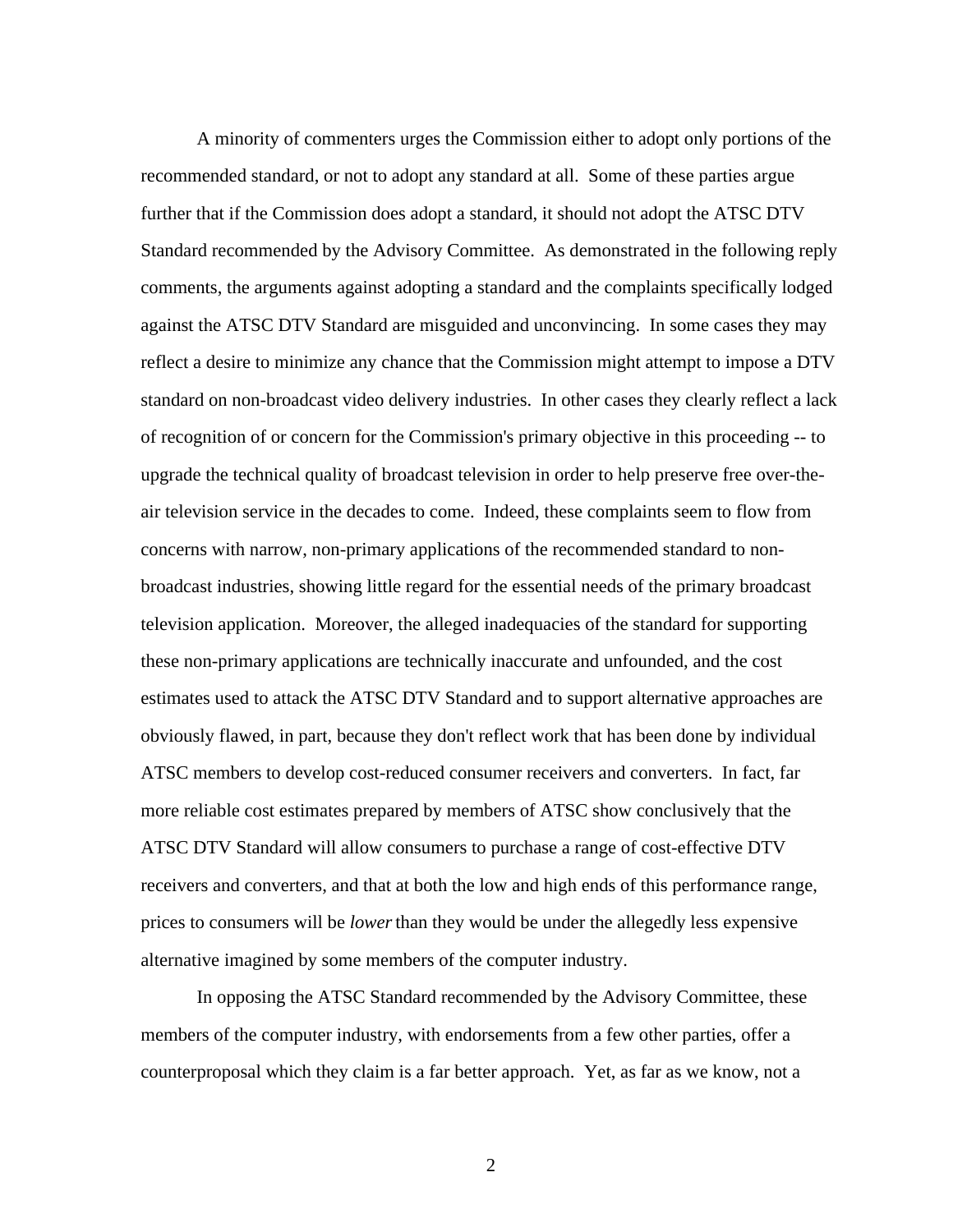A minority of commenters urges the Commission either to adopt only portions of the recommended standard, or not to adopt any standard at all. Some of these parties argue further that if the Commission does adopt a standard, it should not adopt the ATSC DTV Standard recommended by the Advisory Committee. As demonstrated in the following reply comments, the arguments against adopting a standard and the complaints specifically lodged against the ATSC DTV Standard are misguided and unconvincing. In some cases they may reflect a desire to minimize any chance that the Commission might attempt to impose a DTV standard on non-broadcast video delivery industries. In other cases they clearly reflect a lack of recognition of or concern for the Commission's primary objective in this proceeding -- to upgrade the technical quality of broadcast television in order to help preserve free over-the-air television service in the decades to come. Indeed, these complaints seem to flow from concerns with narrow, non-primary applications of the recommended standard to non-broadcast industries, showing little regard for the essential needs of the primary broadcast television application. Moreover, the alleged inadequacies of the standard for supporting these non-primary applications are technically inaccurate and unfounded, and the cost estimates used to attack the ATSC DTV Standard and to support alternative approaches are obviously flawed, in part, because they don't reflect work that has been done by individual ATSC members to develop cost-reduced consumer receivers and converters. In fact, far more reliable cost estimates prepared by members of ATSC show conclusively that the ATSC DTV Standard will allow consumers to purchase a range of cost-effective DTV receivers and converters, and that at both the low and high ends of this performance range, prices to consumers will be *lower* than they would be under the allegedly less expensive alternative imagined by some members of the computer industry.

In opposing the ATSC Standard recommended by the Advisory Committee, these members of the computer industry, with endorsements from a few other parties, offer a counterproposal which they claim is a far better approach. Yet, as far as we know, not a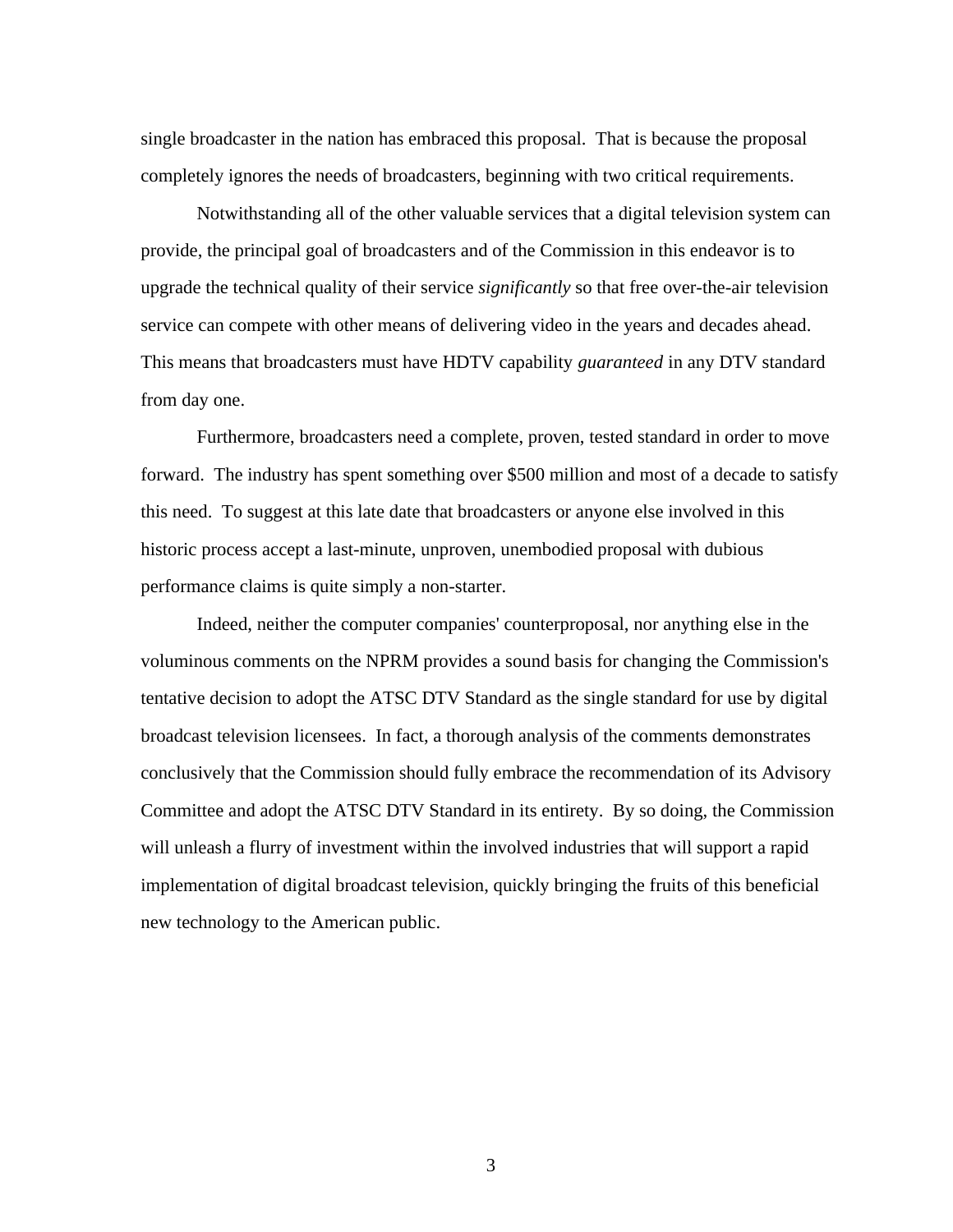single broadcaster in the nation has embraced this proposal. That is because the proposal completely ignores the needs of broadcasters, beginning with two critical requirements.

Notwithstanding all of the other valuable services that a digital television system can provide, the principal goal of broadcasters and of the Commission in this endeavor is to upgrade the technical quality of their service *significantly* so that free over-the-air television service can compete with other means of delivering video in the years and decades ahead. This means that broadcasters must have HDTV capability *guaranteed* in any DTV standard from day one.

Furthermore, broadcasters need a complete, proven, tested standard in order to move forward. The industry has spent something over $500 million and most of a decade to satisfy this need. To suggest at this late date that broadcasters or anyone else involved in this historic process accept a last-minute, unproven, unembodied proposal with dubious performance claims is quite simply a non-starter.

Indeed, neither the computer companies' counterproposal, nor anything else in the voluminous comments on the NPRM provides a sound basis for changing the Commission's tentative decision to adopt the ATSC DTV Standard as the single standard for use by digital broadcast television licensees. In fact, a thorough analysis of the comments demonstrates conclusively that the Commission should fully embrace the recommendation of its Advisory Committee and adopt the ATSC DTV Standard in its entirety. By so doing, the Commission will unleash a flurry of investment within the involved industries that will support a rapid implementation of digital broadcast television, quickly bringing the fruits of this beneficial new technology to the American public.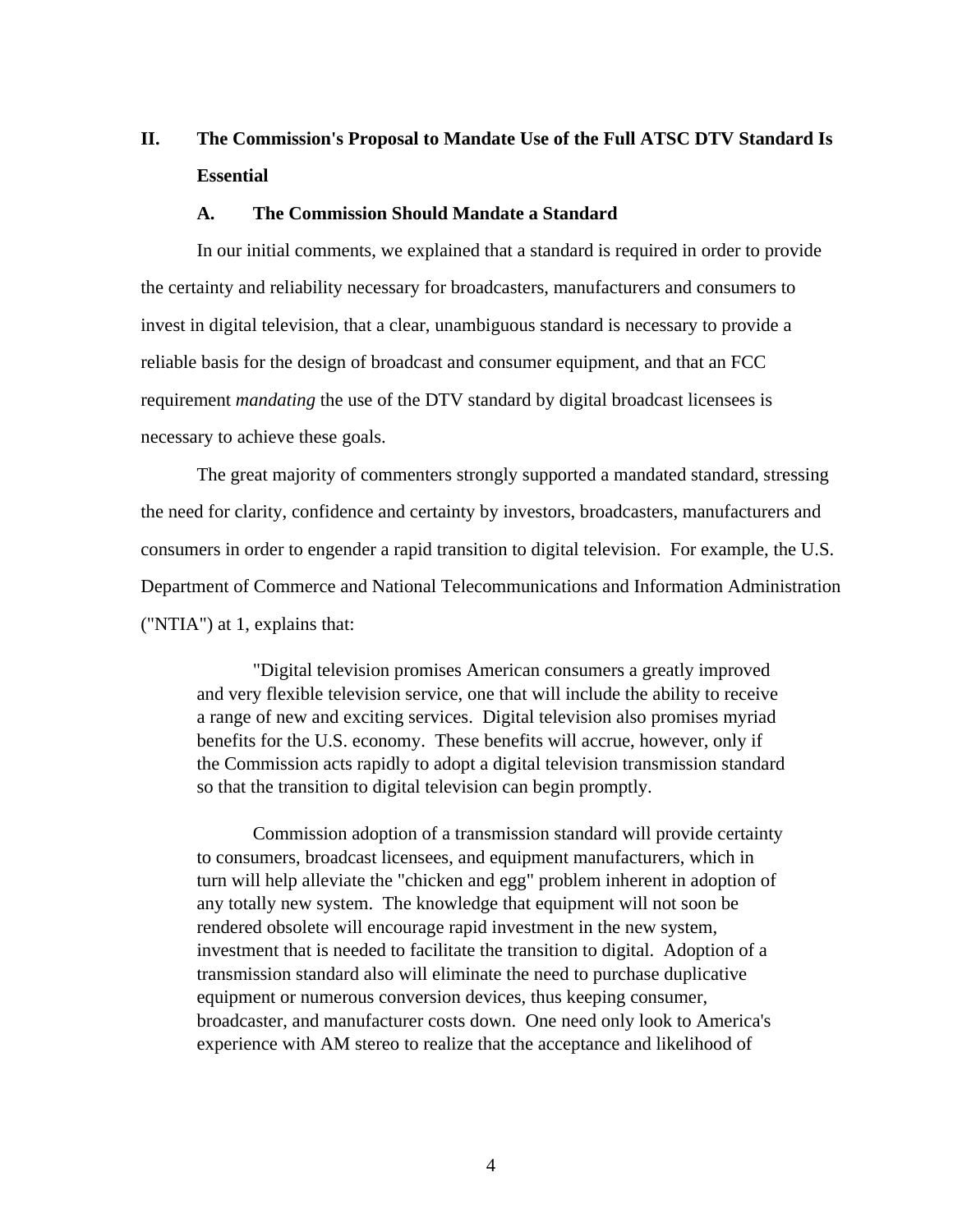## II. The Commission's Proposal to Mandate Use of the Full ATSC DTV Standard Is Essential

### A. The Commission Should Mandate a Standard

In our initial comments, we explained that a standard is required in order to provide the certainty and reliability necessary for broadcasters, manufacturers and consumers to invest in digital television, that a clear, unambiguous standard is necessary to provide a reliable basis for the design of broadcast and consumer equipment, and that an FCC requirement *mandating* the use of the DTV standard by digital broadcast licensees is necessary to achieve these goals.

The great majority of commenters strongly supported a mandated standard, stressing the need for clarity, confidence and certainty by investors, broadcasters, manufacturers and consumers in order to engender a rapid transition to digital television. For example, the U.S. Department of Commerce and National Telecommunications and Information Administration ("NTIA") at 1, explains that:

> "Digital television promises American consumers a greatly improved and very flexible television service, one that will include the ability to receive a range of new and exciting services. Digital television also promises myriad benefits for the U.S. economy. These benefits will accrue, however, only if the Commission acts rapidly to adopt a digital television transmission standard so that the transition to digital television can begin promptly.
>
> Commission adoption of a transmission standard will provide certainty to consumers, broadcast licensees, and equipment manufacturers, which in turn will help alleviate the "chicken and egg" problem inherent in adoption of any totally new system. The knowledge that equipment will not soon be rendered obsolete will encourage rapid investment in the new system, investment that is needed to facilitate the transition to digital. Adoption of a transmission standard also will eliminate the need to purchase duplicative equipment or numerous conversion devices, thus keeping consumer, broadcaster, and manufacturer costs down. One need only look to America's experience with AM stereo to realize that the acceptance and likelihood of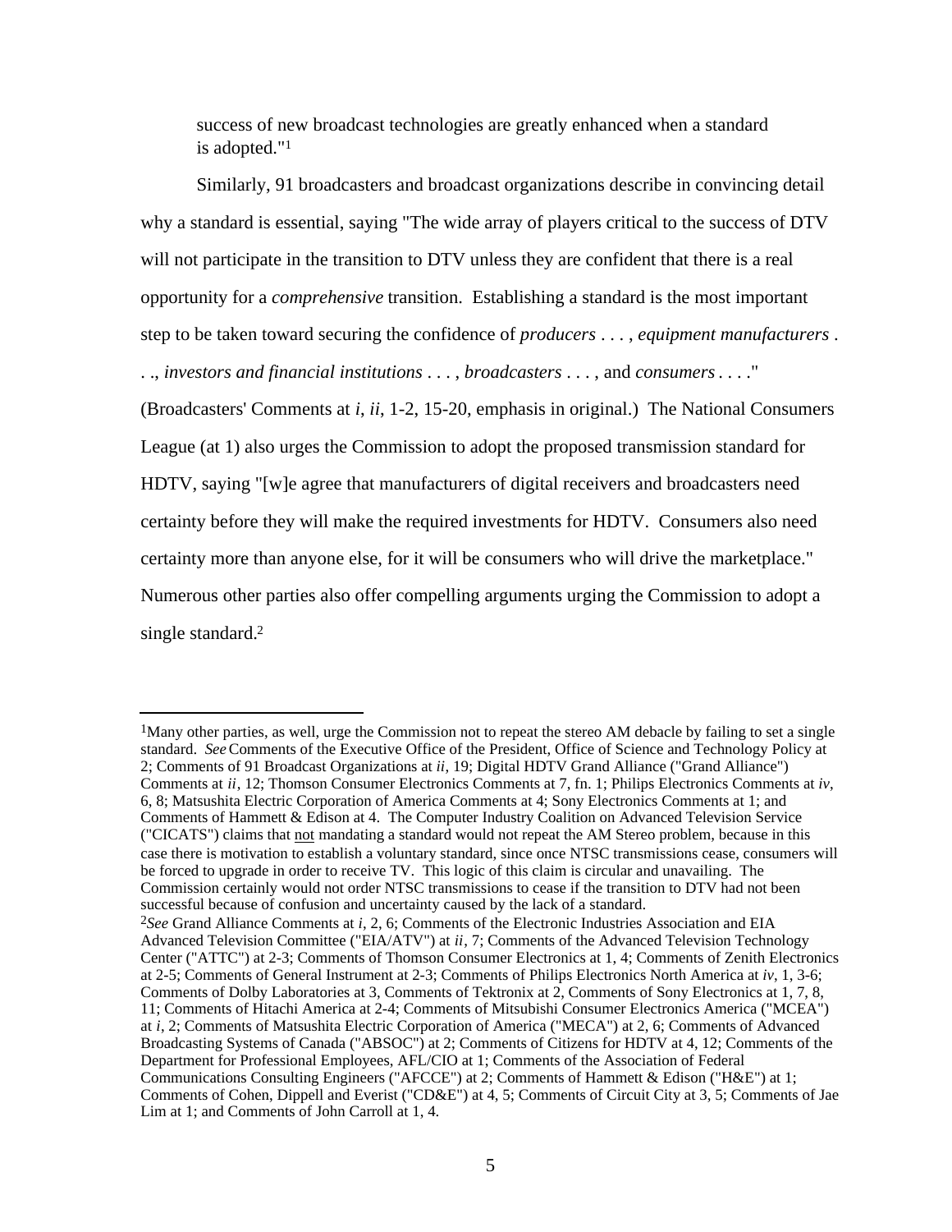success of new broadcast technologies are greatly enhanced when a standard is adopted."[1]

Similarly, 91 broadcasters and broadcast organizations describe in convincing detail why a standard is essential, saying "The wide array of players critical to the success of DTV will not participate in the transition to DTV unless they are confident that there is a real opportunity for a *comprehensive* transition. Establishing a standard is the most important step to be taken toward securing the confidence of *producers* . . . , *equipment manufacturers* . . ., *investors and financial institutions* . . . , *broadcasters* . . . , and *consumers* . . . ." (Broadcasters' Comments at *i*, *ii*, 1-2, 15-20, emphasis in original.) The National Consumers League (at 1) also urges the Commission to adopt the proposed transmission standard for HDTV, saying "[w]e agree that manufacturers of digital receivers and broadcasters need certainty before they will make the required investments for HDTV. Consumers also need certainty more than anyone else, for it will be consumers who will drive the marketplace." Numerous other parties also offer compelling arguments urging the Commission to adopt a single standard.[2]

---

[1]Many other parties, as well, urge the Commission not to repeat the stereo AM debacle by failing to set a single standard. *See* Comments of the Executive Office of the President, Office of Science and Technology Policy at 2; Comments of 91 Broadcast Organizations at *ii*, 19; Digital HDTV Grand Alliance ("Grand Alliance") Comments at *ii*, 12; Thomson Consumer Electronics Comments at 7, fn. 1; Philips Electronics Comments at *iv*, 6, 8; Matsushita Electric Corporation of America Comments at 4; Sony Electronics Comments at 1; and Comments of Hammett & Edison at 4. The Computer Industry Coalition on Advanced Television Service ("CICATS") claims that not mandating a standard would not repeat the AM Stereo problem, because in this case there is motivation to establish a voluntary standard, since once NTSC transmissions cease, consumers will be forced to upgrade in order to receive TV. This logic of this claim is circular and unavailing. The Commission certainly would not order NTSC transmissions to cease if the transition to DTV had not been successful because of confusion and uncertainty caused by the lack of a standard.

[2]*See* Grand Alliance Comments at *i*, 2, 6; Comments of the Electronic Industries Association and EIA Advanced Television Committee ("EIA/ATV") at *ii*, 7; Comments of the Advanced Television Technology Center ("ATTC") at 2-3; Comments of Thomson Consumer Electronics at 1, 4; Comments of Zenith Electronics at 2-5; Comments of General Instrument at 2-3; Comments of Philips Electronics North America at *iv*, 1, 3-6; Comments of Dolby Laboratories at 3, Comments of Tektronix at 2, Comments of Sony Electronics at 1, 7, 8, 11; Comments of Hitachi America at 2-4; Comments of Mitsubishi Consumer Electronics America ("MCEA") at *i*, 2; Comments of Matsushita Electric Corporation of America ("MECA") at 2, 6; Comments of Advanced Broadcasting Systems of Canada ("ABSOC") at 2; Comments of Citizens for HDTV at 4, 12; Comments of the Department for Professional Employees, AFL/CIO at 1; Comments of the Association of Federal Communications Consulting Engineers ("AFCCE") at 2; Comments of Hammett & Edison ("H&E") at 1; Comments of Cohen, Dippell and Everist ("CD&E") at 4, 5; Comments of Circuit City at 3, 5; Comments of Jae Lim at 1; and Comments of John Carroll at 1, 4.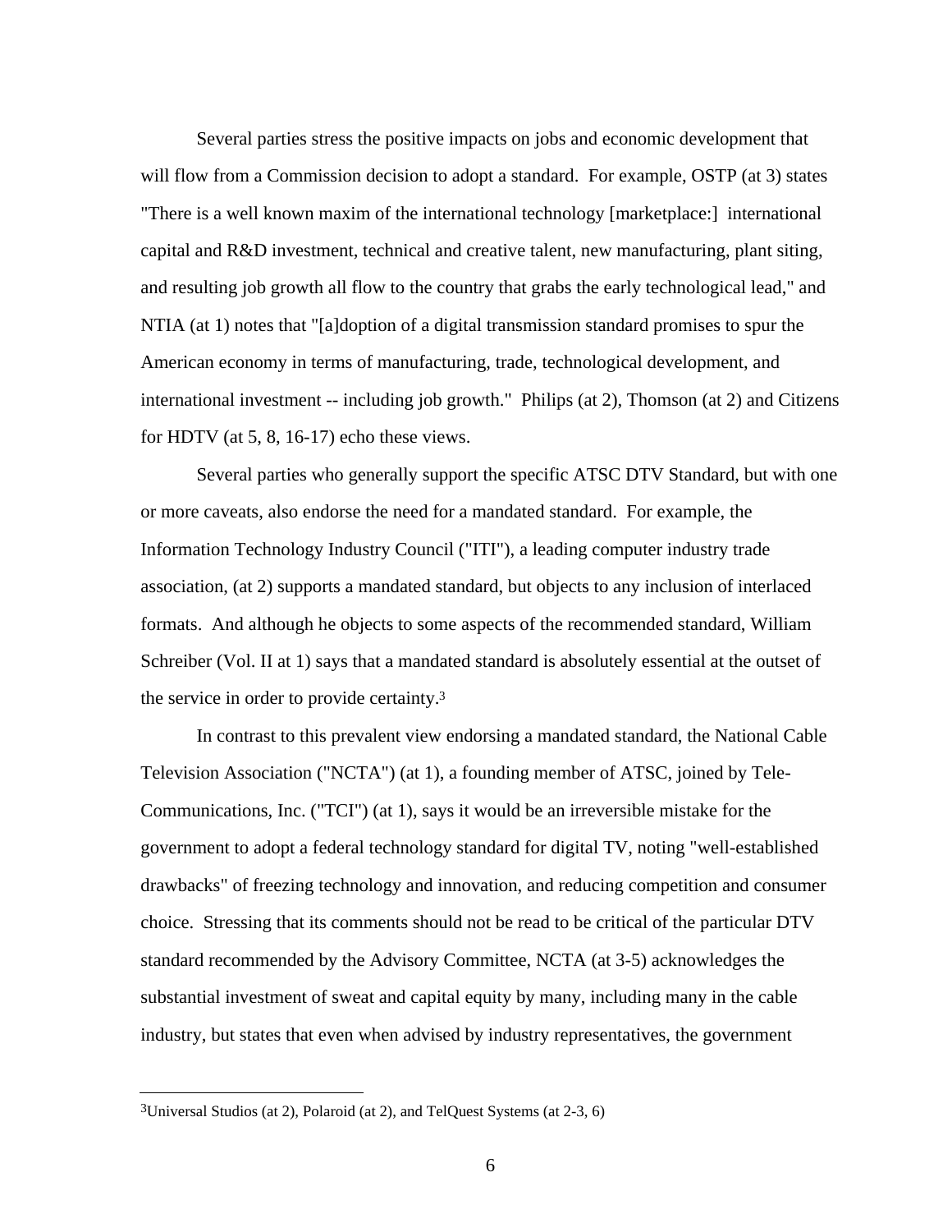Several parties stress the positive impacts on jobs and economic development that will flow from a Commission decision to adopt a standard. For example, OSTP (at 3) states "There is a well known maxim of the international technology [marketplace:] international capital and R&D investment, technical and creative talent, new manufacturing, plant siting, and resulting job growth all flow to the country that grabs the early technological lead," and NTIA (at 1) notes that "[a]doption of a digital transmission standard promises to spur the American economy in terms of manufacturing, trade, technological development, and international investment -- including job growth." Philips (at 2), Thomson (at 2) and Citizens for HDTV (at 5, 8, 16-17) echo these views.

Several parties who generally support the specific ATSC DTV Standard, but with one or more caveats, also endorse the need for a mandated standard. For example, the Information Technology Industry Council ("ITI"), a leading computer industry trade association, (at 2) supports a mandated standard, but objects to any inclusion of interlaced formats. And although he objects to some aspects of the recommended standard, William Schreiber (Vol. II at 1) says that a mandated standard is absolutely essential at the outset of the service in order to provide certainty.[3]

In contrast to this prevalent view endorsing a mandated standard, the National Cable Television Association ("NCTA") (at 1), a founding member of ATSC, joined by Tele-Communications, Inc. ("TCI") (at 1), says it would be an irreversible mistake for the government to adopt a federal technology standard for digital TV, noting "well-established drawbacks" of freezing technology and innovation, and reducing competition and consumer choice. Stressing that its comments should not be read to be critical of the particular DTV standard recommended by the Advisory Committee, NCTA (at 3-5) acknowledges the substantial investment of sweat and capital equity by many, including many in the cable industry, but states that even when advised by industry representatives, the government

---

[3]Universal Studios (at 2), Polaroid (at 2), and TelQuest Systems (at 2-3, 6)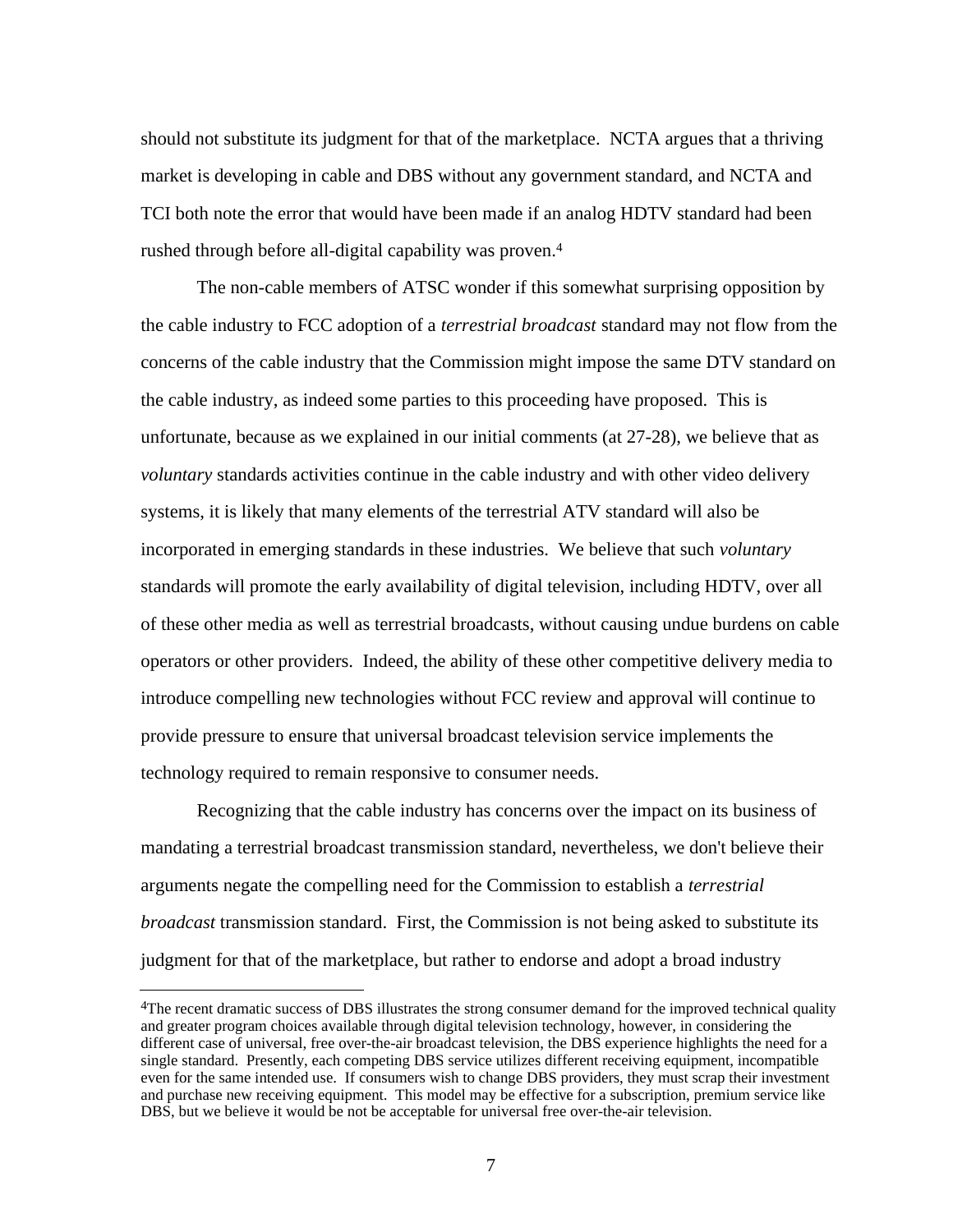should not substitute its judgment for that of the marketplace. NCTA argues that a thriving market is developing in cable and DBS without any government standard, and NCTA and TCI both note the error that would have been made if an analog HDTV standard had been rushed through before all-digital capability was proven.[4]

The non-cable members of ATSC wonder if this somewhat surprising opposition by the cable industry to FCC adoption of a *terrestrial broadcast* standard may not flow from the concerns of the cable industry that the Commission might impose the same DTV standard on the cable industry, as indeed some parties to this proceeding have proposed. This is unfortunate, because as we explained in our initial comments (at 27-28), we believe that as *voluntary* standards activities continue in the cable industry and with other video delivery systems, it is likely that many elements of the terrestrial ATV standard will also be incorporated in emerging standards in these industries. We believe that such *voluntary* standards will promote the early availability of digital television, including HDTV, over all of these other media as well as terrestrial broadcasts, without causing undue burdens on cable operators or other providers. Indeed, the ability of these other competitive delivery media to introduce compelling new technologies without FCC review and approval will continue to provide pressure to ensure that universal broadcast television service implements the technology required to remain responsive to consumer needs.

Recognizing that the cable industry has concerns over the impact on its business of mandating a terrestrial broadcast transmission standard, nevertheless, we don't believe their arguments negate the compelling need for the Commission to establish a *terrestrial broadcast* transmission standard. First, the Commission is not being asked to substitute its judgment for that of the marketplace, but rather to endorse and adopt a broad industry

---

[4]The recent dramatic success of DBS illustrates the strong consumer demand for the improved technical quality and greater program choices available through digital television technology, however, in considering the different case of universal, free over-the-air broadcast television, the DBS experience highlights the need for a single standard. Presently, each competing DBS service utilizes different receiving equipment, incompatible even for the same intended use. If consumers wish to change DBS providers, they must scrap their investment and purchase new receiving equipment. This model may be effective for a subscription, premium service like DBS, but we believe it would be not be acceptable for universal free over-the-air television.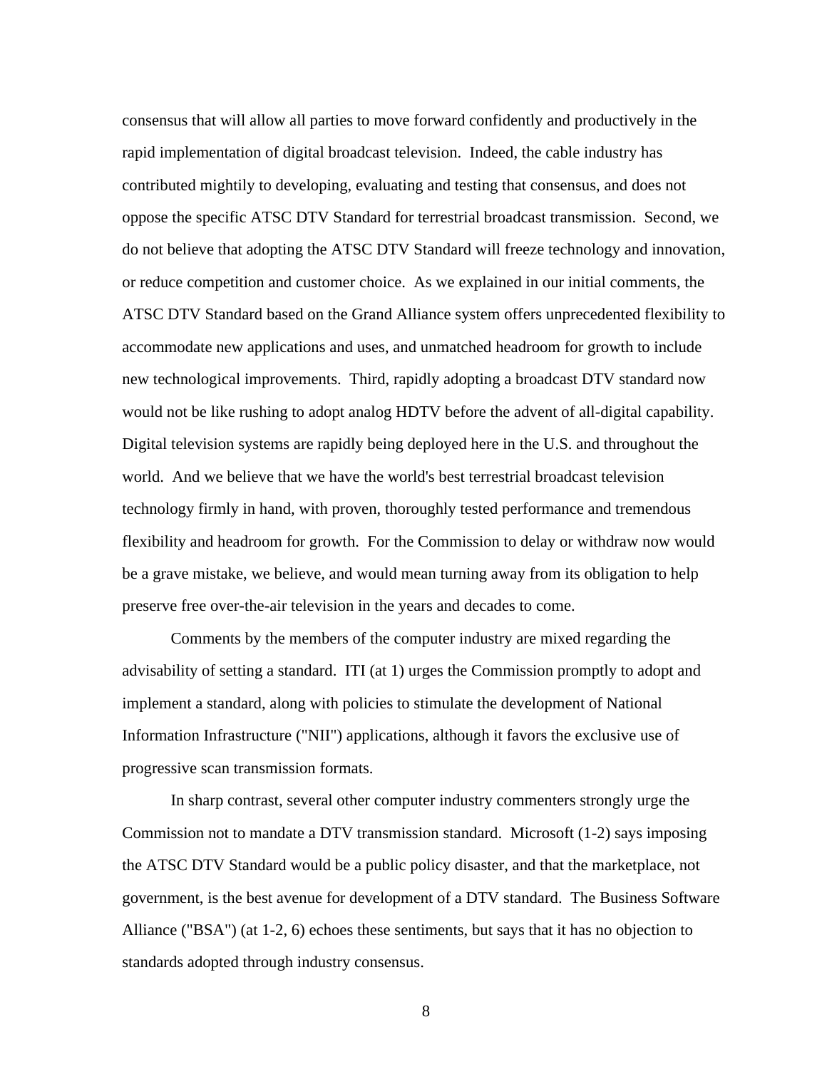consensus that will allow all parties to move forward confidently and productively in the rapid implementation of digital broadcast television. Indeed, the cable industry has contributed mightily to developing, evaluating and testing that consensus, and does not oppose the specific ATSC DTV Standard for terrestrial broadcast transmission. Second, we do not believe that adopting the ATSC DTV Standard will freeze technology and innovation, or reduce competition and customer choice. As we explained in our initial comments, the ATSC DTV Standard based on the Grand Alliance system offers unprecedented flexibility to accommodate new applications and uses, and unmatched headroom for growth to include new technological improvements. Third, rapidly adopting a broadcast DTV standard now would not be like rushing to adopt analog HDTV before the advent of all-digital capability. Digital television systems are rapidly being deployed here in the U.S. and throughout the world. And we believe that we have the world's best terrestrial broadcast television technology firmly in hand, with proven, thoroughly tested performance and tremendous flexibility and headroom for growth. For the Commission to delay or withdraw now would be a grave mistake, we believe, and would mean turning away from its obligation to help preserve free over-the-air television in the years and decades to come.

Comments by the members of the computer industry are mixed regarding the advisability of setting a standard. ITI (at 1) urges the Commission promptly to adopt and implement a standard, along with policies to stimulate the development of National Information Infrastructure ("NII") applications, although it favors the exclusive use of progressive scan transmission formats.

In sharp contrast, several other computer industry commenters strongly urge the Commission not to mandate a DTV transmission standard. Microsoft (1-2) says imposing the ATSC DTV Standard would be a public policy disaster, and that the marketplace, not government, is the best avenue for development of a DTV standard. The Business Software Alliance ("BSA") (at 1-2, 6) echoes these sentiments, but says that it has no objection to standards adopted through industry consensus.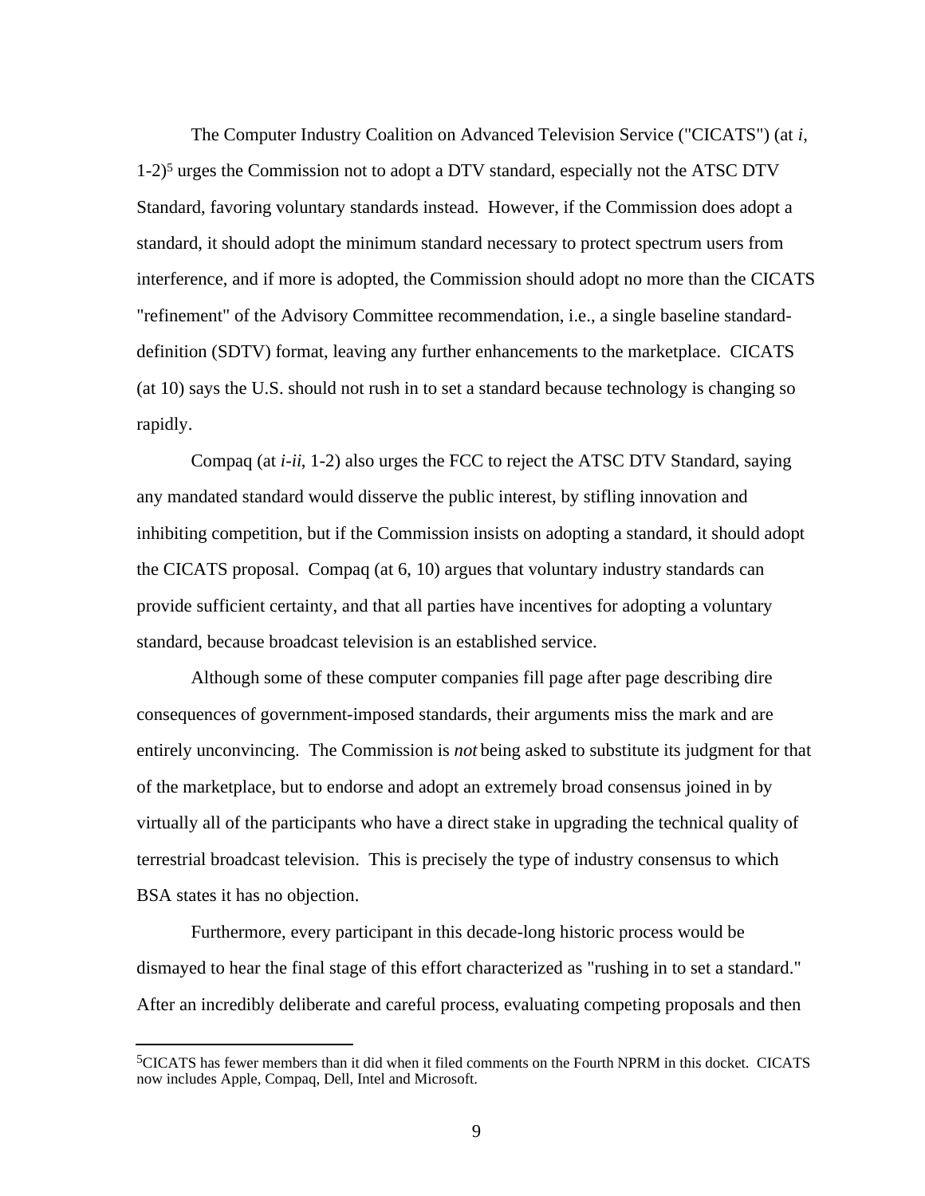The Computer Industry Coalition on Advanced Television Service ("CICATS") (at *i*, 1-2)[5] urges the Commission not to adopt a DTV standard, especially not the ATSC DTV Standard, favoring voluntary standards instead. However, if the Commission does adopt a standard, it should adopt the minimum standard necessary to protect spectrum users from interference, and if more is adopted, the Commission should adopt no more than the CICATS "refinement" of the Advisory Committee recommendation, i.e., a single baseline standard-definition (SDTV) format, leaving any further enhancements to the marketplace. CICATS (at 10) says the U.S. should not rush in to set a standard because technology is changing so rapidly.

Compaq (at *i-ii*, 1-2) also urges the FCC to reject the ATSC DTV Standard, saying any mandated standard would disserve the public interest, by stifling innovation and inhibiting competition, but if the Commission insists on adopting a standard, it should adopt the CICATS proposal. Compaq (at 6, 10) argues that voluntary industry standards can provide sufficient certainty, and that all parties have incentives for adopting a voluntary standard, because broadcast television is an established service.

Although some of these computer companies fill page after page describing dire consequences of government-imposed standards, their arguments miss the mark and are entirely unconvincing. The Commission is *not* being asked to substitute its judgment for that of the marketplace, but to endorse and adopt an extremely broad consensus joined in by virtually all of the participants who have a direct stake in upgrading the technical quality of terrestrial broadcast television. This is precisely the type of industry consensus to which BSA states it has no objection.

Furthermore, every participant in this decade-long historic process would be dismayed to hear the final stage of this effort characterized as "rushing in to set a standard." After an incredibly deliberate and careful process, evaluating competing proposals and then

---

[5] CICATS has fewer members than it did when it filed comments on the Fourth NPRM in this docket. CICATS now includes Apple, Compaq, Dell, Intel and Microsoft.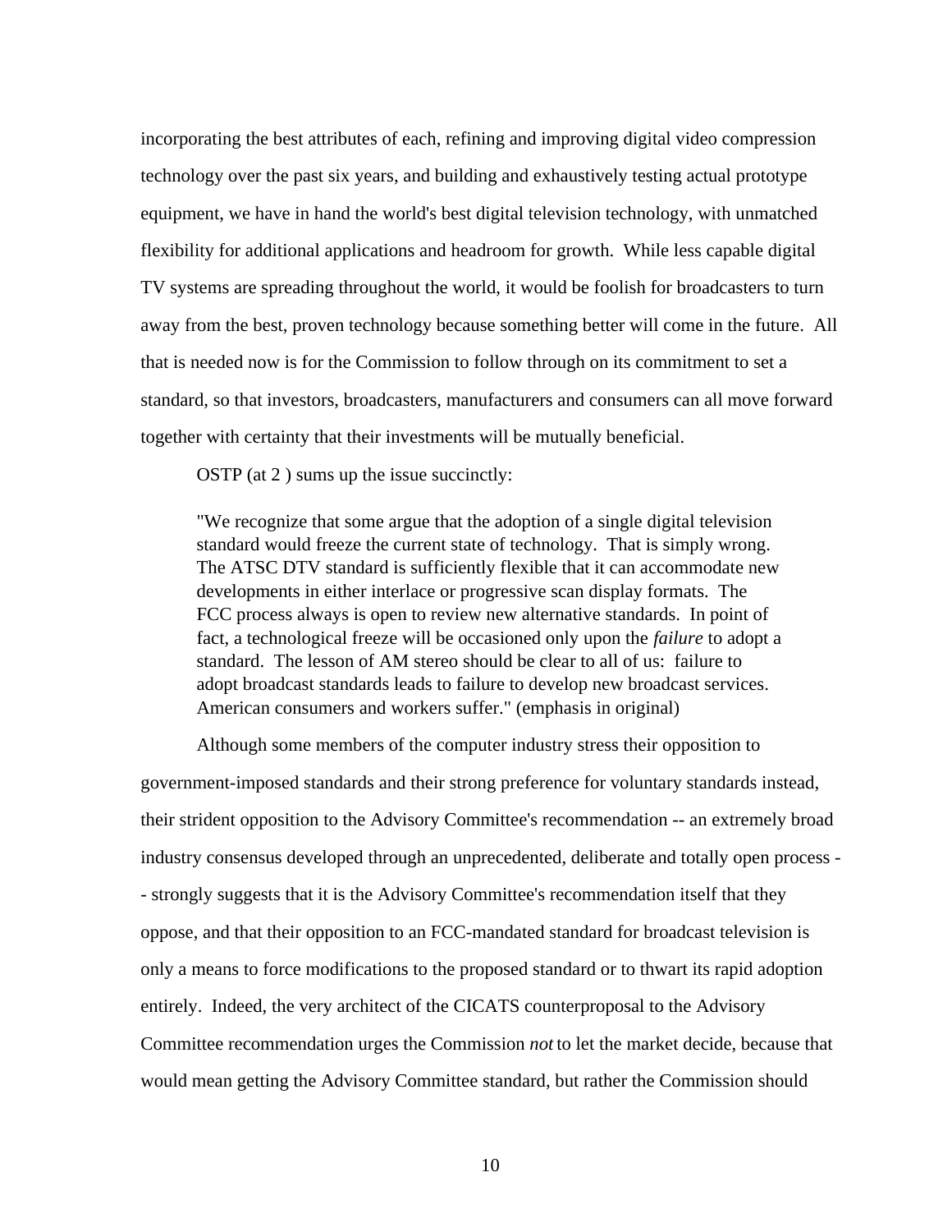incorporating the best attributes of each, refining and improving digital video compression technology over the past six years, and building and exhaustively testing actual prototype equipment, we have in hand the world's best digital television technology, with unmatched flexibility for additional applications and headroom for growth. While less capable digital TV systems are spreading throughout the world, it would be foolish for broadcasters to turn away from the best, proven technology because something better will come in the future. All that is needed now is for the Commission to follow through on its commitment to set a standard, so that investors, broadcasters, manufacturers and consumers can all move forward together with certainty that their investments will be mutually beneficial.

OSTP (at 2 ) sums up the issue succinctly:

> "We recognize that some argue that the adoption of a single digital television standard would freeze the current state of technology. That is simply wrong. The ATSC DTV standard is sufficiently flexible that it can accommodate new developments in either interlace or progressive scan display formats. The FCC process always is open to review new alternative standards. In point of fact, a technological freeze will be occasioned only upon the *failure* to adopt a standard. The lesson of AM stereo should be clear to all of us: failure to adopt broadcast standards leads to failure to develop new broadcast services. American consumers and workers suffer." (emphasis in original)

Although some members of the computer industry stress their opposition to government-imposed standards and their strong preference for voluntary standards instead, their strident opposition to the Advisory Committee's recommendation -- an extremely broad industry consensus developed through an unprecedented, deliberate and totally open process -- strongly suggests that it is the Advisory Committee's recommendation itself that they oppose, and that their opposition to an FCC-mandated standard for broadcast television is only a means to force modifications to the proposed standard or to thwart its rapid adoption entirely. Indeed, the very architect of the CICATS counterproposal to the Advisory Committee recommendation urges the Commission *not* to let the market decide, because that would mean getting the Advisory Committee standard, but rather the Commission should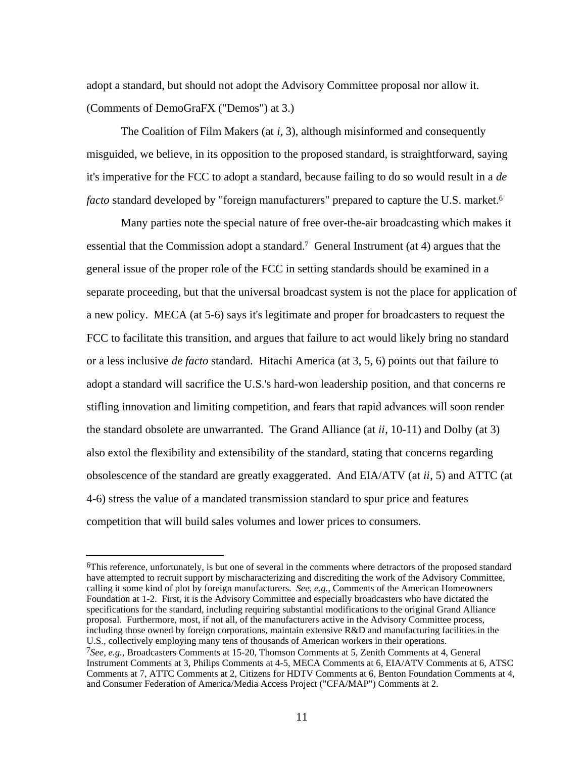adopt a standard, but should not adopt the Advisory Committee proposal nor allow it. (Comments of DemoGraFX ("Demos") at 3.)

The Coalition of Film Makers (at *i*, 3), although misinformed and consequently misguided, we believe, in its opposition to the proposed standard, is straightforward, saying it's imperative for the FCC to adopt a standard, because failing to do so would result in a *de facto* standard developed by "foreign manufacturers" prepared to capture the U.S. market.[6]

Many parties note the special nature of free over-the-air broadcasting which makes it essential that the Commission adopt a standard.[7] General Instrument (at 4) argues that the general issue of the proper role of the FCC in setting standards should be examined in a separate proceeding, but that the universal broadcast system is not the place for application of a new policy. MECA (at 5-6) says it's legitimate and proper for broadcasters to request the FCC to facilitate this transition, and argues that failure to act would likely bring no standard or a less inclusive *de facto* standard. Hitachi America (at 3, 5, 6) points out that failure to adopt a standard will sacrifice the U.S.'s hard-won leadership position, and that concerns re stifling innovation and limiting competition, and fears that rapid advances will soon render the standard obsolete are unwarranted. The Grand Alliance (at *ii*, 10-11) and Dolby (at 3) also extol the flexibility and extensibility of the standard, stating that concerns regarding obsolescence of the standard are greatly exaggerated. And EIA/ATV (at *ii*, 5) and ATTC (at 4-6) stress the value of a mandated transmission standard to spur price and features competition that will build sales volumes and lower prices to consumers.

---

[6]This reference, unfortunately, is but one of several in the comments where detractors of the proposed standard have attempted to recruit support by mischaracterizing and discrediting the work of the Advisory Committee, calling it some kind of plot by foreign manufacturers. *See, e.g.,* Comments of the American Homeowners Foundation at 1-2. First, it is the Advisory Committee and especially broadcasters who have dictated the specifications for the standard, including requiring substantial modifications to the original Grand Alliance proposal. Furthermore, most, if not all, of the manufacturers active in the Advisory Committee process, including those owned by foreign corporations, maintain extensive R&D and manufacturing facilities in the U.S., collectively employing many tens of thousands of American workers in their operations.

[7]*See, e.g.,* Broadcasters Comments at 15-20, Thomson Comments at 5, Zenith Comments at 4, General Instrument Comments at 3, Philips Comments at 4-5, MECA Comments at 6, EIA/ATV Comments at 6, ATSC Comments at 7, ATTC Comments at 2, Citizens for HDTV Comments at 6, Benton Foundation Comments at 4, and Consumer Federation of America/Media Access Project ("CFA/MAP") Comments at 2.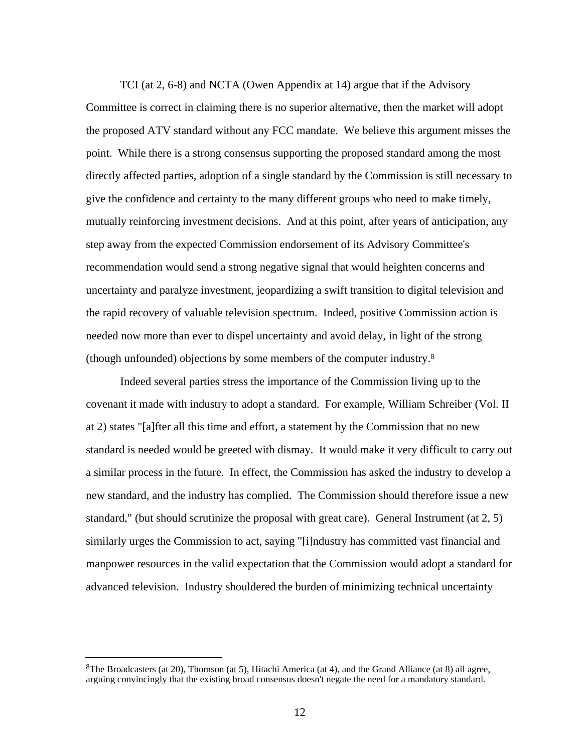TCI (at 2, 6-8) and NCTA (Owen Appendix at 14) argue that if the Advisory Committee is correct in claiming there is no superior alternative, then the market will adopt the proposed ATV standard without any FCC mandate. We believe this argument misses the point. While there is a strong consensus supporting the proposed standard among the most directly affected parties, adoption of a single standard by the Commission is still necessary to give the confidence and certainty to the many different groups who need to make timely, mutually reinforcing investment decisions. And at this point, after years of anticipation, any step away from the expected Commission endorsement of its Advisory Committee's recommendation would send a strong negative signal that would heighten concerns and uncertainty and paralyze investment, jeopardizing a swift transition to digital television and the rapid recovery of valuable television spectrum. Indeed, positive Commission action is needed now more than ever to dispel uncertainty and avoid delay, in light of the strong (though unfounded) objections by some members of the computer industry.[8]

Indeed several parties stress the importance of the Commission living up to the covenant it made with industry to adopt a standard. For example, William Schreiber (Vol. II at 2) states "[a]fter all this time and effort, a statement by the Commission that no new standard is needed would be greeted with dismay. It would make it very difficult to carry out a similar process in the future. In effect, the Commission has asked the industry to develop a new standard, and the industry has complied. The Commission should therefore issue a new standard," (but should scrutinize the proposal with great care). General Instrument (at 2, 5) similarly urges the Commission to act, saying "[i]ndustry has committed vast financial and manpower resources in the valid expectation that the Commission would adopt a standard for advanced television. Industry shouldered the burden of minimizing technical uncertainty

---

[8]The Broadcasters (at 20), Thomson (at 5), Hitachi America (at 4), and the Grand Alliance (at 8) all agree, arguing convincingly that the existing broad consensus doesn't negate the need for a mandatory standard.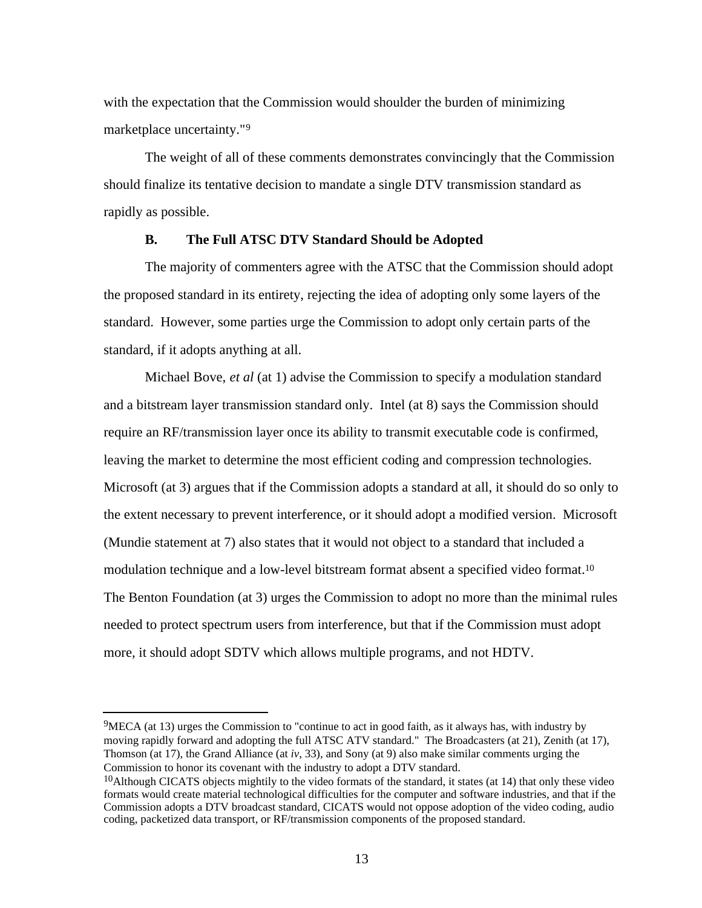with the expectation that the Commission would shoulder the burden of minimizing marketplace uncertainty."[9]

The weight of all of these comments demonstrates convincingly that the Commission should finalize its tentative decision to mandate a single DTV transmission standard as rapidly as possible.

### B. The Full ATSC DTV Standard Should be Adopted

The majority of commenters agree with the ATSC that the Commission should adopt the proposed standard in its entirety, rejecting the idea of adopting only some layers of the standard. However, some parties urge the Commission to adopt only certain parts of the standard, if it adopts anything at all.

Michael Bove, *et al* (at 1) advise the Commission to specify a modulation standard and a bitstream layer transmission standard only. Intel (at 8) says the Commission should require an RF/transmission layer once its ability to transmit executable code is confirmed, leaving the market to determine the most efficient coding and compression technologies. Microsoft (at 3) argues that if the Commission adopts a standard at all, it should do so only to the extent necessary to prevent interference, or it should adopt a modified version. Microsoft (Mundie statement at 7) also states that it would not object to a standard that included a modulation technique and a low-level bitstream format absent a specified video format.[10] The Benton Foundation (at 3) urges the Commission to adopt no more than the minimal rules needed to protect spectrum users from interference, but that if the Commission must adopt more, it should adopt SDTV which allows multiple programs, and not HDTV.

---

[9] MECA (at 13) urges the Commission to "continue to act in good faith, as it always has, with industry by moving rapidly forward and adopting the full ATSC ATV standard." The Broadcasters (at 21), Zenith (at 17), Thomson (at 17), the Grand Alliance (at *iv*, 33), and Sony (at 9) also make similar comments urging the Commission to honor its covenant with the industry to adopt a DTV standard.

[10] Although CICATS objects mightily to the video formats of the standard, it states (at 14) that only these video formats would create material technological difficulties for the computer and software industries, and that if the Commission adopts a DTV broadcast standard, CICATS would not oppose adoption of the video coding, audio coding, packetized data transport, or RF/transmission components of the proposed standard.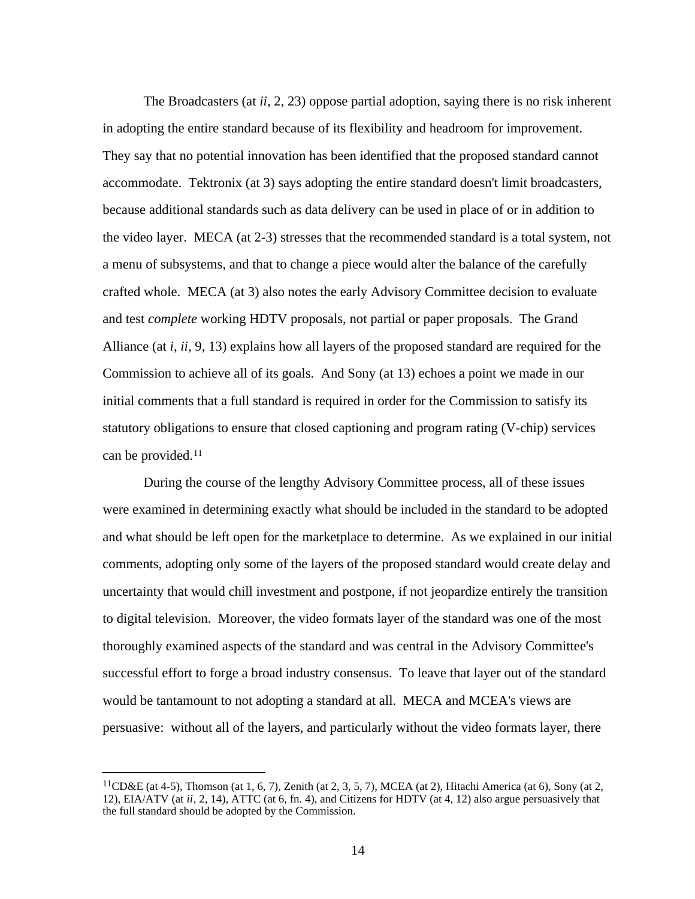The Broadcasters (at *ii*, 2, 23) oppose partial adoption, saying there is no risk inherent in adopting the entire standard because of its flexibility and headroom for improvement. They say that no potential innovation has been identified that the proposed standard cannot accommodate. Tektronix (at 3) says adopting the entire standard doesn't limit broadcasters, because additional standards such as data delivery can be used in place of or in addition to the video layer. MECA (at 2-3) stresses that the recommended standard is a total system, not a menu of subsystems, and that to change a piece would alter the balance of the carefully crafted whole. MECA (at 3) also notes the early Advisory Committee decision to evaluate and test *complete* working HDTV proposals, not partial or paper proposals. The Grand Alliance (at *i*, *ii*, 9, 13) explains how all layers of the proposed standard are required for the Commission to achieve all of its goals. And Sony (at 13) echoes a point we made in our initial comments that a full standard is required in order for the Commission to satisfy its statutory obligations to ensure that closed captioning and program rating (V-chip) services can be provided.[11]

During the course of the lengthy Advisory Committee process, all of these issues were examined in determining exactly what should be included in the standard to be adopted and what should be left open for the marketplace to determine. As we explained in our initial comments, adopting only some of the layers of the proposed standard would create delay and uncertainty that would chill investment and postpone, if not jeopardize entirely the transition to digital television. Moreover, the video formats layer of the standard was one of the most thoroughly examined aspects of the standard and was central in the Advisory Committee's successful effort to forge a broad industry consensus. To leave that layer out of the standard would be tantamount to not adopting a standard at all. MECA and MCEA's views are persuasive: without all of the layers, and particularly without the video formats layer, there

---

[11]CD&E (at 4-5), Thomson (at 1, 6, 7), Zenith (at 2, 3, 5, 7), MCEA (at 2), Hitachi America (at 6), Sony (at 2, 12), EIA/ATV (at *ii*, 2, 14), ATTC (at 6, fn. 4), and Citizens for HDTV (at 4, 12) also argue persuasively that the full standard should be adopted by the Commission.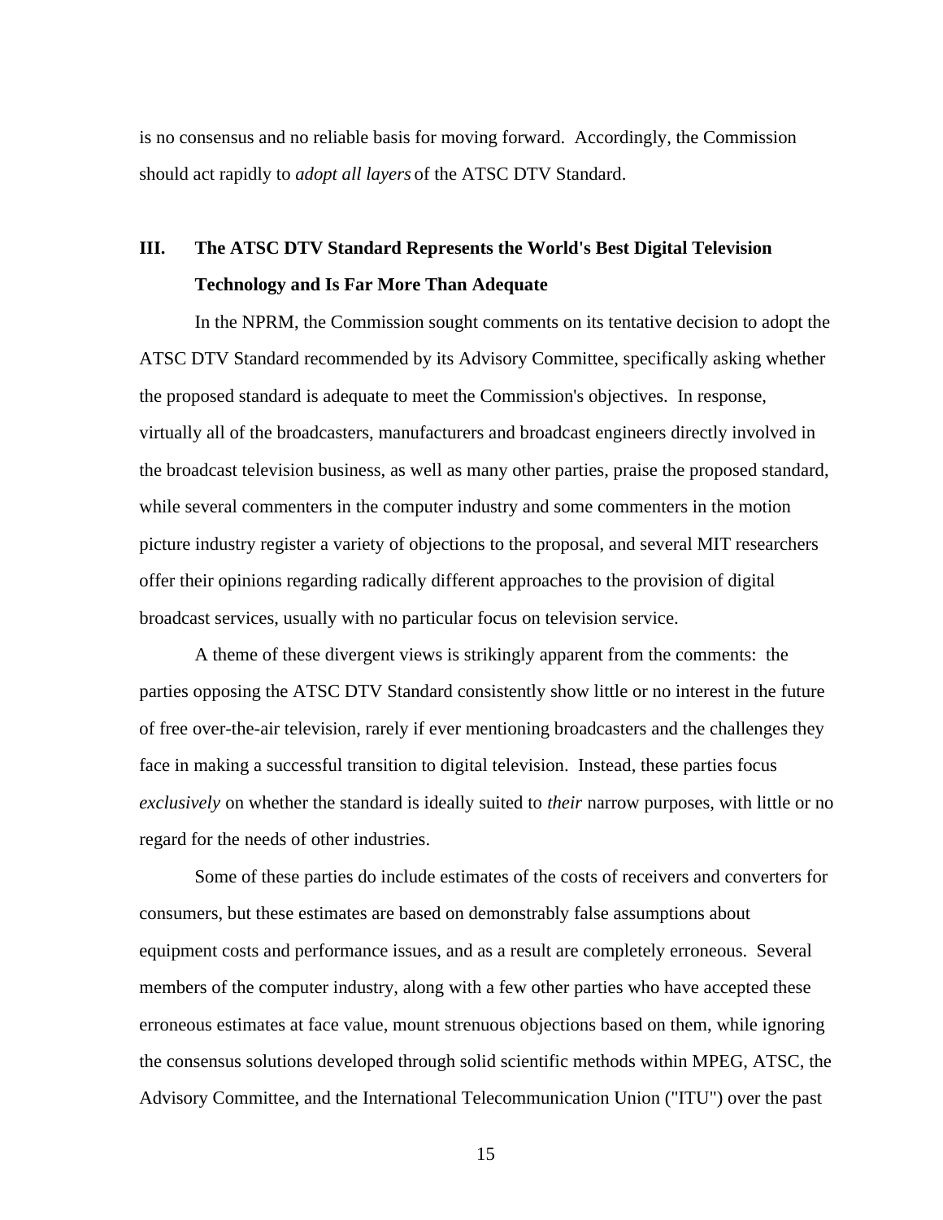is no consensus and no reliable basis for moving forward. Accordingly, the Commission should act rapidly to *adopt all layers* of the ATSC DTV Standard.

## III. The ATSC DTV Standard Represents the World's Best Digital Television Technology and Is Far More Than Adequate

In the NPRM, the Commission sought comments on its tentative decision to adopt the ATSC DTV Standard recommended by its Advisory Committee, specifically asking whether the proposed standard is adequate to meet the Commission's objectives. In response, virtually all of the broadcasters, manufacturers and broadcast engineers directly involved in the broadcast television business, as well as many other parties, praise the proposed standard, while several commenters in the computer industry and some commenters in the motion picture industry register a variety of objections to the proposal, and several MIT researchers offer their opinions regarding radically different approaches to the provision of digital broadcast services, usually with no particular focus on television service.

A theme of these divergent views is strikingly apparent from the comments: the parties opposing the ATSC DTV Standard consistently show little or no interest in the future of free over-the-air television, rarely if ever mentioning broadcasters and the challenges they face in making a successful transition to digital television. Instead, these parties focus *exclusively* on whether the standard is ideally suited to *their* narrow purposes, with little or no regard for the needs of other industries.

Some of these parties do include estimates of the costs of receivers and converters for consumers, but these estimates are based on demonstrably false assumptions about equipment costs and performance issues, and as a result are completely erroneous. Several members of the computer industry, along with a few other parties who have accepted these erroneous estimates at face value, mount strenuous objections based on them, while ignoring the consensus solutions developed through solid scientific methods within MPEG, ATSC, the Advisory Committee, and the International Telecommunication Union ("ITU") over the past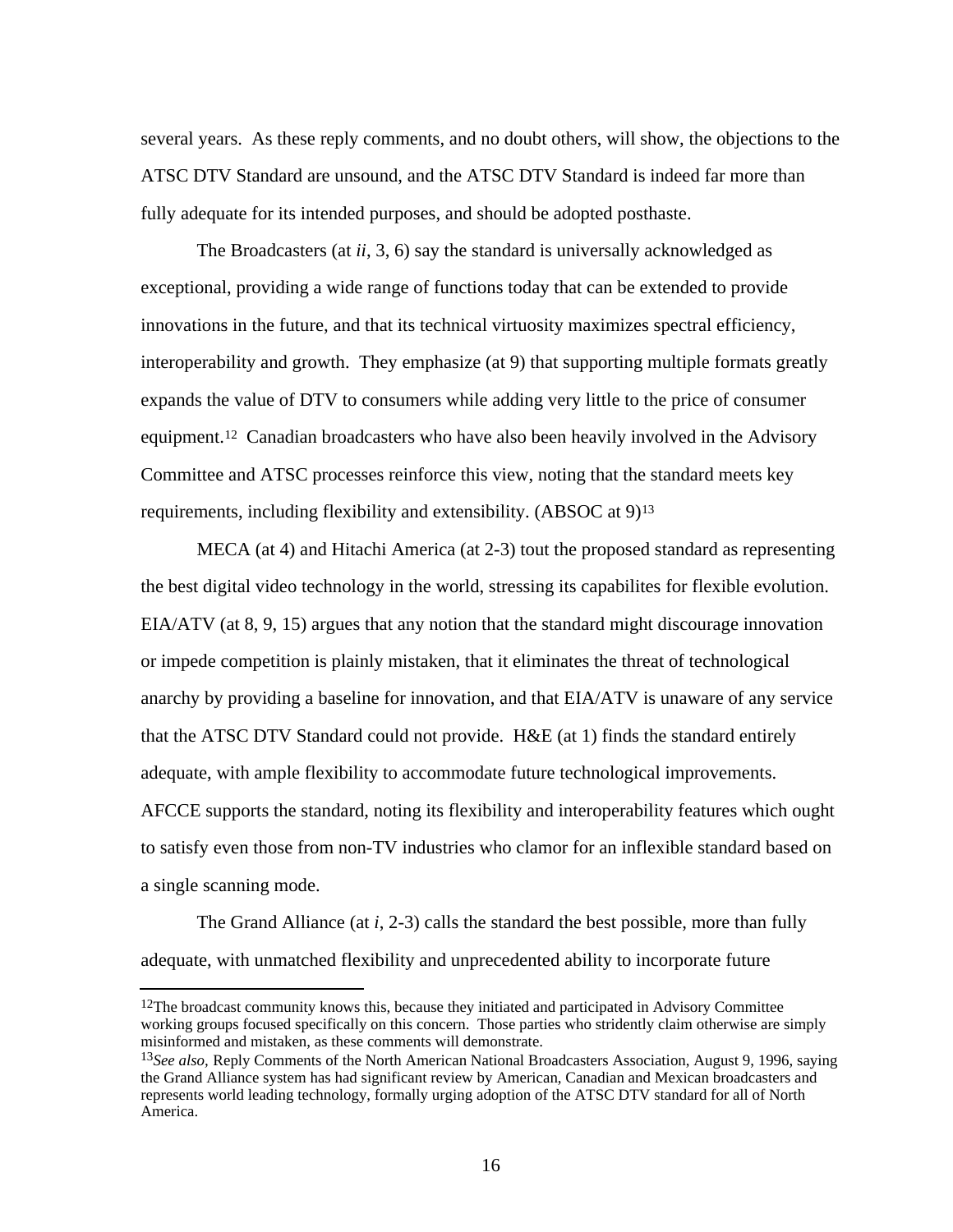several years. As these reply comments, and no doubt others, will show, the objections to the ATSC DTV Standard are unsound, and the ATSC DTV Standard is indeed far more than fully adequate for its intended purposes, and should be adopted posthaste.

The Broadcasters (at *ii*, 3, 6) say the standard is universally acknowledged as exceptional, providing a wide range of functions today that can be extended to provide innovations in the future, and that its technical virtuosity maximizes spectral efficiency, interoperability and growth. They emphasize (at 9) that supporting multiple formats greatly expands the value of DTV to consumers while adding very little to the price of consumer equipment.[12] Canadian broadcasters who have also been heavily involved in the Advisory Committee and ATSC processes reinforce this view, noting that the standard meets key requirements, including flexibility and extensibility. (ABSOC at 9)[13]

MECA (at 4) and Hitachi America (at 2-3) tout the proposed standard as representing the best digital video technology in the world, stressing its capabilites for flexible evolution. EIA/ATV (at 8, 9, 15) argues that any notion that the standard might discourage innovation or impede competition is plainly mistaken, that it eliminates the threat of technological anarchy by providing a baseline for innovation, and that EIA/ATV is unaware of any service that the ATSC DTV Standard could not provide. H&E (at 1) finds the standard entirely adequate, with ample flexibility to accommodate future technological improvements. AFCCE supports the standard, noting its flexibility and interoperability features which ought to satisfy even those from non-TV industries who clamor for an inflexible standard based on a single scanning mode.

The Grand Alliance (at *i*, 2-3) calls the standard the best possible, more than fully adequate, with unmatched flexibility and unprecedented ability to incorporate future

---

[12]The broadcast community knows this, because they initiated and participated in Advisory Committee working groups focused specifically on this concern. Those parties who stridently claim otherwise are simply misinformed and mistaken, as these comments will demonstrate.

[13]*See also,* Reply Comments of the North American National Broadcasters Association, August 9, 1996, saying the Grand Alliance system has had significant review by American, Canadian and Mexican broadcasters and represents world leading technology, formally urging adoption of the ATSC DTV standard for all of North America.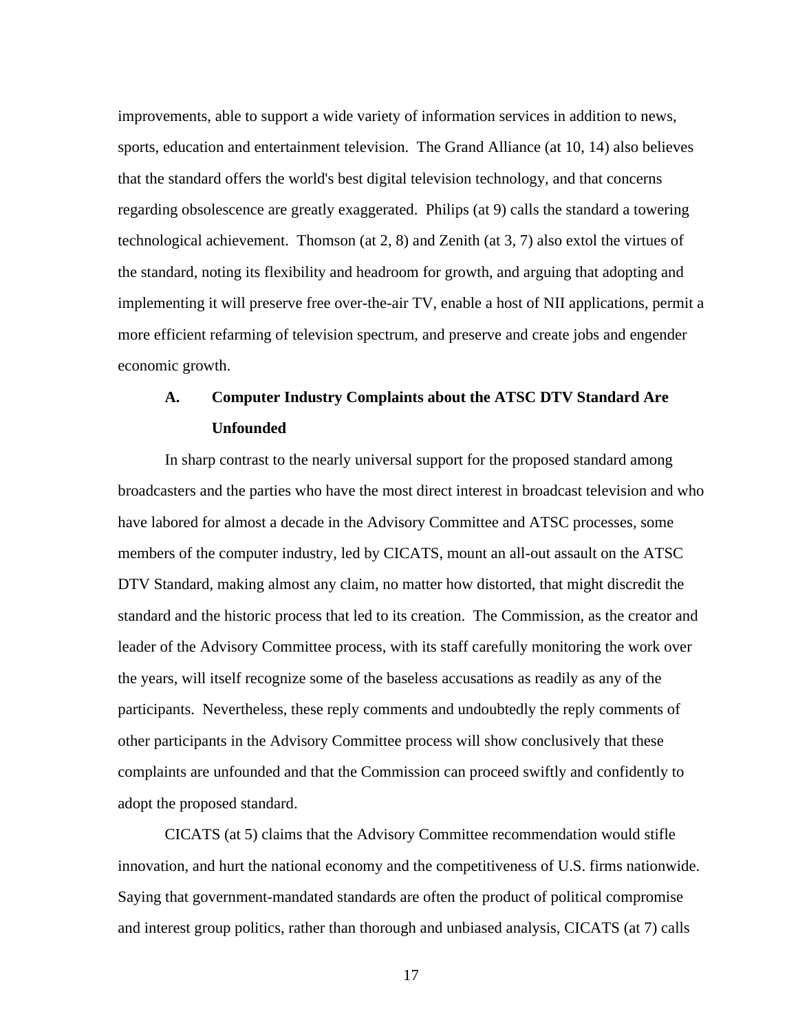improvements, able to support a wide variety of information services in addition to news, sports, education and entertainment television. The Grand Alliance (at 10, 14) also believes that the standard offers the world's best digital television technology, and that concerns regarding obsolescence are greatly exaggerated. Philips (at 9) calls the standard a towering technological achievement. Thomson (at 2, 8) and Zenith (at 3, 7) also extol the virtues of the standard, noting its flexibility and headroom for growth, and arguing that adopting and implementing it will preserve free over-the-air TV, enable a host of NII applications, permit a more efficient refarming of television spectrum, and preserve and create jobs and engender economic growth.

### A. Computer Industry Complaints about the ATSC DTV Standard Are Unfounded

In sharp contrast to the nearly universal support for the proposed standard among broadcasters and the parties who have the most direct interest in broadcast television and who have labored for almost a decade in the Advisory Committee and ATSC processes, some members of the computer industry, led by CICATS, mount an all-out assault on the ATSC DTV Standard, making almost any claim, no matter how distorted, that might discredit the standard and the historic process that led to its creation. The Commission, as the creator and leader of the Advisory Committee process, with its staff carefully monitoring the work over the years, will itself recognize some of the baseless accusations as readily as any of the participants. Nevertheless, these reply comments and undoubtedly the reply comments of other participants in the Advisory Committee process will show conclusively that these complaints are unfounded and that the Commission can proceed swiftly and confidently to adopt the proposed standard.

CICATS (at 5) claims that the Advisory Committee recommendation would stifle innovation, and hurt the national economy and the competitiveness of U.S. firms nationwide. Saying that government-mandated standards are often the product of political compromise and interest group politics, rather than thorough and unbiased analysis, CICATS (at 7) calls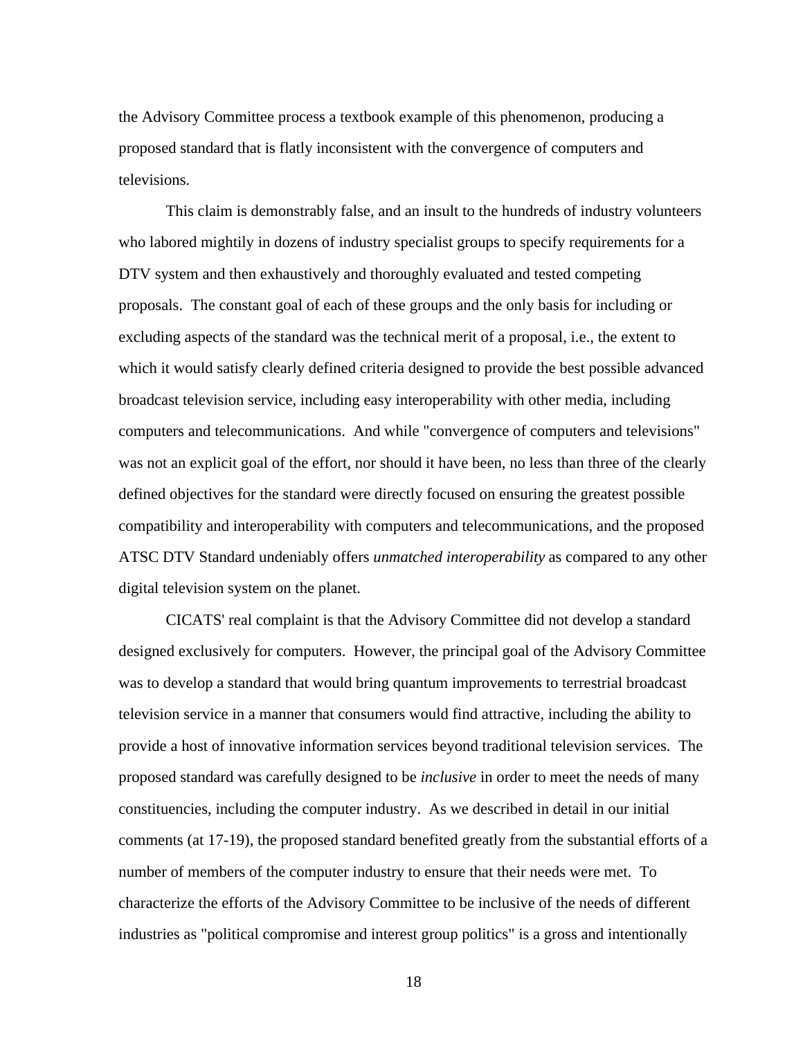the Advisory Committee process a textbook example of this phenomenon, producing a proposed standard that is flatly inconsistent with the convergence of computers and televisions.

This claim is demonstrably false, and an insult to the hundreds of industry volunteers who labored mightily in dozens of industry specialist groups to specify requirements for a DTV system and then exhaustively and thoroughly evaluated and tested competing proposals. The constant goal of each of these groups and the only basis for including or excluding aspects of the standard was the technical merit of a proposal, i.e., the extent to which it would satisfy clearly defined criteria designed to provide the best possible advanced broadcast television service, including easy interoperability with other media, including computers and telecommunications. And while "convergence of computers and televisions" was not an explicit goal of the effort, nor should it have been, no less than three of the clearly defined objectives for the standard were directly focused on ensuring the greatest possible compatibility and interoperability with computers and telecommunications, and the proposed ATSC DTV Standard undeniably offers *unmatched interoperability* as compared to any other digital television system on the planet.

CICATS' real complaint is that the Advisory Committee did not develop a standard designed exclusively for computers. However, the principal goal of the Advisory Committee was to develop a standard that would bring quantum improvements to terrestrial broadcast television service in a manner that consumers would find attractive, including the ability to provide a host of innovative information services beyond traditional television services. The proposed standard was carefully designed to be *inclusive* in order to meet the needs of many constituencies, including the computer industry. As we described in detail in our initial comments (at 17-19), the proposed standard benefited greatly from the substantial efforts of a number of members of the computer industry to ensure that their needs were met. To characterize the efforts of the Advisory Committee to be inclusive of the needs of different industries as "political compromise and interest group politics" is a gross and intentionally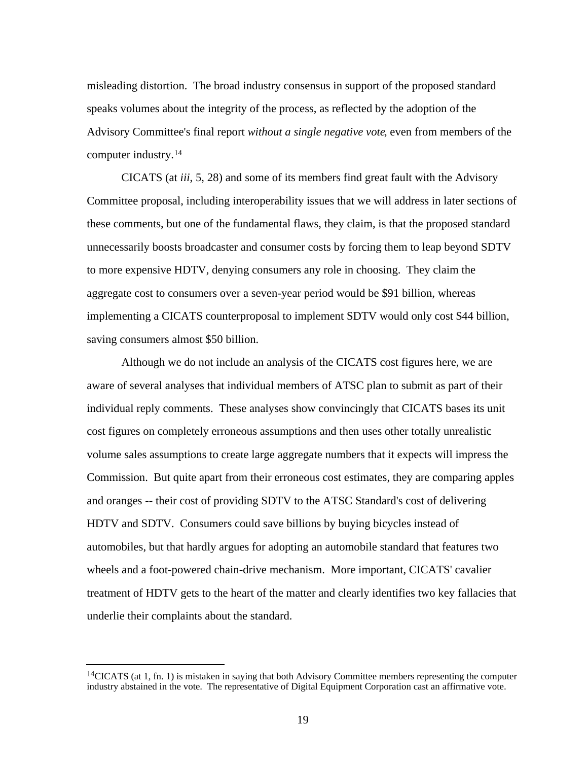misleading distortion. The broad industry consensus in support of the proposed standard speaks volumes about the integrity of the process, as reflected by the adoption of the Advisory Committee's final report *without a single negative vote*, even from members of the computer industry.[14]

CICATS (at *iii*, 5, 28) and some of its members find great fault with the Advisory Committee proposal, including interoperability issues that we will address in later sections of these comments, but one of the fundamental flaws, they claim, is that the proposed standard unnecessarily boosts broadcaster and consumer costs by forcing them to leap beyond SDTV to more expensive HDTV, denying consumers any role in choosing. They claim the aggregate cost to consumers over a seven-year period would be $91 billion, whereas implementing a CICATS counterproposal to implement SDTV would only cost $44 billion, saving consumers almost $50 billion.

Although we do not include an analysis of the CICATS cost figures here, we are aware of several analyses that individual members of ATSC plan to submit as part of their individual reply comments. These analyses show convincingly that CICATS bases its unit cost figures on completely erroneous assumptions and then uses other totally unrealistic volume sales assumptions to create large aggregate numbers that it expects will impress the Commission. But quite apart from their erroneous cost estimates, they are comparing apples and oranges -- their cost of providing SDTV to the ATSC Standard's cost of delivering HDTV and SDTV. Consumers could save billions by buying bicycles instead of automobiles, but that hardly argues for adopting an automobile standard that features two wheels and a foot-powered chain-drive mechanism. More important, CICATS' cavalier treatment of HDTV gets to the heart of the matter and clearly identifies two key fallacies that underlie their complaints about the standard.

---

[14]CICATS (at 1, fn. 1) is mistaken in saying that both Advisory Committee members representing the computer industry abstained in the vote. The representative of Digital Equipment Corporation cast an affirmative vote.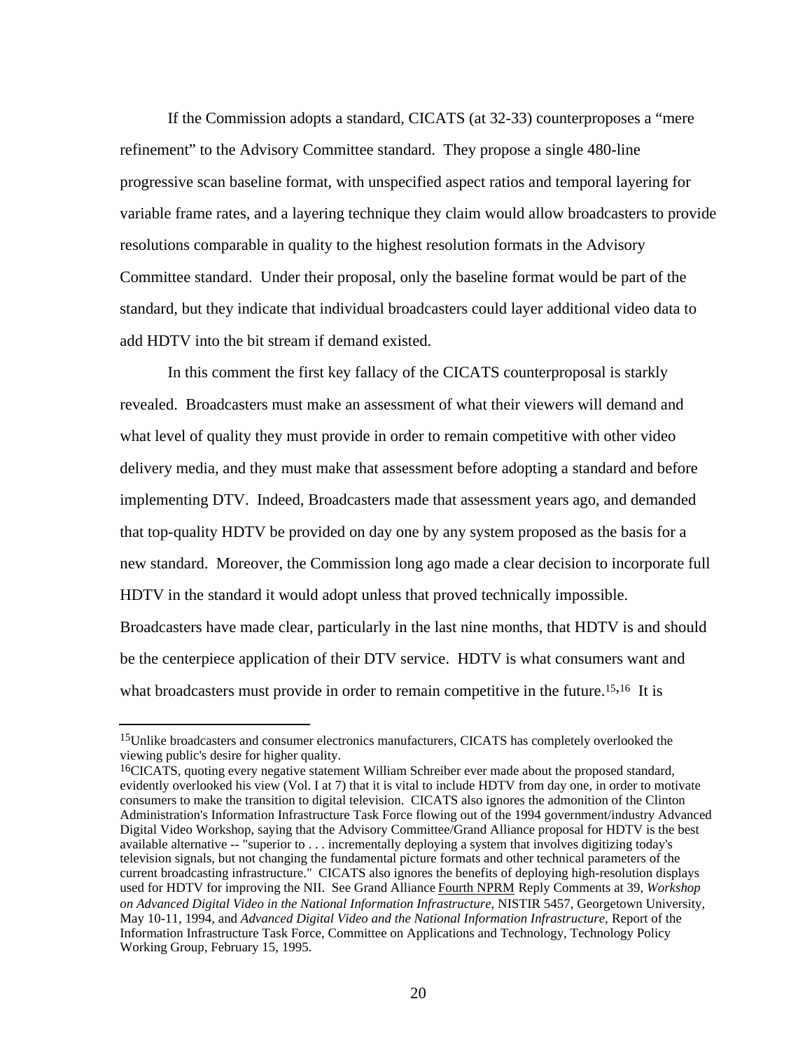If the Commission adopts a standard, CICATS (at 32-33) counterproposes a "mere refinement" to the Advisory Committee standard. They propose a single 480-line progressive scan baseline format, with unspecified aspect ratios and temporal layering for variable frame rates, and a layering technique they claim would allow broadcasters to provide resolutions comparable in quality to the highest resolution formats in the Advisory Committee standard. Under their proposal, only the baseline format would be part of the standard, but they indicate that individual broadcasters could layer additional video data to add HDTV into the bit stream if demand existed.

In this comment the first key fallacy of the CICATS counterproposal is starkly revealed. Broadcasters must make an assessment of what their viewers will demand and what level of quality they must provide in order to remain competitive with other video delivery media, and they must make that assessment before adopting a standard and before implementing DTV. Indeed, Broadcasters made that assessment years ago, and demanded that top-quality HDTV be provided on day one by any system proposed as the basis for a new standard. Moreover, the Commission long ago made a clear decision to incorporate full HDTV in the standard it would adopt unless that proved technically impossible. Broadcasters have made clear, particularly in the last nine months, that HDTV is and should be the centerpiece application of their DTV service. HDTV is what consumers want and what broadcasters must provide in order to remain competitive in the future.[15],[16] It is

---

[15]Unlike broadcasters and consumer electronics manufacturers, CICATS has completely overlooked the viewing public's desire for higher quality.

[16]CICATS, quoting every negative statement William Schreiber ever made about the proposed standard, evidently overlooked his view (Vol. I at 7) that it is vital to include HDTV from day one, in order to motivate consumers to make the transition to digital television. CICATS also ignores the admonition of the Clinton Administration's Information Infrastructure Task Force flowing out of the 1994 government/industry Advanced Digital Video Workshop, saying that the Advisory Committee/Grand Alliance proposal for HDTV is the best available alternative -- "superior to . . . incrementally deploying a system that involves digitizing today's television signals, but not changing the fundamental picture formats and other technical parameters of the current broadcasting infrastructure." CICATS also ignores the benefits of deploying high-resolution displays used for HDTV for improving the NII. See Grand Alliance Fourth NPRM Reply Comments at 39, *Workshop on Advanced Digital Video in the National Information Infrastructure,* NISTIR 5457, Georgetown University, May 10-11, 1994, and *Advanced Digital Video and the National Information Infrastructure,* Report of the Information Infrastructure Task Force, Committee on Applications and Technology, Technology Policy Working Group, February 15, 1995.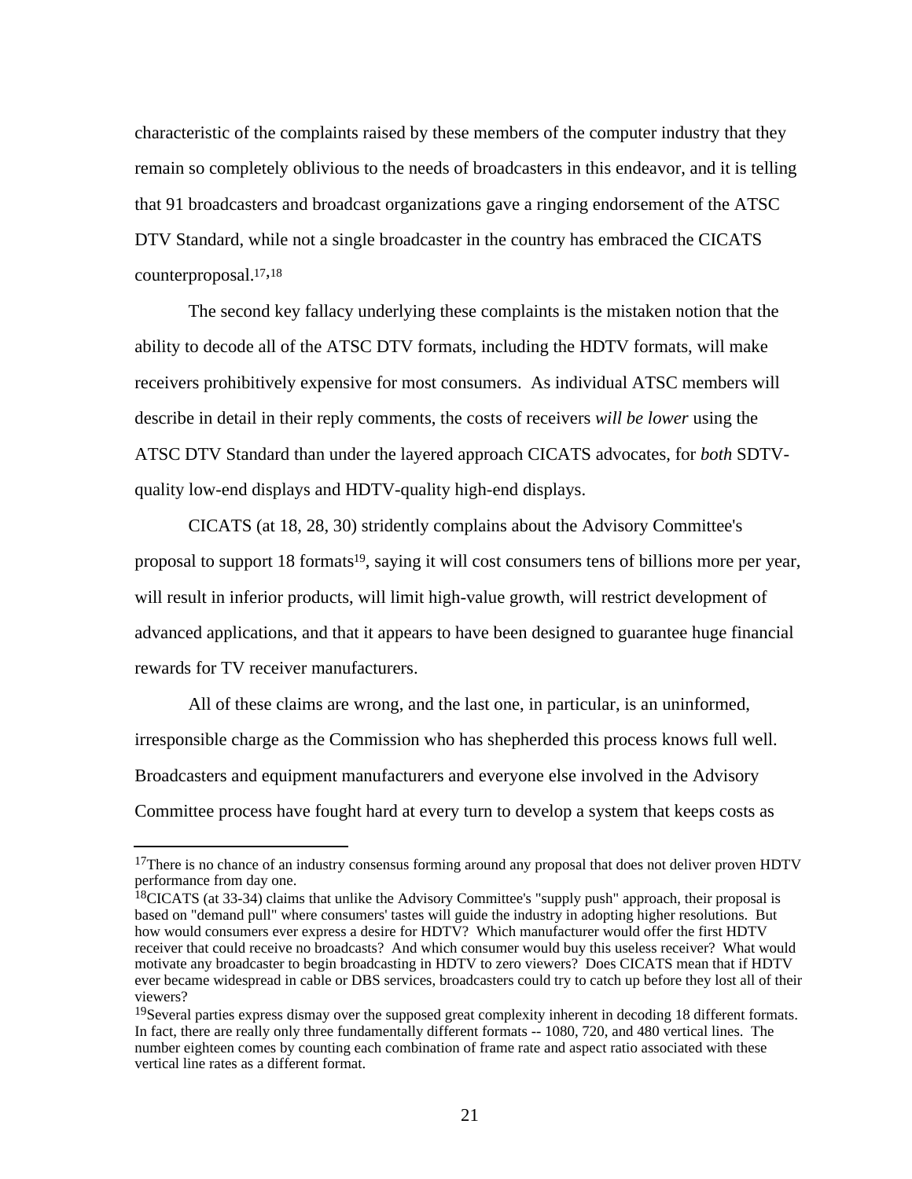characteristic of the complaints raised by these members of the computer industry that they remain so completely oblivious to the needs of broadcasters in this endeavor, and it is telling that 91 broadcasters and broadcast organizations gave a ringing endorsement of the ATSC DTV Standard, while not a single broadcaster in the country has embraced the CICATS counterproposal.[17],[18]

The second key fallacy underlying these complaints is the mistaken notion that the ability to decode all of the ATSC DTV formats, including the HDTV formats, will make receivers prohibitively expensive for most consumers. As individual ATSC members will describe in detail in their reply comments, the costs of receivers *will be lower* using the ATSC DTV Standard than under the layered approach CICATS advocates, for *both* SDTV-quality low-end displays and HDTV-quality high-end displays.

CICATS (at 18, 28, 30) stridently complains about the Advisory Committee's proposal to support 18 formats[19], saying it will cost consumers tens of billions more per year, will result in inferior products, will limit high-value growth, will restrict development of advanced applications, and that it appears to have been designed to guarantee huge financial rewards for TV receiver manufacturers.

All of these claims are wrong, and the last one, in particular, is an uninformed, irresponsible charge as the Commission who has shepherded this process knows full well. Broadcasters and equipment manufacturers and everyone else involved in the Advisory Committee process have fought hard at every turn to develop a system that keeps costs as

---

[17]There is no chance of an industry consensus forming around any proposal that does not deliver proven HDTV performance from day one.

[18]CICATS (at 33-34) claims that unlike the Advisory Committee's "supply push" approach, their proposal is based on "demand pull" where consumers' tastes will guide the industry in adopting higher resolutions. But how would consumers ever express a desire for HDTV? Which manufacturer would offer the first HDTV receiver that could receive no broadcasts? And which consumer would buy this useless receiver? What would motivate any broadcaster to begin broadcasting in HDTV to zero viewers? Does CICATS mean that if HDTV ever became widespread in cable or DBS services, broadcasters could try to catch up before they lost all of their viewers?

[19]Several parties express dismay over the supposed great complexity inherent in decoding 18 different formats. In fact, there are really only three fundamentally different formats -- 1080, 720, and 480 vertical lines. The number eighteen comes by counting each combination of frame rate and aspect ratio associated with these vertical line rates as a different format.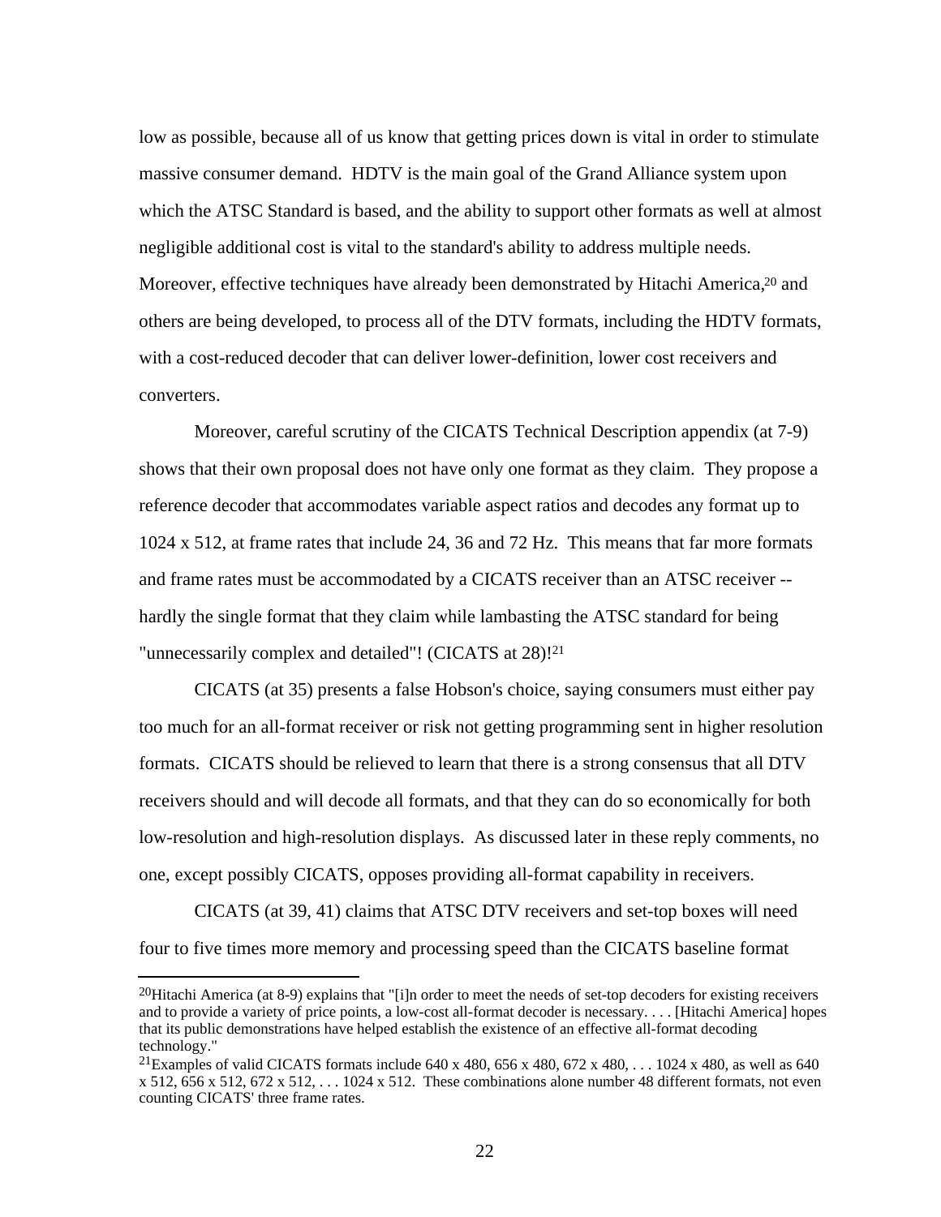low as possible, because all of us know that getting prices down is vital in order to stimulate massive consumer demand. HDTV is the main goal of the Grand Alliance system upon which the ATSC Standard is based, and the ability to support other formats as well at almost negligible additional cost is vital to the standard's ability to address multiple needs. Moreover, effective techniques have already been demonstrated by Hitachi America,[20] and others are being developed, to process all of the DTV formats, including the HDTV formats, with a cost-reduced decoder that can deliver lower-definition, lower cost receivers and converters.

Moreover, careful scrutiny of the CICATS Technical Description appendix (at 7-9) shows that their own proposal does not have only one format as they claim. They propose a reference decoder that accommodates variable aspect ratios and decodes any format up to 1024 x 512, at frame rates that include 24, 36 and 72 Hz. This means that far more formats and frame rates must be accommodated by a CICATS receiver than an ATSC receiver -- hardly the single format that they claim while lambasting the ATSC standard for being "unnecessarily complex and detailed"! (CICATS at 28)![21]

CICATS (at 35) presents a false Hobson's choice, saying consumers must either pay too much for an all-format receiver or risk not getting programming sent in higher resolution formats. CICATS should be relieved to learn that there is a strong consensus that all DTV receivers should and will decode all formats, and that they can do so economically for both low-resolution and high-resolution displays. As discussed later in these reply comments, no one, except possibly CICATS, opposes providing all-format capability in receivers.

CICATS (at 39, 41) claims that ATSC DTV receivers and set-top boxes will need four to five times more memory and processing speed than the CICATS baseline format

---

[20] Hitachi America (at 8-9) explains that "[i]n order to meet the needs of set-top decoders for existing receivers and to provide a variety of price points, a low-cost all-format decoder is necessary. . . . [Hitachi America] hopes that its public demonstrations have helped establish the existence of an effective all-format decoding technology."

[21] Examples of valid CICATS formats include 640 x 480, 656 x 480, 672 x 480, . . . 1024 x 480, as well as 640 x 512, 656 x 512, 672 x 512, . . . 1024 x 512. These combinations alone number 48 different formats, not even counting CICATS' three frame rates.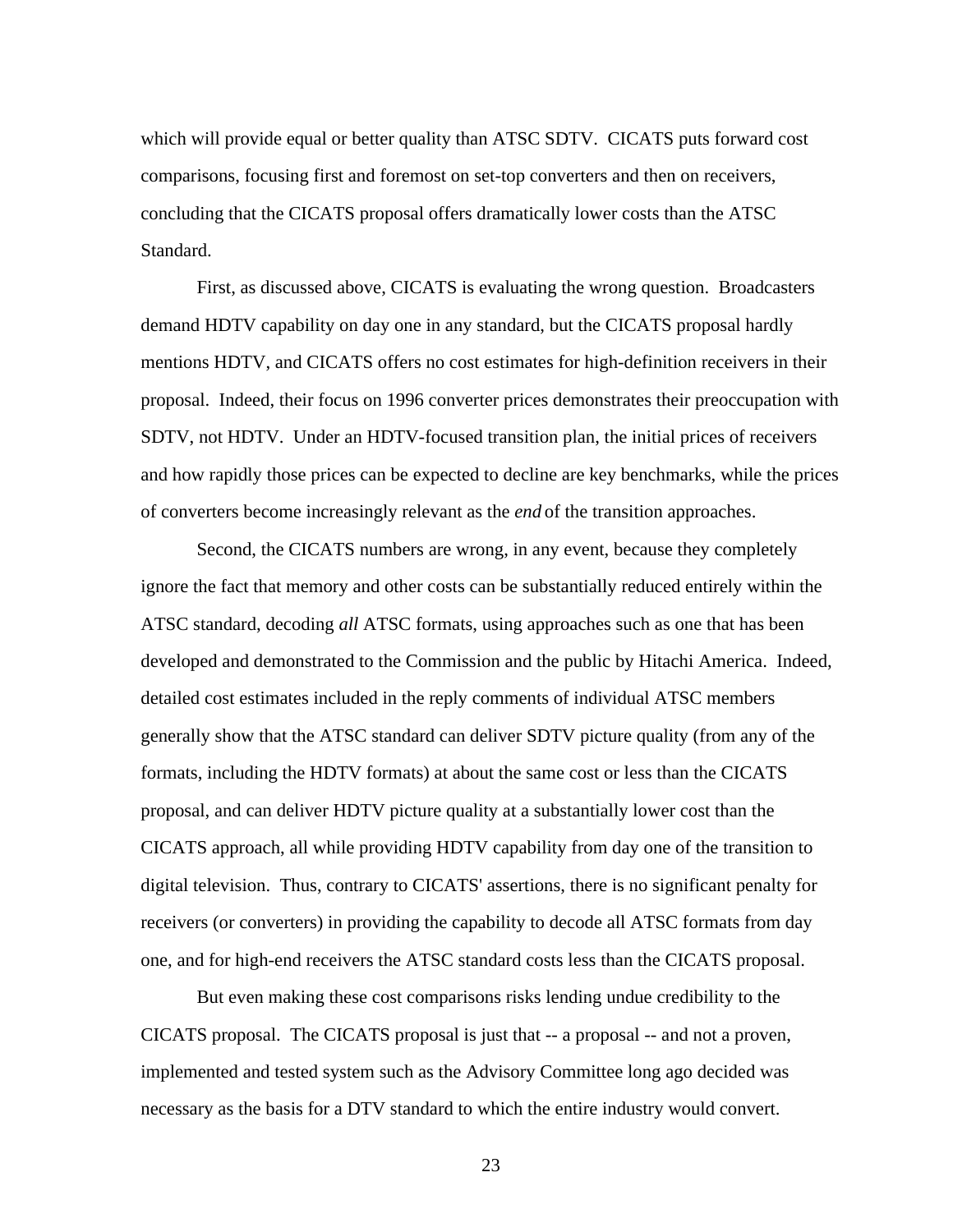which will provide equal or better quality than ATSC SDTV. CICATS puts forward cost comparisons, focusing first and foremost on set-top converters and then on receivers, concluding that the CICATS proposal offers dramatically lower costs than the ATSC Standard.

First, as discussed above, CICATS is evaluating the wrong question. Broadcasters demand HDTV capability on day one in any standard, but the CICATS proposal hardly mentions HDTV, and CICATS offers no cost estimates for high-definition receivers in their proposal. Indeed, their focus on 1996 converter prices demonstrates their preoccupation with SDTV, not HDTV. Under an HDTV-focused transition plan, the initial prices of receivers and how rapidly those prices can be expected to decline are key benchmarks, while the prices of converters become increasingly relevant as the *end* of the transition approaches.

Second, the CICATS numbers are wrong, in any event, because they completely ignore the fact that memory and other costs can be substantially reduced entirely within the ATSC standard, decoding *all* ATSC formats, using approaches such as one that has been developed and demonstrated to the Commission and the public by Hitachi America. Indeed, detailed cost estimates included in the reply comments of individual ATSC members generally show that the ATSC standard can deliver SDTV picture quality (from any of the formats, including the HDTV formats) at about the same cost or less than the CICATS proposal, and can deliver HDTV picture quality at a substantially lower cost than the CICATS approach, all while providing HDTV capability from day one of the transition to digital television. Thus, contrary to CICATS' assertions, there is no significant penalty for receivers (or converters) in providing the capability to decode all ATSC formats from day one, and for high-end receivers the ATSC standard costs less than the CICATS proposal.

But even making these cost comparisons risks lending undue credibility to the CICATS proposal. The CICATS proposal is just that -- a proposal -- and not a proven, implemented and tested system such as the Advisory Committee long ago decided was necessary as the basis for a DTV standard to which the entire industry would convert.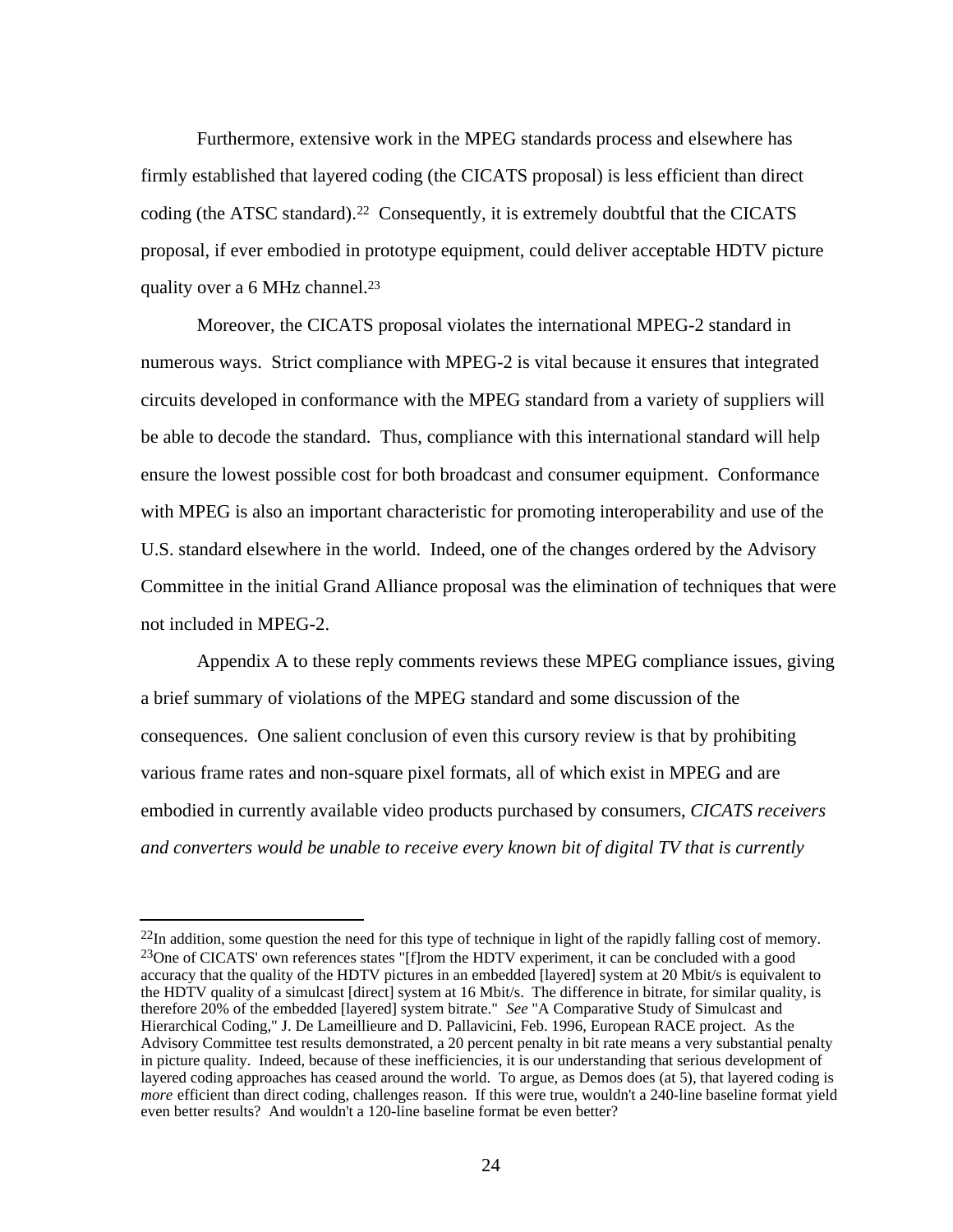Furthermore, extensive work in the MPEG standards process and elsewhere has firmly established that layered coding (the CICATS proposal) is less efficient than direct coding (the ATSC standard).[22] Consequently, it is extremely doubtful that the CICATS proposal, if ever embodied in prototype equipment, could deliver acceptable HDTV picture quality over a 6 MHz channel.[23]

Moreover, the CICATS proposal violates the international MPEG-2 standard in numerous ways. Strict compliance with MPEG-2 is vital because it ensures that integrated circuits developed in conformance with the MPEG standard from a variety of suppliers will be able to decode the standard. Thus, compliance with this international standard will help ensure the lowest possible cost for both broadcast and consumer equipment. Conformance with MPEG is also an important characteristic for promoting interoperability and use of the U.S. standard elsewhere in the world. Indeed, one of the changes ordered by the Advisory Committee in the initial Grand Alliance proposal was the elimination of techniques that were not included in MPEG-2.

Appendix A to these reply comments reviews these MPEG compliance issues, giving a brief summary of violations of the MPEG standard and some discussion of the consequences. One salient conclusion of even this cursory review is that by prohibiting various frame rates and non-square pixel formats, all of which exist in MPEG and are embodied in currently available video products purchased by consumers, *CICATS receivers and converters would be unable to receive every known bit of digital TV that is currently*

---

[22]In addition, some question the need for this type of technique in light of the rapidly falling cost of memory.

[23]One of CICATS' own references states "[f]rom the HDTV experiment, it can be concluded with a good accuracy that the quality of the HDTV pictures in an embedded [layered] system at 20 Mbit/s is equivalent to the HDTV quality of a simulcast [direct] system at 16 Mbit/s. The difference in bitrate, for similar quality, is therefore 20% of the embedded [layered] system bitrate." *See* "A Comparative Study of Simulcast and Hierarchical Coding," J. De Lameillieure and D. Pallavicini, Feb. 1996, European RACE project. As the Advisory Committee test results demonstrated, a 20 percent penalty in bit rate means a very substantial penalty in picture quality. Indeed, because of these inefficiencies, it is our understanding that serious development of layered coding approaches has ceased around the world. To argue, as Demos does (at 5), that layered coding is *more* efficient than direct coding, challenges reason. If this were true, wouldn't a 240-line baseline format yield even better results? And wouldn't a 120-line baseline format be even better?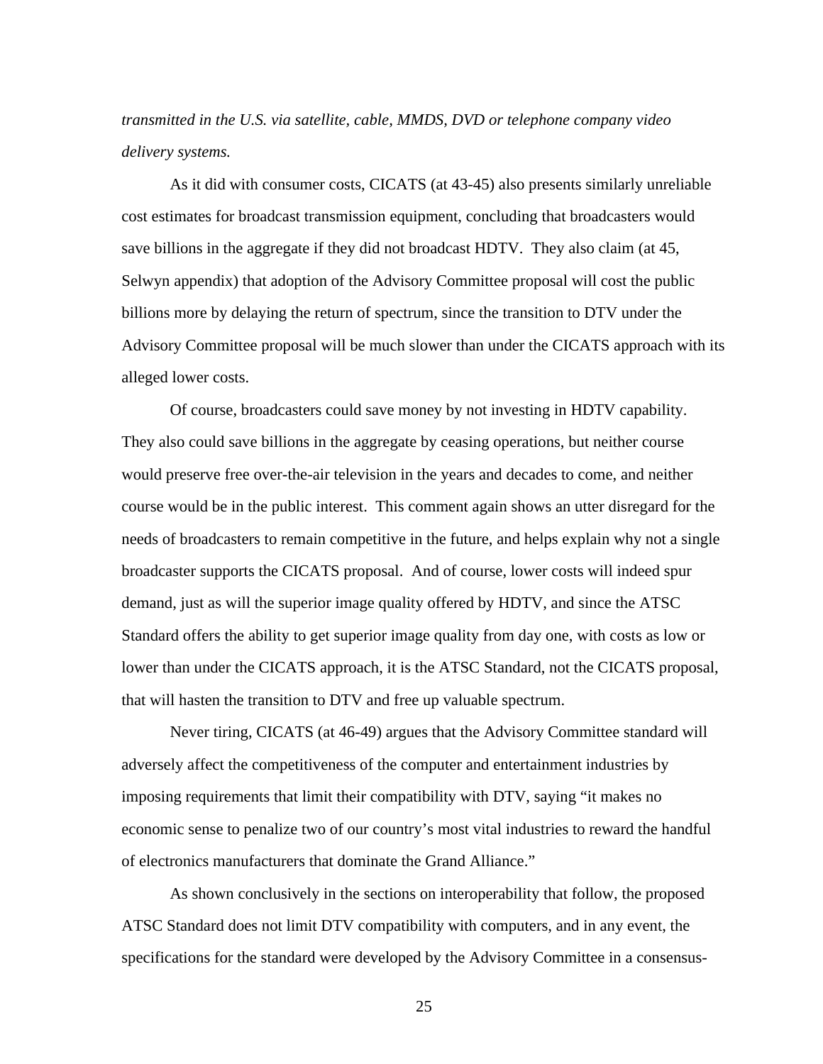*transmitted in the U.S. via satellite, cable, MMDS, DVD or telephone company video delivery systems.*

As it did with consumer costs, CICATS (at 43-45) also presents similarly unreliable cost estimates for broadcast transmission equipment, concluding that broadcasters would save billions in the aggregate if they did not broadcast HDTV. They also claim (at 45, Selwyn appendix) that adoption of the Advisory Committee proposal will cost the public billions more by delaying the return of spectrum, since the transition to DTV under the Advisory Committee proposal will be much slower than under the CICATS approach with its alleged lower costs.

Of course, broadcasters could save money by not investing in HDTV capability. They also could save billions in the aggregate by ceasing operations, but neither course would preserve free over-the-air television in the years and decades to come, and neither course would be in the public interest. This comment again shows an utter disregard for the needs of broadcasters to remain competitive in the future, and helps explain why not a single broadcaster supports the CICATS proposal. And of course, lower costs will indeed spur demand, just as will the superior image quality offered by HDTV, and since the ATSC Standard offers the ability to get superior image quality from day one, with costs as low or lower than under the CICATS approach, it is the ATSC Standard, not the CICATS proposal, that will hasten the transition to DTV and free up valuable spectrum.

Never tiring, CICATS (at 46-49) argues that the Advisory Committee standard will adversely affect the competitiveness of the computer and entertainment industries by imposing requirements that limit their compatibility with DTV, saying "it makes no economic sense to penalize two of our country's most vital industries to reward the handful of electronics manufacturers that dominate the Grand Alliance."

As shown conclusively in the sections on interoperability that follow, the proposed ATSC Standard does not limit DTV compatibility with computers, and in any event, the specifications for the standard were developed by the Advisory Committee in a consensus-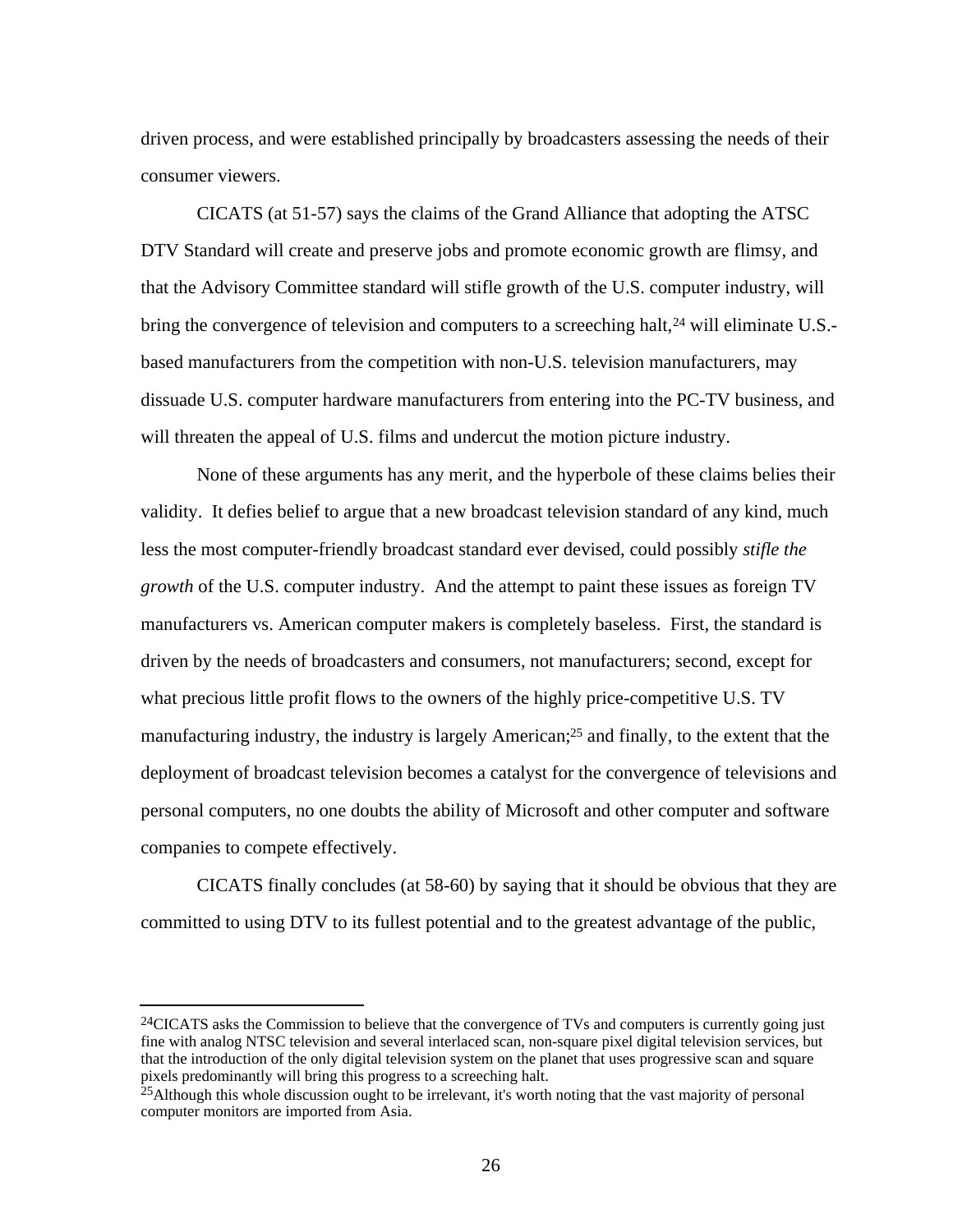driven process, and were established principally by broadcasters assessing the needs of their consumer viewers.

CICATS (at 51-57) says the claims of the Grand Alliance that adopting the ATSC DTV Standard will create and preserve jobs and promote economic growth are flimsy, and that the Advisory Committee standard will stifle growth of the U.S. computer industry, will bring the convergence of television and computers to a screeching halt,[24] will eliminate U.S.-based manufacturers from the competition with non-U.S. television manufacturers, may dissuade U.S. computer hardware manufacturers from entering into the PC-TV business, and will threaten the appeal of U.S. films and undercut the motion picture industry.

None of these arguments has any merit, and the hyperbole of these claims belies their validity. It defies belief to argue that a new broadcast television standard of any kind, much less the most computer-friendly broadcast standard ever devised, could possibly *stifle the growth* of the U.S. computer industry. And the attempt to paint these issues as foreign TV manufacturers vs. American computer makers is completely baseless. First, the standard is driven by the needs of broadcasters and consumers, not manufacturers; second, except for what precious little profit flows to the owners of the highly price-competitive U.S. TV manufacturing industry, the industry is largely American;[25] and finally, to the extent that the deployment of broadcast television becomes a catalyst for the convergence of televisions and personal computers, no one doubts the ability of Microsoft and other computer and software companies to compete effectively.

CICATS finally concludes (at 58-60) by saying that it should be obvious that they are committed to using DTV to its fullest potential and to the greatest advantage of the public,

---

[24] CICATS asks the Commission to believe that the convergence of TVs and computers is currently going just fine with analog NTSC television and several interlaced scan, non-square pixel digital television services, but that the introduction of the only digital television system on the planet that uses progressive scan and square pixels predominantly will bring this progress to a screeching halt.

[25] Although this whole discussion ought to be irrelevant, it's worth noting that the vast majority of personal computer monitors are imported from Asia.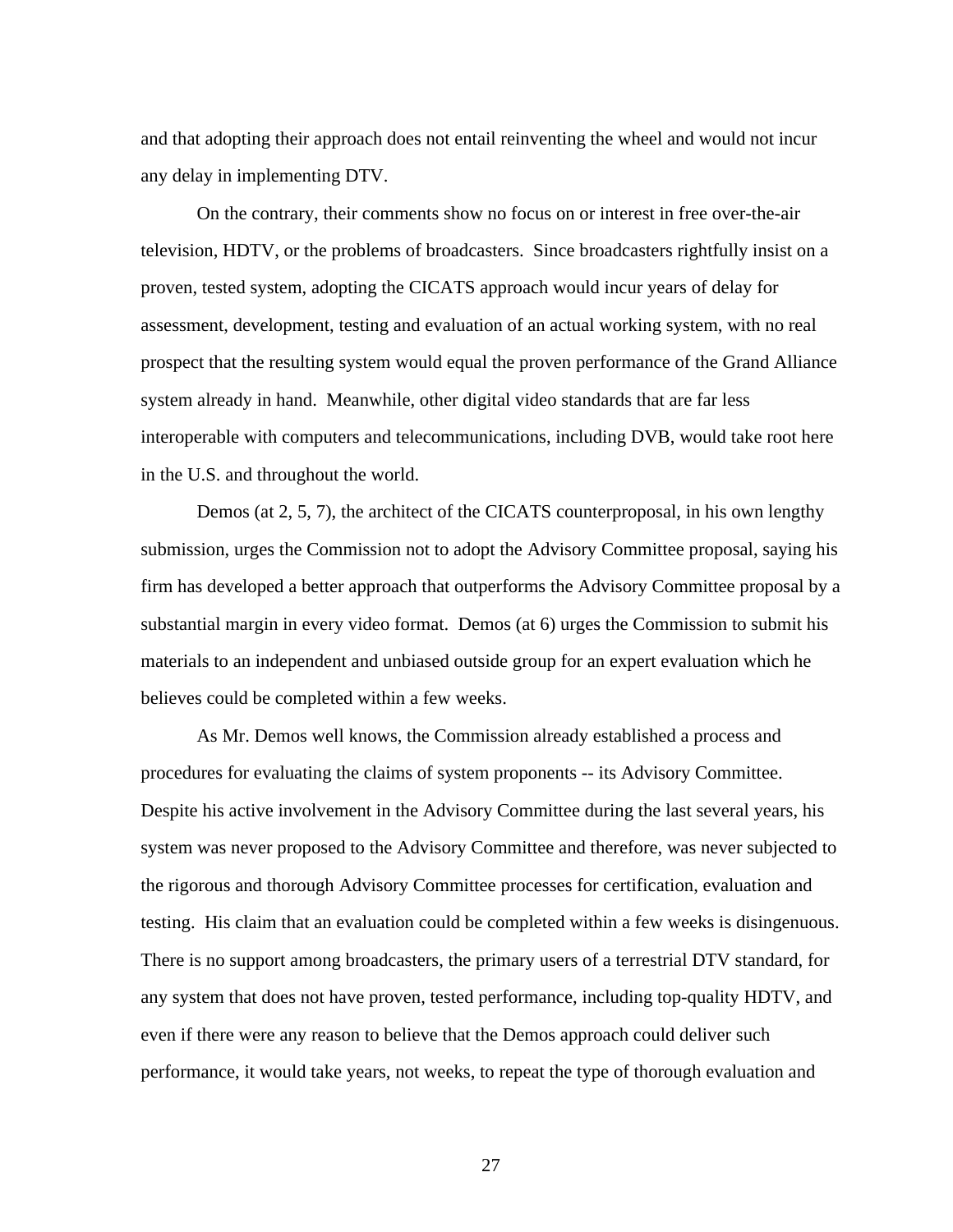and that adopting their approach does not entail reinventing the wheel and would not incur any delay in implementing DTV.

On the contrary, their comments show no focus on or interest in free over-the-air television, HDTV, or the problems of broadcasters. Since broadcasters rightfully insist on a proven, tested system, adopting the CICATS approach would incur years of delay for assessment, development, testing and evaluation of an actual working system, with no real prospect that the resulting system would equal the proven performance of the Grand Alliance system already in hand. Meanwhile, other digital video standards that are far less interoperable with computers and telecommunications, including DVB, would take root here in the U.S. and throughout the world.

Demos (at 2, 5, 7), the architect of the CICATS counterproposal, in his own lengthy submission, urges the Commission not to adopt the Advisory Committee proposal, saying his firm has developed a better approach that outperforms the Advisory Committee proposal by a substantial margin in every video format. Demos (at 6) urges the Commission to submit his materials to an independent and unbiased outside group for an expert evaluation which he believes could be completed within a few weeks.

As Mr. Demos well knows, the Commission already established a process and procedures for evaluating the claims of system proponents -- its Advisory Committee. Despite his active involvement in the Advisory Committee during the last several years, his system was never proposed to the Advisory Committee and therefore, was never subjected to the rigorous and thorough Advisory Committee processes for certification, evaluation and testing. His claim that an evaluation could be completed within a few weeks is disingenuous. There is no support among broadcasters, the primary users of a terrestrial DTV standard, for any system that does not have proven, tested performance, including top-quality HDTV, and even if there were any reason to believe that the Demos approach could deliver such performance, it would take years, not weeks, to repeat the type of thorough evaluation and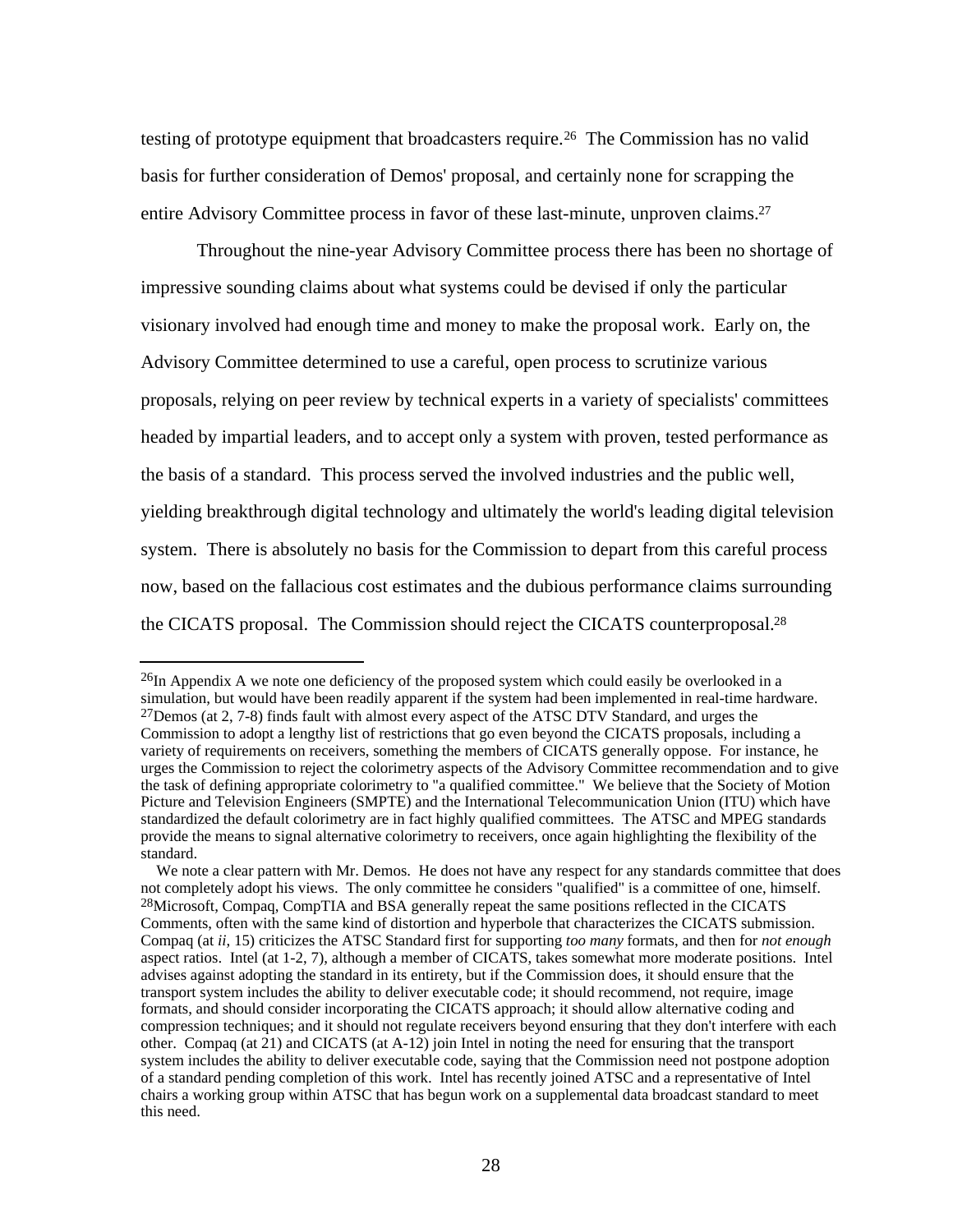testing of prototype equipment that broadcasters require.[26] The Commission has no valid basis for further consideration of Demos' proposal, and certainly none for scrapping the entire Advisory Committee process in favor of these last-minute, unproven claims.[27]

Throughout the nine-year Advisory Committee process there has been no shortage of impressive sounding claims about what systems could be devised if only the particular visionary involved had enough time and money to make the proposal work. Early on, the Advisory Committee determined to use a careful, open process to scrutinize various proposals, relying on peer review by technical experts in a variety of specialists' committees headed by impartial leaders, and to accept only a system with proven, tested performance as the basis of a standard. This process served the involved industries and the public well, yielding breakthrough digital technology and ultimately the world's leading digital television system. There is absolutely no basis for the Commission to depart from this careful process now, based on the fallacious cost estimates and the dubious performance claims surrounding the CICATS proposal. The Commission should reject the CICATS counterproposal.[28]

---

[26]In Appendix A we note one deficiency of the proposed system which could easily be overlooked in a simulation, but would have been readily apparent if the system had been implemented in real-time hardware.

[27]Demos (at 2, 7-8) finds fault with almost every aspect of the ATSC DTV Standard, and urges the Commission to adopt a lengthy list of restrictions that go even beyond the CICATS proposals, including a variety of requirements on receivers, something the members of CICATS generally oppose. For instance, he urges the Commission to reject the colorimetry aspects of the Advisory Committee recommendation and to give the task of defining appropriate colorimetry to "a qualified committee." We believe that the Society of Motion Picture and Television Engineers (SMPTE) and the International Telecommunication Union (ITU) which have standardized the default colorimetry are in fact highly qualified committees. The ATSC and MPEG standards provide the means to signal alternative colorimetry to receivers, once again highlighting the flexibility of the standard.

We note a clear pattern with Mr. Demos. He does not have any respect for any standards committee that does not completely adopt his views. The only committee he considers "qualified" is a committee of one, himself.

[28]Microsoft, Compaq, CompTIA and BSA generally repeat the same positions reflected in the CICATS Comments, often with the same kind of distortion and hyperbole that characterizes the CICATS submission. Compaq (at *ii*, 15) criticizes the ATSC Standard first for supporting *too many* formats, and then for *not enough* aspect ratios. Intel (at 1-2, 7), although a member of CICATS, takes somewhat more moderate positions. Intel advises against adopting the standard in its entirety, but if the Commission does, it should ensure that the transport system includes the ability to deliver executable code; it should recommend, not require, image formats, and should consider incorporating the CICATS approach; it should allow alternative coding and compression techniques; and it should not regulate receivers beyond ensuring that they don't interfere with each other. Compaq (at 21) and CICATS (at A-12) join Intel in noting the need for ensuring that the transport system includes the ability to deliver executable code, saying that the Commission need not postpone adoption of a standard pending completion of this work. Intel has recently joined ATSC and a representative of Intel chairs a working group within ATSC that has begun work on a supplemental data broadcast standard to meet this need.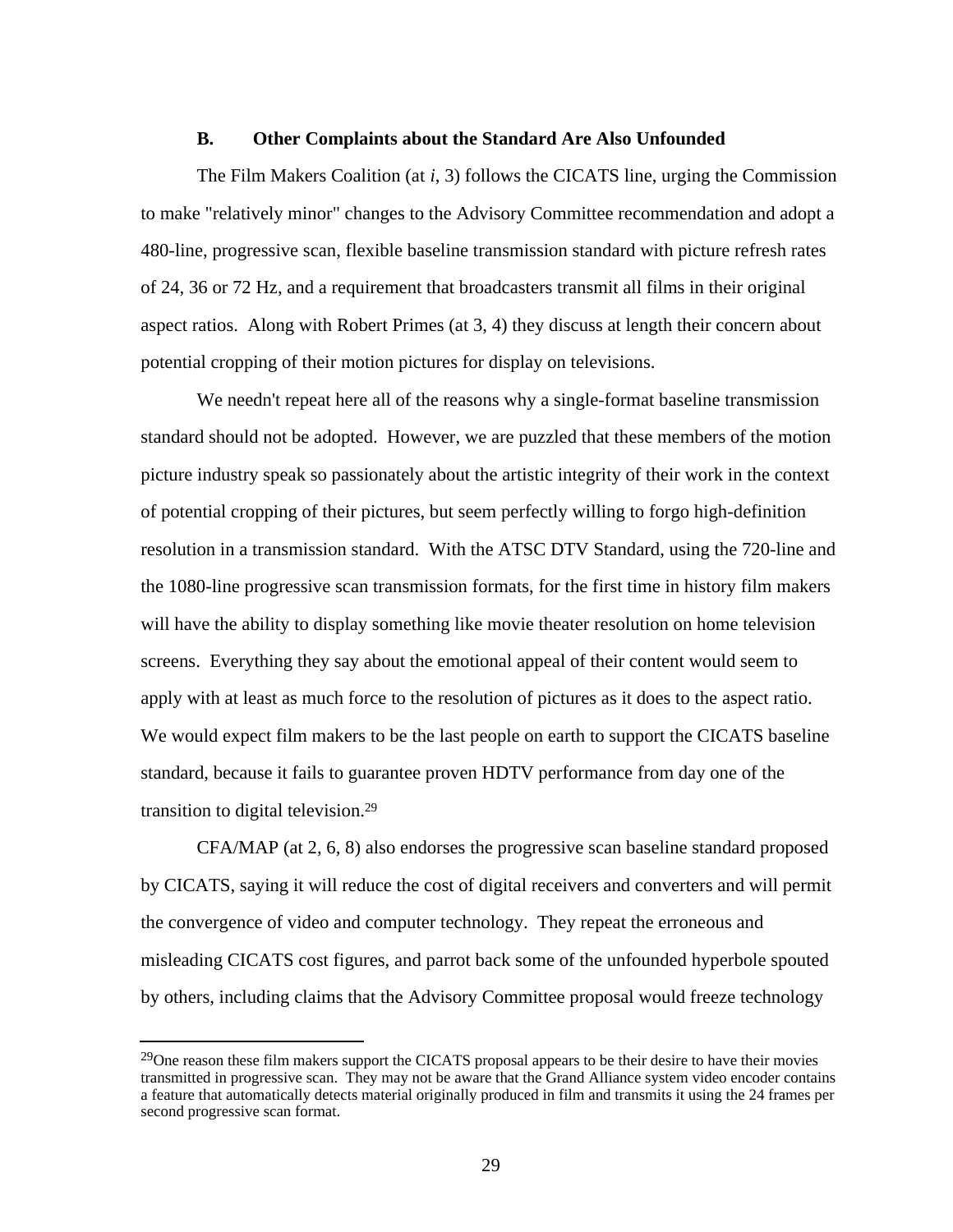### B. Other Complaints about the Standard Are Also Unfounded

The Film Makers Coalition (at *i*, 3) follows the CICATS line, urging the Commission to make "relatively minor" changes to the Advisory Committee recommendation and adopt a 480-line, progressive scan, flexible baseline transmission standard with picture refresh rates of 24, 36 or 72 Hz, and a requirement that broadcasters transmit all films in their original aspect ratios. Along with Robert Primes (at 3, 4) they discuss at length their concern about potential cropping of their motion pictures for display on televisions.

We needn't repeat here all of the reasons why a single-format baseline transmission standard should not be adopted. However, we are puzzled that these members of the motion picture industry speak so passionately about the artistic integrity of their work in the context of potential cropping of their pictures, but seem perfectly willing to forgo high-definition resolution in a transmission standard. With the ATSC DTV Standard, using the 720-line and the 1080-line progressive scan transmission formats, for the first time in history film makers will have the ability to display something like movie theater resolution on home television screens. Everything they say about the emotional appeal of their content would seem to apply with at least as much force to the resolution of pictures as it does to the aspect ratio. We would expect film makers to be the last people on earth to support the CICATS baseline standard, because it fails to guarantee proven HDTV performance from day one of the transition to digital television.[29]

CFA/MAP (at 2, 6, 8) also endorses the progressive scan baseline standard proposed by CICATS, saying it will reduce the cost of digital receivers and converters and will permit the convergence of video and computer technology. They repeat the erroneous and misleading CICATS cost figures, and parrot back some of the unfounded hyperbole spouted by others, including claims that the Advisory Committee proposal would freeze technology

---

[29]One reason these film makers support the CICATS proposal appears to be their desire to have their movies transmitted in progressive scan. They may not be aware that the Grand Alliance system video encoder contains a feature that automatically detects material originally produced in film and transmits it using the 24 frames per second progressive scan format.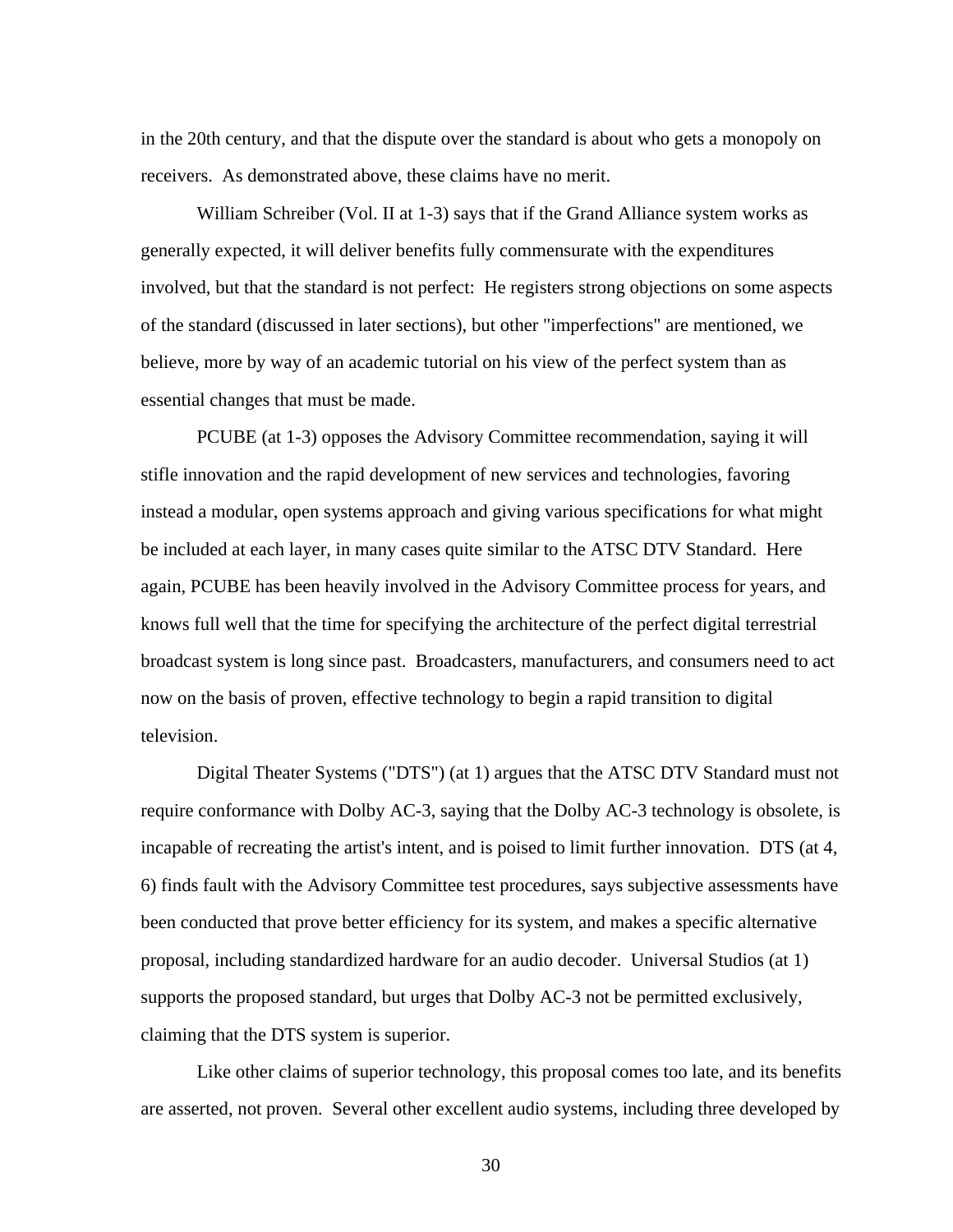in the 20th century, and that the dispute over the standard is about who gets a monopoly on receivers. As demonstrated above, these claims have no merit.

William Schreiber (Vol. II at 1-3) says that if the Grand Alliance system works as generally expected, it will deliver benefits fully commensurate with the expenditures involved, but that the standard is not perfect: He registers strong objections on some aspects of the standard (discussed in later sections), but other "imperfections" are mentioned, we believe, more by way of an academic tutorial on his view of the perfect system than as essential changes that must be made.

PCUBE (at 1-3) opposes the Advisory Committee recommendation, saying it will stifle innovation and the rapid development of new services and technologies, favoring instead a modular, open systems approach and giving various specifications for what might be included at each layer, in many cases quite similar to the ATSC DTV Standard. Here again, PCUBE has been heavily involved in the Advisory Committee process for years, and knows full well that the time for specifying the architecture of the perfect digital terrestrial broadcast system is long since past. Broadcasters, manufacturers, and consumers need to act now on the basis of proven, effective technology to begin a rapid transition to digital television.

Digital Theater Systems ("DTS") (at 1) argues that the ATSC DTV Standard must not require conformance with Dolby AC-3, saying that the Dolby AC-3 technology is obsolete, is incapable of recreating the artist's intent, and is poised to limit further innovation. DTS (at 4, 6) finds fault with the Advisory Committee test procedures, says subjective assessments have been conducted that prove better efficiency for its system, and makes a specific alternative proposal, including standardized hardware for an audio decoder. Universal Studios (at 1) supports the proposed standard, but urges that Dolby AC-3 not be permitted exclusively, claiming that the DTS system is superior.

Like other claims of superior technology, this proposal comes too late, and its benefits are asserted, not proven. Several other excellent audio systems, including three developed by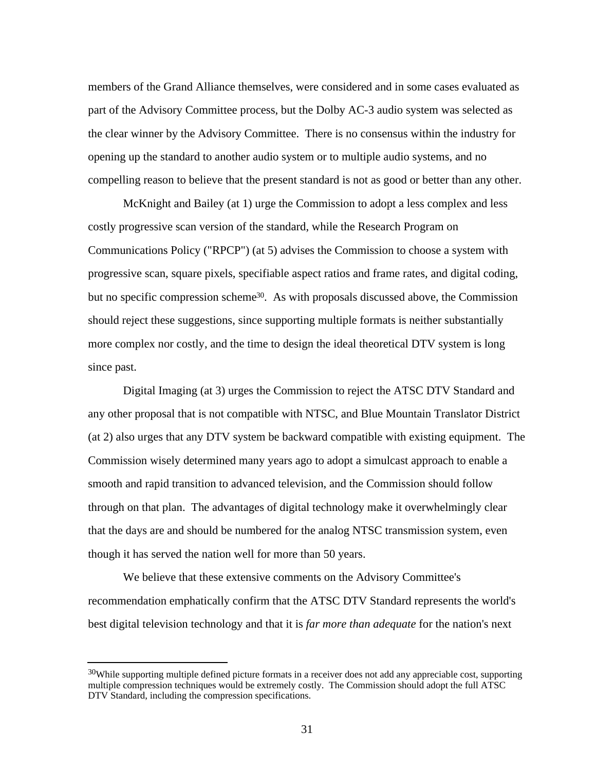members of the Grand Alliance themselves, were considered and in some cases evaluated as part of the Advisory Committee process, but the Dolby AC-3 audio system was selected as the clear winner by the Advisory Committee. There is no consensus within the industry for opening up the standard to another audio system or to multiple audio systems, and no compelling reason to believe that the present standard is not as good or better than any other.

McKnight and Bailey (at 1) urge the Commission to adopt a less complex and less costly progressive scan version of the standard, while the Research Program on Communications Policy ("RPCP") (at 5) advises the Commission to choose a system with progressive scan, square pixels, specifiable aspect ratios and frame rates, and digital coding, but no specific compression scheme[30]. As with proposals discussed above, the Commission should reject these suggestions, since supporting multiple formats is neither substantially more complex nor costly, and the time to design the ideal theoretical DTV system is long since past.

Digital Imaging (at 3) urges the Commission to reject the ATSC DTV Standard and any other proposal that is not compatible with NTSC, and Blue Mountain Translator District (at 2) also urges that any DTV system be backward compatible with existing equipment. The Commission wisely determined many years ago to adopt a simulcast approach to enable a smooth and rapid transition to advanced television, and the Commission should follow through on that plan. The advantages of digital technology make it overwhelmingly clear that the days are and should be numbered for the analog NTSC transmission system, even though it has served the nation well for more than 50 years.

We believe that these extensive comments on the Advisory Committee's recommendation emphatically confirm that the ATSC DTV Standard represents the world's best digital television technology and that it is *far more than adequate* for the nation's next

---

[30]While supporting multiple defined picture formats in a receiver does not add any appreciable cost, supporting multiple compression techniques would be extremely costly. The Commission should adopt the full ATSC DTV Standard, including the compression specifications.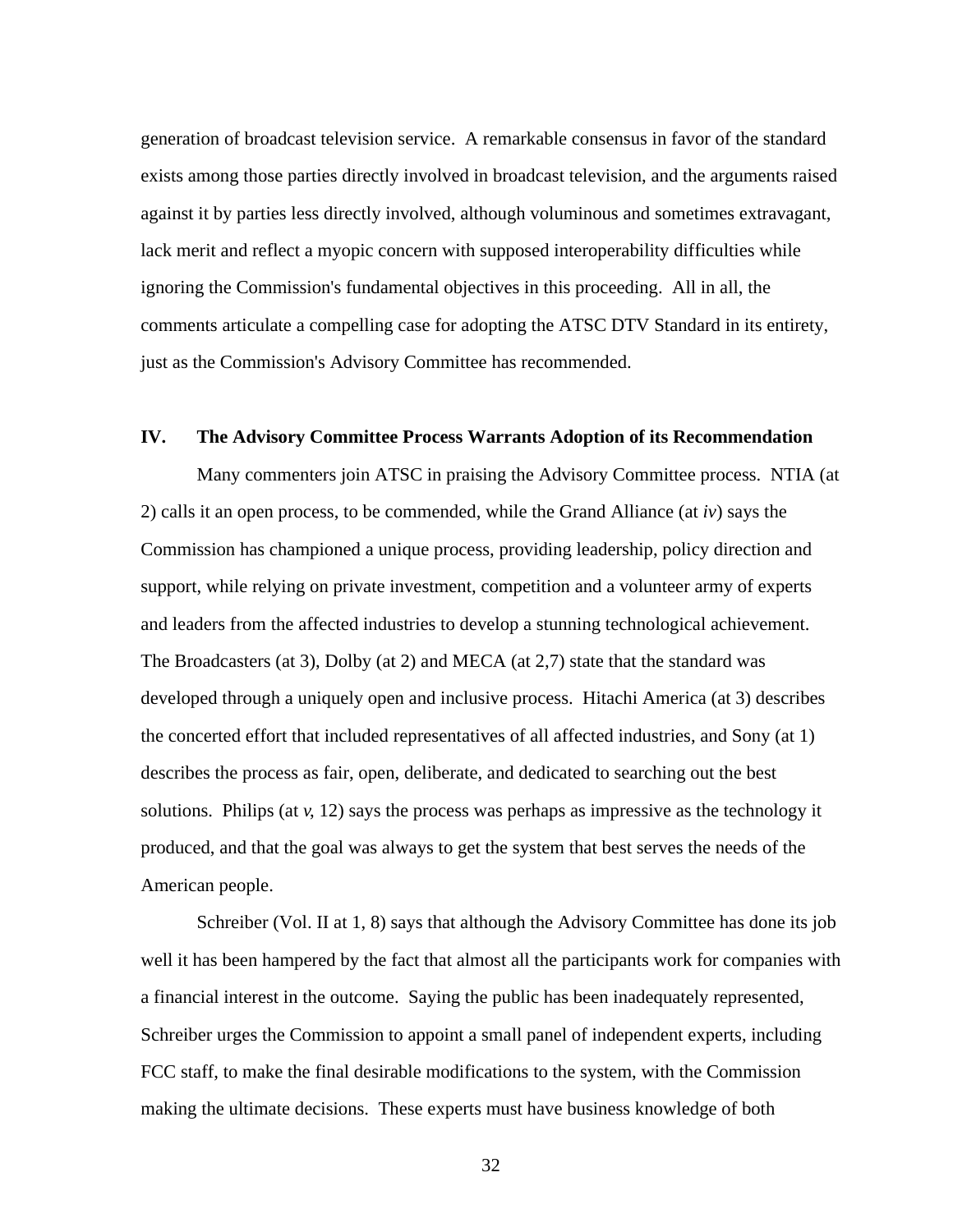generation of broadcast television service. A remarkable consensus in favor of the standard exists among those parties directly involved in broadcast television, and the arguments raised against it by parties less directly involved, although voluminous and sometimes extravagant, lack merit and reflect a myopic concern with supposed interoperability difficulties while ignoring the Commission's fundamental objectives in this proceeding. All in all, the comments articulate a compelling case for adopting the ATSC DTV Standard in its entirety, just as the Commission's Advisory Committee has recommended.

## IV. The Advisory Committee Process Warrants Adoption of its Recommendation

Many commenters join ATSC in praising the Advisory Committee process. NTIA (at 2) calls it an open process, to be commended, while the Grand Alliance (at *iv*) says the Commission has championed a unique process, providing leadership, policy direction and support, while relying on private investment, competition and a volunteer army of experts and leaders from the affected industries to develop a stunning technological achievement. The Broadcasters (at 3), Dolby (at 2) and MECA (at 2,7) state that the standard was developed through a uniquely open and inclusive process. Hitachi America (at 3) describes the concerted effort that included representatives of all affected industries, and Sony (at 1) describes the process as fair, open, deliberate, and dedicated to searching out the best solutions. Philips (at *v*, 12) says the process was perhaps as impressive as the technology it produced, and that the goal was always to get the system that best serves the needs of the American people.

Schreiber (Vol. II at 1, 8) says that although the Advisory Committee has done its job well it has been hampered by the fact that almost all the participants work for companies with a financial interest in the outcome. Saying the public has been inadequately represented, Schreiber urges the Commission to appoint a small panel of independent experts, including FCC staff, to make the final desirable modifications to the system, with the Commission making the ultimate decisions. These experts must have business knowledge of both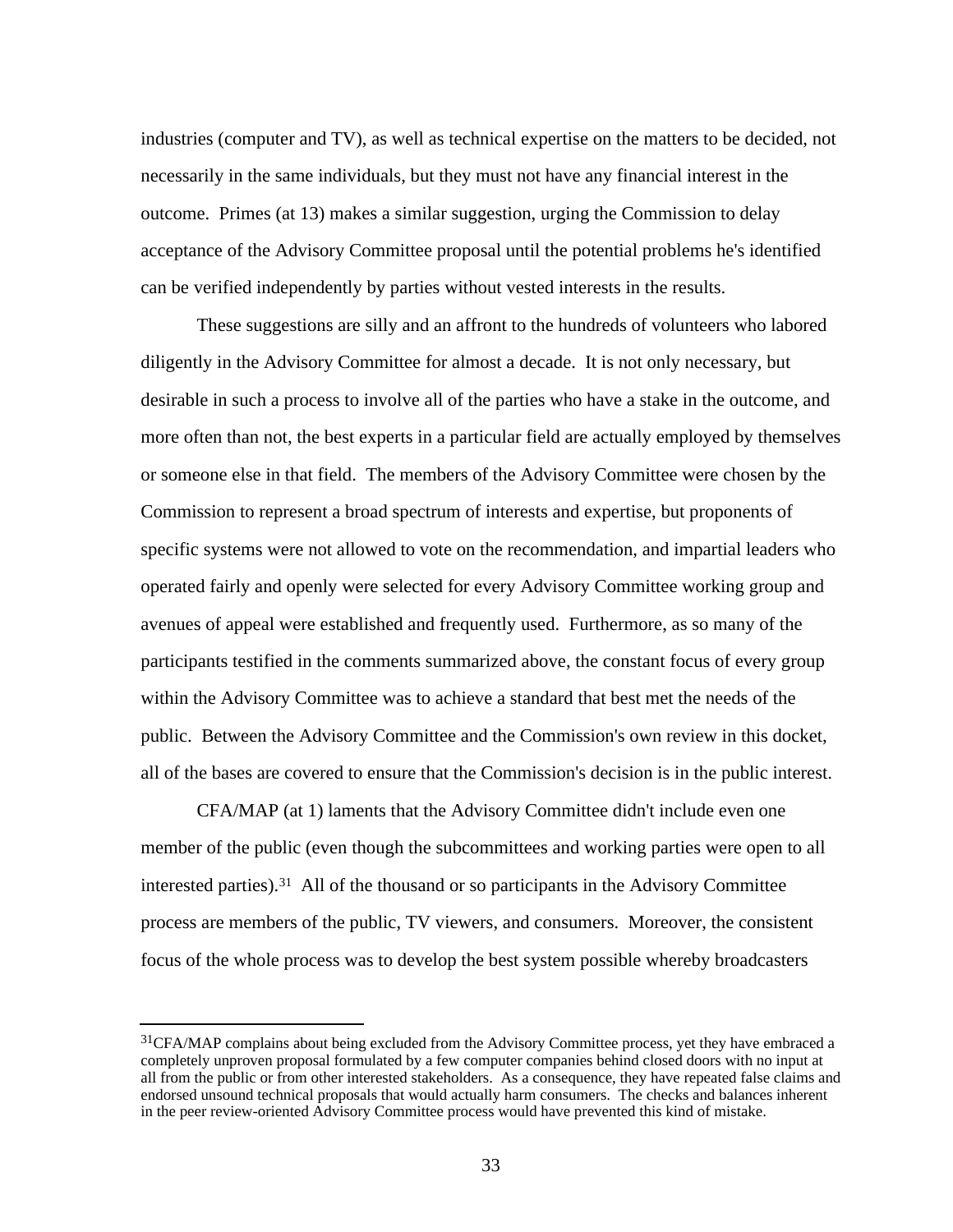industries (computer and TV), as well as technical expertise on the matters to be decided, not necessarily in the same individuals, but they must not have any financial interest in the outcome. Primes (at 13) makes a similar suggestion, urging the Commission to delay acceptance of the Advisory Committee proposal until the potential problems he's identified can be verified independently by parties without vested interests in the results.

These suggestions are silly and an affront to the hundreds of volunteers who labored diligently in the Advisory Committee for almost a decade. It is not only necessary, but desirable in such a process to involve all of the parties who have a stake in the outcome, and more often than not, the best experts in a particular field are actually employed by themselves or someone else in that field. The members of the Advisory Committee were chosen by the Commission to represent a broad spectrum of interests and expertise, but proponents of specific systems were not allowed to vote on the recommendation, and impartial leaders who operated fairly and openly were selected for every Advisory Committee working group and avenues of appeal were established and frequently used. Furthermore, as so many of the participants testified in the comments summarized above, the constant focus of every group within the Advisory Committee was to achieve a standard that best met the needs of the public. Between the Advisory Committee and the Commission's own review in this docket, all of the bases are covered to ensure that the Commission's decision is in the public interest.

CFA/MAP (at 1) laments that the Advisory Committee didn't include even one member of the public (even though the subcommittees and working parties were open to all interested parties).[31] All of the thousand or so participants in the Advisory Committee process are members of the public, TV viewers, and consumers. Moreover, the consistent focus of the whole process was to develop the best system possible whereby broadcasters

---

[31] CFA/MAP complains about being excluded from the Advisory Committee process, yet they have embraced a completely unproven proposal formulated by a few computer companies behind closed doors with no input at all from the public or from other interested stakeholders. As a consequence, they have repeated false claims and endorsed unsound technical proposals that would actually harm consumers. The checks and balances inherent in the peer review-oriented Advisory Committee process would have prevented this kind of mistake.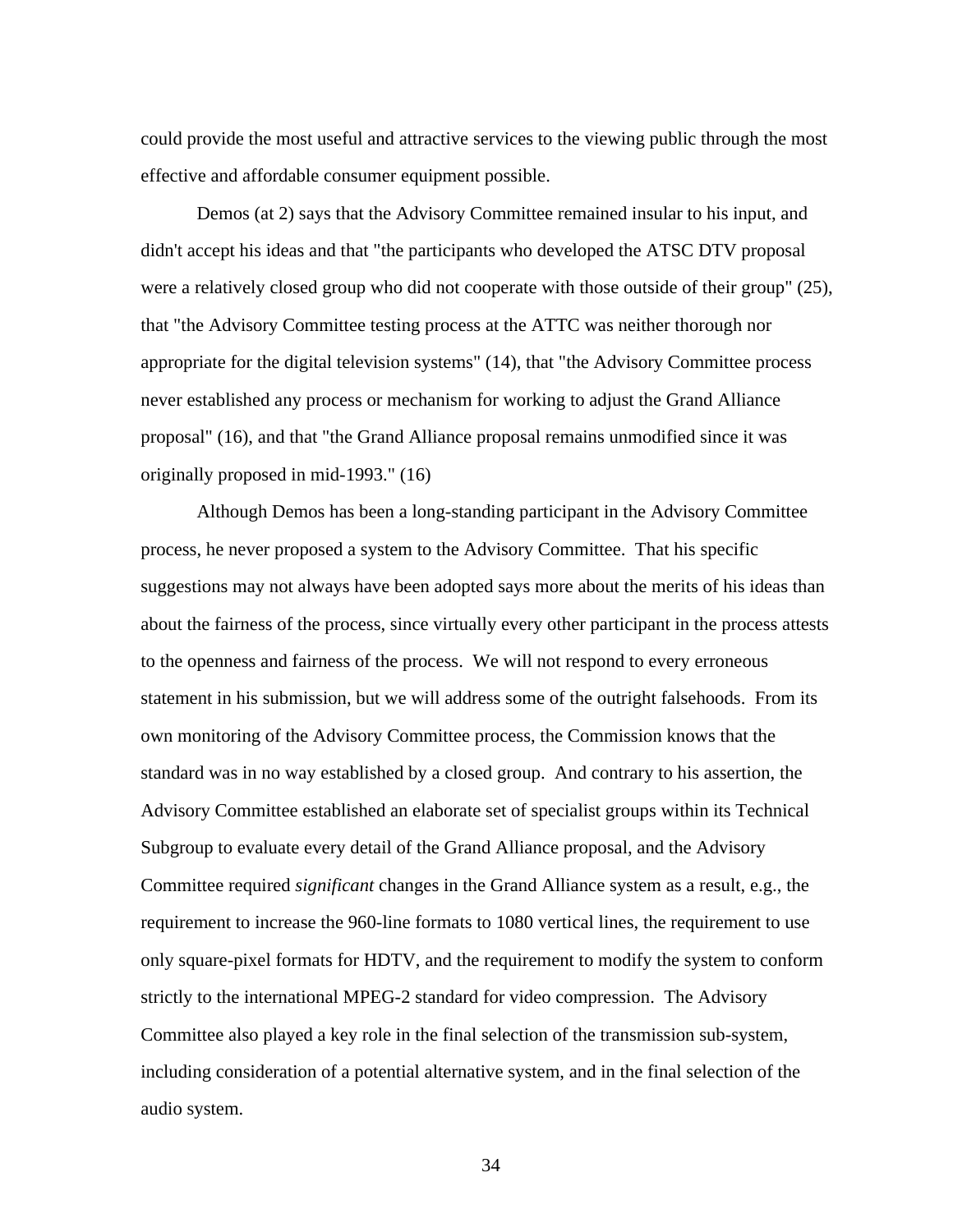could provide the most useful and attractive services to the viewing public through the most effective and affordable consumer equipment possible.

Demos (at 2) says that the Advisory Committee remained insular to his input, and didn't accept his ideas and that "the participants who developed the ATSC DTV proposal were a relatively closed group who did not cooperate with those outside of their group" (25), that "the Advisory Committee testing process at the ATTC was neither thorough nor appropriate for the digital television systems" (14), that "the Advisory Committee process never established any process or mechanism for working to adjust the Grand Alliance proposal" (16), and that "the Grand Alliance proposal remains unmodified since it was originally proposed in mid-1993." (16)

Although Demos has been a long-standing participant in the Advisory Committee process, he never proposed a system to the Advisory Committee. That his specific suggestions may not always have been adopted says more about the merits of his ideas than about the fairness of the process, since virtually every other participant in the process attests to the openness and fairness of the process. We will not respond to every erroneous statement in his submission, but we will address some of the outright falsehoods. From its own monitoring of the Advisory Committee process, the Commission knows that the standard was in no way established by a closed group. And contrary to his assertion, the Advisory Committee established an elaborate set of specialist groups within its Technical Subgroup to evaluate every detail of the Grand Alliance proposal, and the Advisory Committee required *significant* changes in the Grand Alliance system as a result, e.g., the requirement to increase the 960-line formats to 1080 vertical lines, the requirement to use only square-pixel formats for HDTV, and the requirement to modify the system to conform strictly to the international MPEG-2 standard for video compression. The Advisory Committee also played a key role in the final selection of the transmission sub-system, including consideration of a potential alternative system, and in the final selection of the audio system.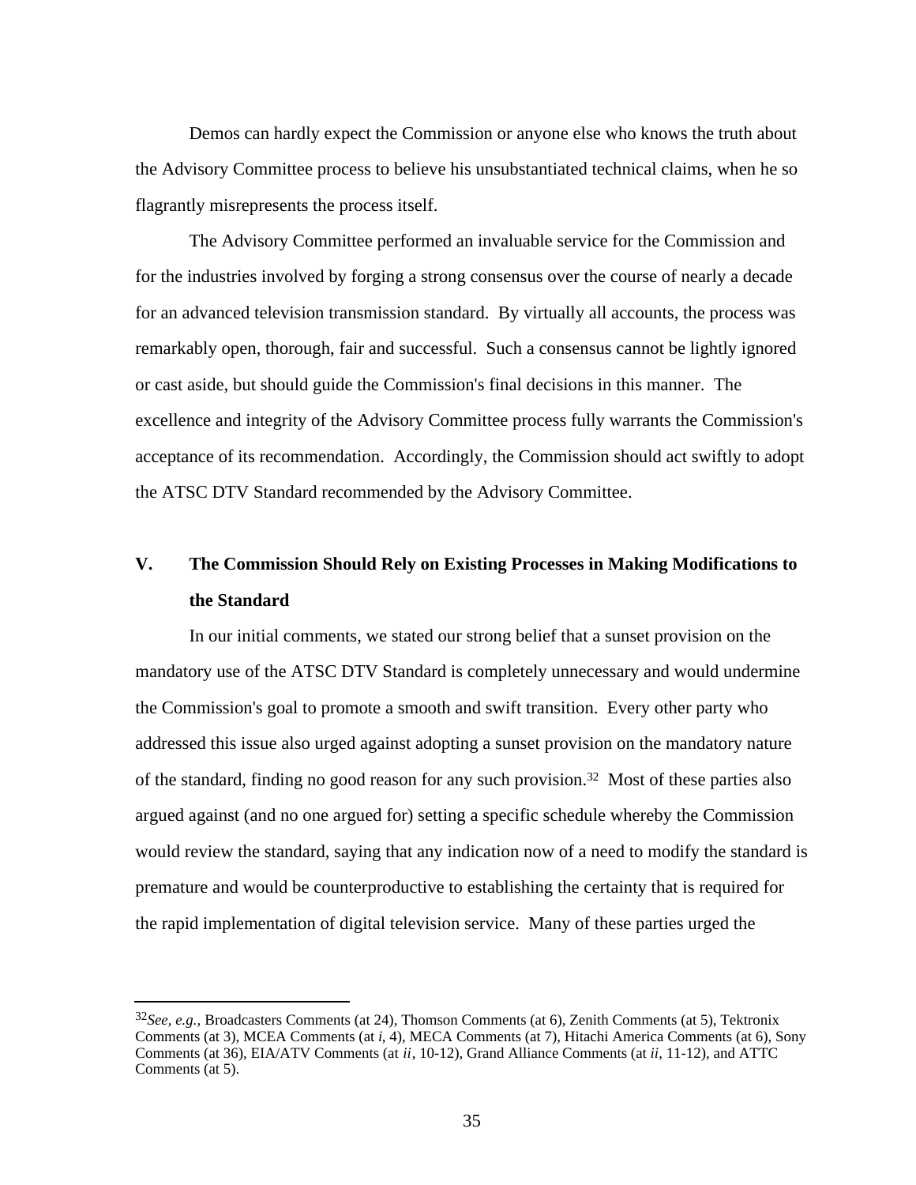Demos can hardly expect the Commission or anyone else who knows the truth about the Advisory Committee process to believe his unsubstantiated technical claims, when he so flagrantly misrepresents the process itself.

The Advisory Committee performed an invaluable service for the Commission and for the industries involved by forging a strong consensus over the course of nearly a decade for an advanced television transmission standard. By virtually all accounts, the process was remarkably open, thorough, fair and successful. Such a consensus cannot be lightly ignored or cast aside, but should guide the Commission's final decisions in this manner. The excellence and integrity of the Advisory Committee process fully warrants the Commission's acceptance of its recommendation. Accordingly, the Commission should act swiftly to adopt the ATSC DTV Standard recommended by the Advisory Committee.

## V. The Commission Should Rely on Existing Processes in Making Modifications to the Standard

In our initial comments, we stated our strong belief that a sunset provision on the mandatory use of the ATSC DTV Standard is completely unnecessary and would undermine the Commission's goal to promote a smooth and swift transition. Every other party who addressed this issue also urged against adopting a sunset provision on the mandatory nature of the standard, finding no good reason for any such provision.[32] Most of these parties also argued against (and no one argued for) setting a specific schedule whereby the Commission would review the standard, saying that any indication now of a need to modify the standard is premature and would be counterproductive to establishing the certainty that is required for the rapid implementation of digital television service. Many of these parties urged the

---

[32] *See, e.g.,* Broadcasters Comments (at 24), Thomson Comments (at 6), Zenith Comments (at 5), Tektronix Comments (at 3), MCEA Comments (at *i*, 4), MECA Comments (at 7), Hitachi America Comments (at 6), Sony Comments (at 36), EIA/ATV Comments (at *ii*, 10-12), Grand Alliance Comments (at *ii*, 11-12), and ATTC Comments (at 5).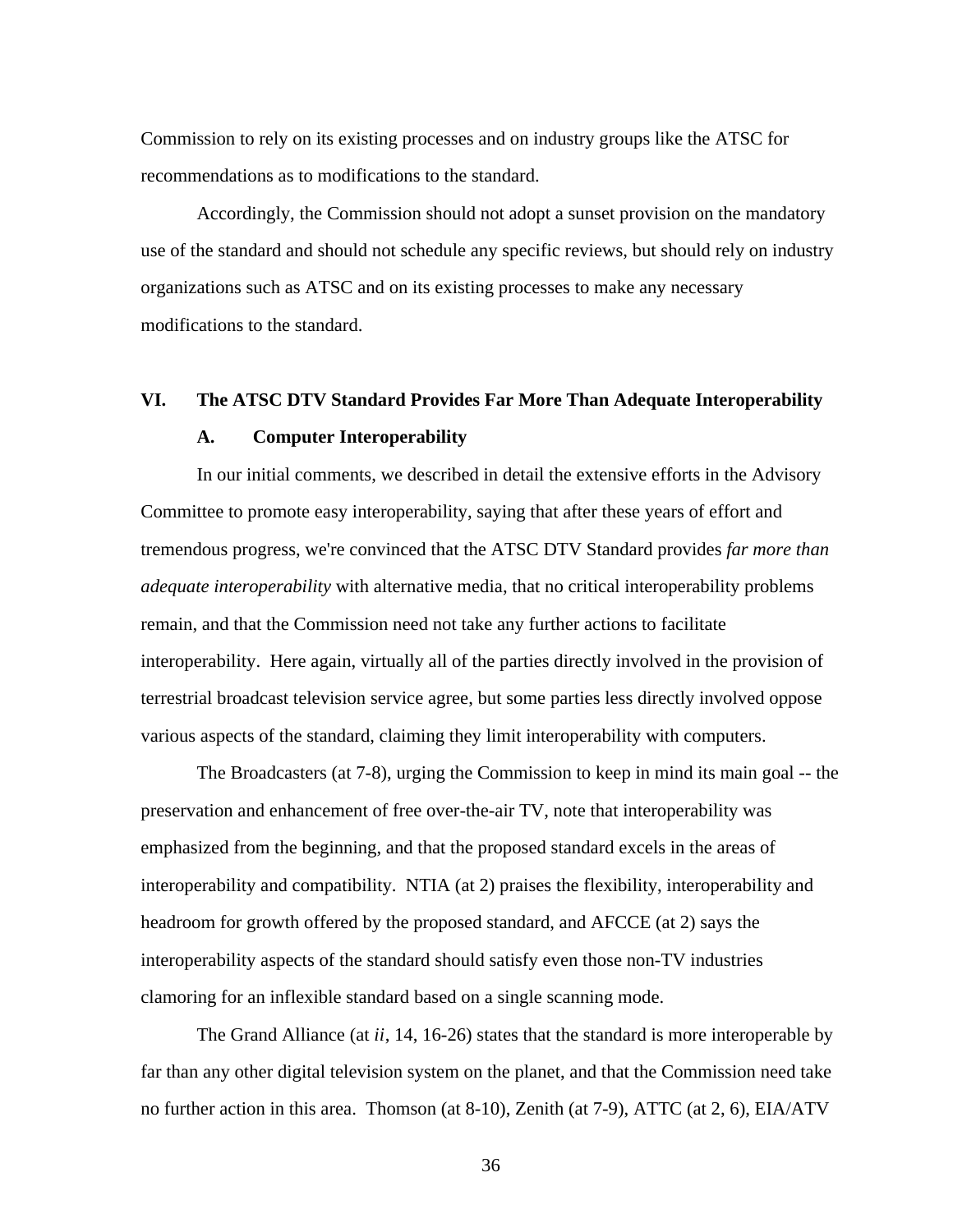Commission to rely on its existing processes and on industry groups like the ATSC for recommendations as to modifications to the standard.

Accordingly, the Commission should not adopt a sunset provision on the mandatory use of the standard and should not schedule any specific reviews, but should rely on industry organizations such as ATSC and on its existing processes to make any necessary modifications to the standard.

## VI. The ATSC DTV Standard Provides Far More Than Adequate Interoperability

### A. Computer Interoperability

In our initial comments, we described in detail the extensive efforts in the Advisory Committee to promote easy interoperability, saying that after these years of effort and tremendous progress, we're convinced that the ATSC DTV Standard provides *far more than adequate interoperability* with alternative media, that no critical interoperability problems remain, and that the Commission need not take any further actions to facilitate interoperability. Here again, virtually all of the parties directly involved in the provision of terrestrial broadcast television service agree, but some parties less directly involved oppose various aspects of the standard, claiming they limit interoperability with computers.

The Broadcasters (at 7-8), urging the Commission to keep in mind its main goal -- the preservation and enhancement of free over-the-air TV, note that interoperability was emphasized from the beginning, and that the proposed standard excels in the areas of interoperability and compatibility. NTIA (at 2) praises the flexibility, interoperability and headroom for growth offered by the proposed standard, and AFCCE (at 2) says the interoperability aspects of the standard should satisfy even those non-TV industries clamoring for an inflexible standard based on a single scanning mode.

The Grand Alliance (at *ii*, 14, 16-26) states that the standard is more interoperable by far than any other digital television system on the planet, and that the Commission need take no further action in this area. Thomson (at 8-10), Zenith (at 7-9), ATTC (at 2, 6), EIA/ATV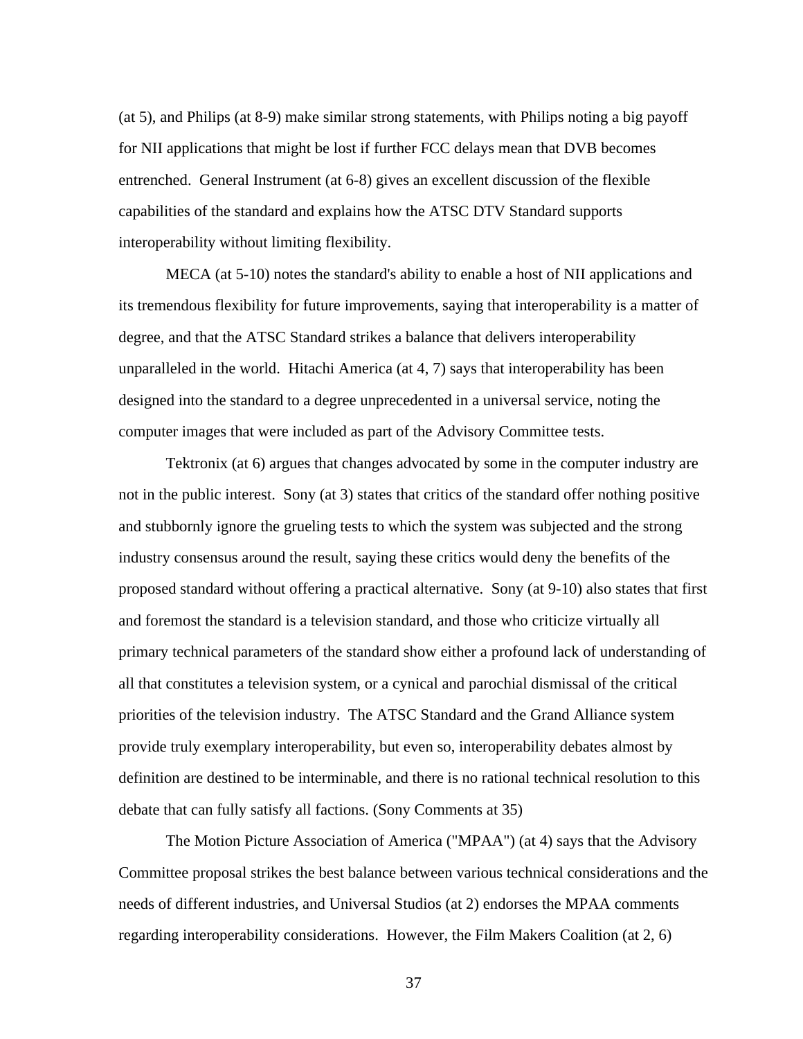(at 5), and Philips (at 8-9) make similar strong statements, with Philips noting a big payoff for NII applications that might be lost if further FCC delays mean that DVB becomes entrenched. General Instrument (at 6-8) gives an excellent discussion of the flexible capabilities of the standard and explains how the ATSC DTV Standard supports interoperability without limiting flexibility.

MECA (at 5-10) notes the standard's ability to enable a host of NII applications and its tremendous flexibility for future improvements, saying that interoperability is a matter of degree, and that the ATSC Standard strikes a balance that delivers interoperability unparalleled in the world. Hitachi America (at 4, 7) says that interoperability has been designed into the standard to a degree unprecedented in a universal service, noting the computer images that were included as part of the Advisory Committee tests.

Tektronix (at 6) argues that changes advocated by some in the computer industry are not in the public interest. Sony (at 3) states that critics of the standard offer nothing positive and stubbornly ignore the grueling tests to which the system was subjected and the strong industry consensus around the result, saying these critics would deny the benefits of the proposed standard without offering a practical alternative. Sony (at 9-10) also states that first and foremost the standard is a television standard, and those who criticize virtually all primary technical parameters of the standard show either a profound lack of understanding of all that constitutes a television system, or a cynical and parochial dismissal of the critical priorities of the television industry. The ATSC Standard and the Grand Alliance system provide truly exemplary interoperability, but even so, interoperability debates almost by definition are destined to be interminable, and there is no rational technical resolution to this debate that can fully satisfy all factions. (Sony Comments at 35)

The Motion Picture Association of America ("MPAA") (at 4) says that the Advisory Committee proposal strikes the best balance between various technical considerations and the needs of different industries, and Universal Studios (at 2) endorses the MPAA comments regarding interoperability considerations. However, the Film Makers Coalition (at 2, 6)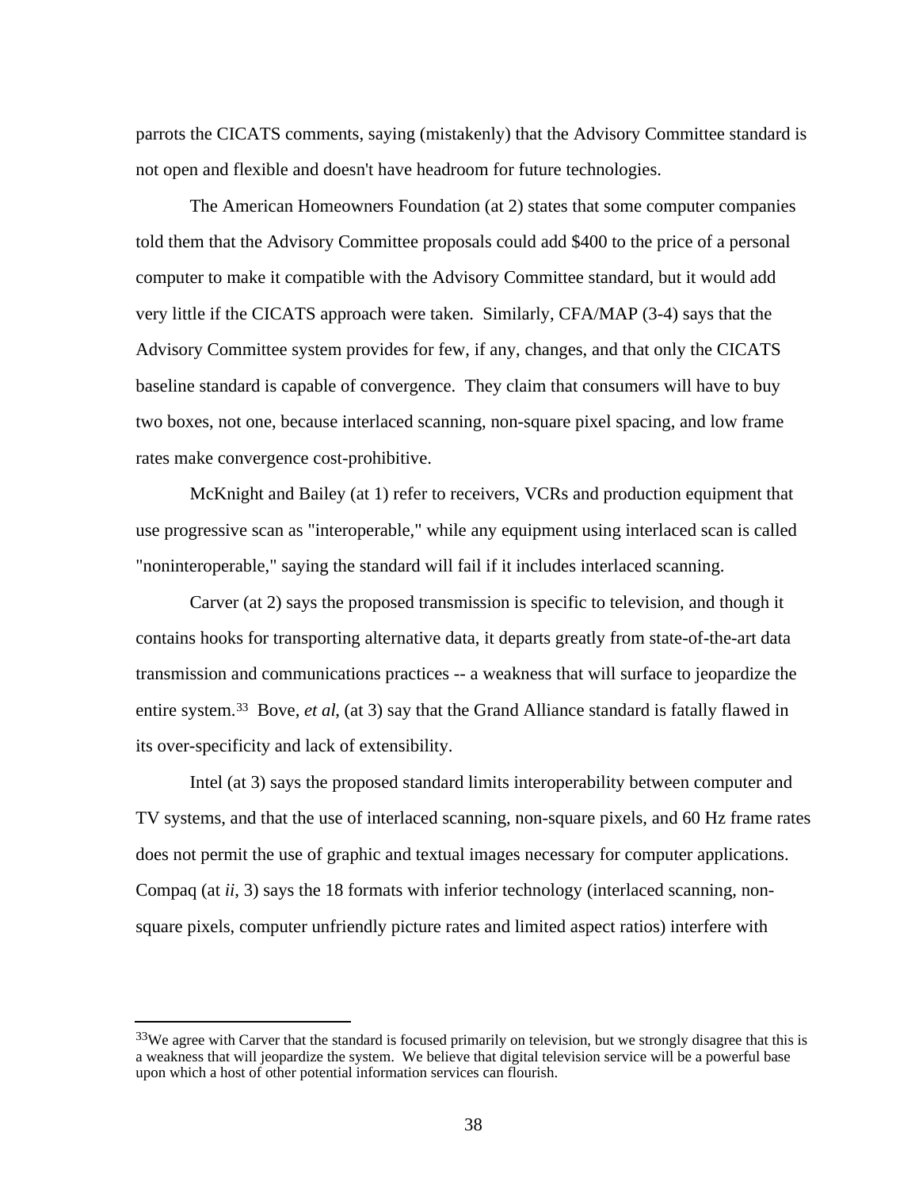parrots the CICATS comments, saying (mistakenly) that the Advisory Committee standard is not open and flexible and doesn't have headroom for future technologies.

The American Homeowners Foundation (at 2) states that some computer companies told them that the Advisory Committee proposals could add $400 to the price of a personal computer to make it compatible with the Advisory Committee standard, but it would add very little if the CICATS approach were taken. Similarly, CFA/MAP (3-4) says that the Advisory Committee system provides for few, if any, changes, and that only the CICATS baseline standard is capable of convergence. They claim that consumers will have to buy two boxes, not one, because interlaced scanning, non-square pixel spacing, and low frame rates make convergence cost-prohibitive.

McKnight and Bailey (at 1) refer to receivers, VCRs and production equipment that use progressive scan as "interoperable," while any equipment using interlaced scan is called "noninteroperable," saying the standard will fail if it includes interlaced scanning.

Carver (at 2) says the proposed transmission is specific to television, and though it contains hooks for transporting alternative data, it departs greatly from state-of-the-art data transmission and communications practices -- a weakness that will surface to jeopardize the entire system.[33] Bove, *et al*, (at 3) say that the Grand Alliance standard is fatally flawed in its over-specificity and lack of extensibility.

Intel (at 3) says the proposed standard limits interoperability between computer and TV systems, and that the use of interlaced scanning, non-square pixels, and 60 Hz frame rates does not permit the use of graphic and textual images necessary for computer applications. Compaq (at *ii*, 3) says the 18 formats with inferior technology (interlaced scanning, non-square pixels, computer unfriendly picture rates and limited aspect ratios) interfere with

---

[33] We agree with Carver that the standard is focused primarily on television, but we strongly disagree that this is a weakness that will jeopardize the system. We believe that digital television service will be a powerful base upon which a host of other potential information services can flourish.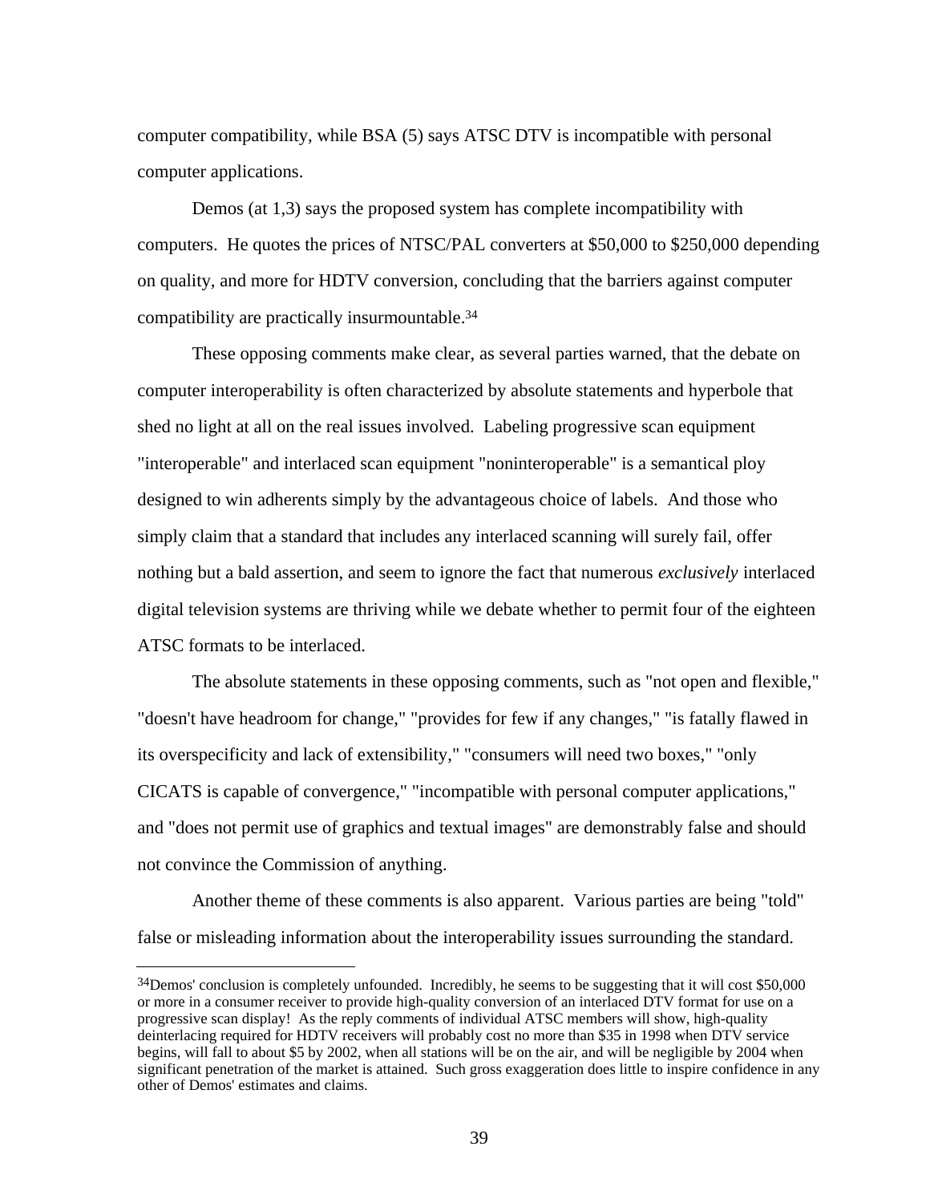computer compatibility, while BSA (5) says ATSC DTV is incompatible with personal computer applications.

Demos (at 1,3) says the proposed system has complete incompatibility with computers. He quotes the prices of NTSC/PAL converters at $50,000 to $250,000 depending on quality, and more for HDTV conversion, concluding that the barriers against computer compatibility are practically insurmountable.[34]

These opposing comments make clear, as several parties warned, that the debate on computer interoperability is often characterized by absolute statements and hyperbole that shed no light at all on the real issues involved. Labeling progressive scan equipment "interoperable" and interlaced scan equipment "noninteroperable" is a semantical ploy designed to win adherents simply by the advantageous choice of labels. And those who simply claim that a standard that includes any interlaced scanning will surely fail, offer nothing but a bald assertion, and seem to ignore the fact that numerous *exclusively* interlaced digital television systems are thriving while we debate whether to permit four of the eighteen ATSC formats to be interlaced.

The absolute statements in these opposing comments, such as "not open and flexible," "doesn't have headroom for change," "provides for few if any changes," "is fatally flawed in its overspecificity and lack of extensibility," "consumers will need two boxes," "only CICATS is capable of convergence," "incompatible with personal computer applications," and "does not permit use of graphics and textual images" are demonstrably false and should not convince the Commission of anything.

Another theme of these comments is also apparent. Various parties are being "told" false or misleading information about the interoperability issues surrounding the standard.

---

[34]Demos' conclusion is completely unfounded. Incredibly, he seems to be suggesting that it will cost $50,000 or more in a consumer receiver to provide high-quality conversion of an interlaced DTV format for use on a progressive scan display! As the reply comments of individual ATSC members will show, high-quality deinterlacing required for HDTV receivers will probably cost no more than $35 in 1998 when DTV service begins, will fall to about $5 by 2002, when all stations will be on the air, and will be negligible by 2004 when significant penetration of the market is attained. Such gross exaggeration does little to inspire confidence in any other of Demos' estimates and claims.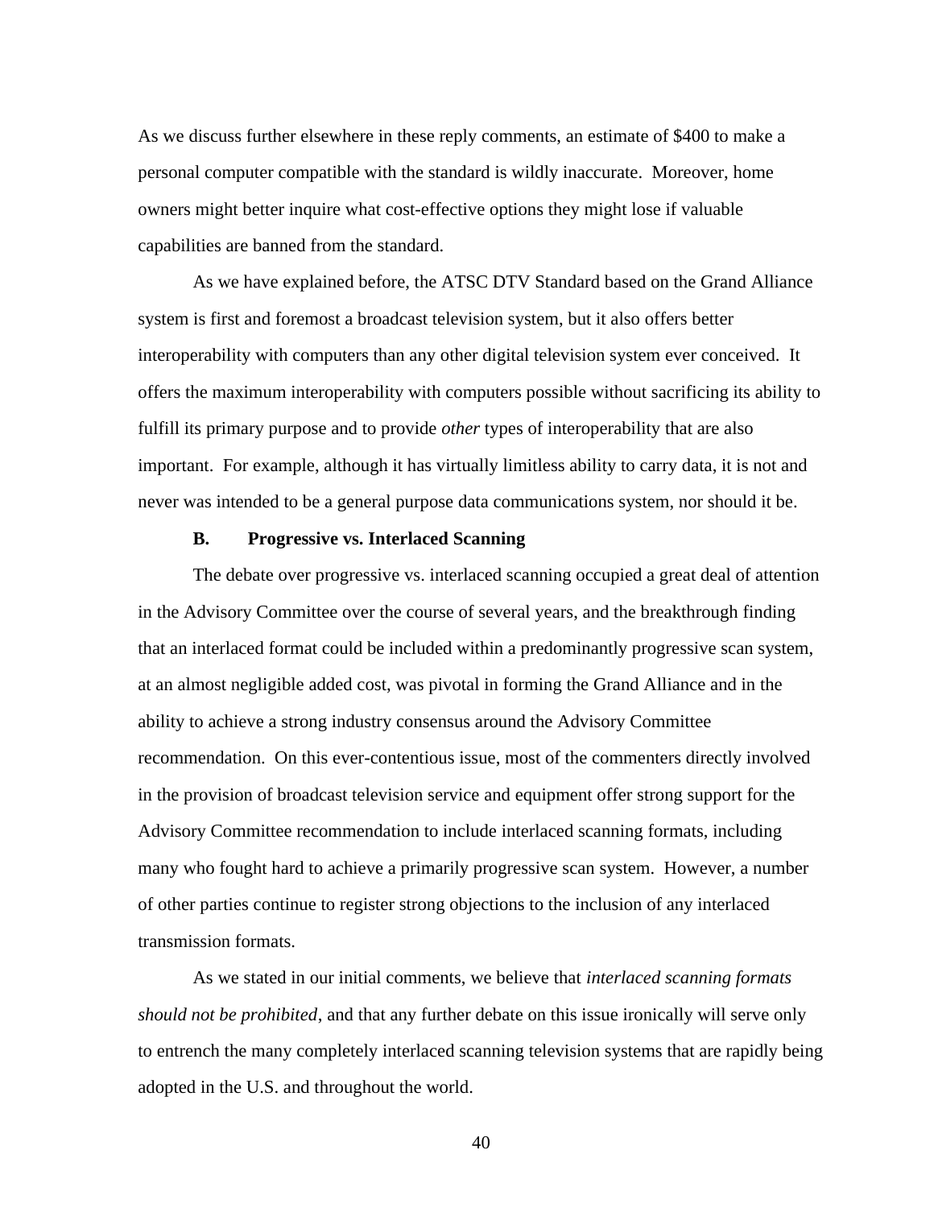As we discuss further elsewhere in these reply comments, an estimate of $400 to make a personal computer compatible with the standard is wildly inaccurate. Moreover, home owners might better inquire what cost-effective options they might lose if valuable capabilities are banned from the standard.

As we have explained before, the ATSC DTV Standard based on the Grand Alliance system is first and foremost a broadcast television system, but it also offers better interoperability with computers than any other digital television system ever conceived. It offers the maximum interoperability with computers possible without sacrificing its ability to fulfill its primary purpose and to provide *other* types of interoperability that are also important. For example, although it has virtually limitless ability to carry data, it is not and never was intended to be a general purpose data communications system, nor should it be.

### B. Progressive vs. Interlaced Scanning

The debate over progressive vs. interlaced scanning occupied a great deal of attention in the Advisory Committee over the course of several years, and the breakthrough finding that an interlaced format could be included within a predominantly progressive scan system, at an almost negligible added cost, was pivotal in forming the Grand Alliance and in the ability to achieve a strong industry consensus around the Advisory Committee recommendation. On this ever-contentious issue, most of the commenters directly involved in the provision of broadcast television service and equipment offer strong support for the Advisory Committee recommendation to include interlaced scanning formats, including many who fought hard to achieve a primarily progressive scan system. However, a number of other parties continue to register strong objections to the inclusion of any interlaced transmission formats.

As we stated in our initial comments, we believe that *interlaced scanning formats should not be prohibited*, and that any further debate on this issue ironically will serve only to entrench the many completely interlaced scanning television systems that are rapidly being adopted in the U.S. and throughout the world.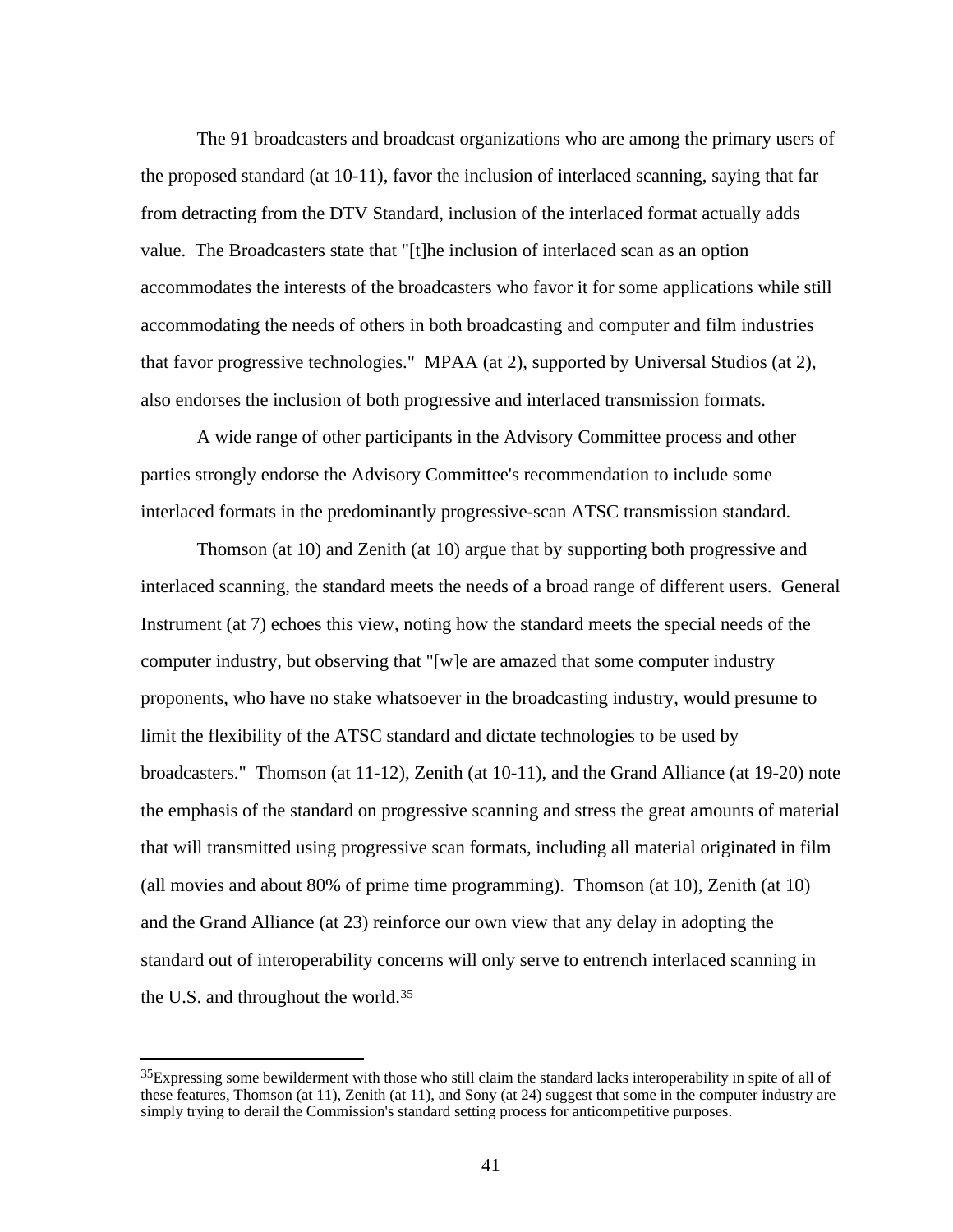The 91 broadcasters and broadcast organizations who are among the primary users of the proposed standard (at 10-11), favor the inclusion of interlaced scanning, saying that far from detracting from the DTV Standard, inclusion of the interlaced format actually adds value. The Broadcasters state that "[t]he inclusion of interlaced scan as an option accommodates the interests of the broadcasters who favor it for some applications while still accommodating the needs of others in both broadcasting and computer and film industries that favor progressive technologies." MPAA (at 2), supported by Universal Studios (at 2), also endorses the inclusion of both progressive and interlaced transmission formats.

A wide range of other participants in the Advisory Committee process and other parties strongly endorse the Advisory Committee's recommendation to include some interlaced formats in the predominantly progressive-scan ATSC transmission standard.

Thomson (at 10) and Zenith (at 10) argue that by supporting both progressive and interlaced scanning, the standard meets the needs of a broad range of different users. General Instrument (at 7) echoes this view, noting how the standard meets the special needs of the computer industry, but observing that "[w]e are amazed that some computer industry proponents, who have no stake whatsoever in the broadcasting industry, would presume to limit the flexibility of the ATSC standard and dictate technologies to be used by broadcasters." Thomson (at 11-12), Zenith (at 10-11), and the Grand Alliance (at 19-20) note the emphasis of the standard on progressive scanning and stress the great amounts of material that will transmitted using progressive scan formats, including all material originated in film (all movies and about 80% of prime time programming). Thomson (at 10), Zenith (at 10) and the Grand Alliance (at 23) reinforce our own view that any delay in adopting the standard out of interoperability concerns will only serve to entrench interlaced scanning in the U.S. and throughout the world.[35]

[35]Expressing some bewilderment with those who still claim the standard lacks interoperability in spite of all of these features, Thomson (at 11), Zenith (at 11), and Sony (at 24) suggest that some in the computer industry are simply trying to derail the Commission's standard setting process for anticompetitive purposes.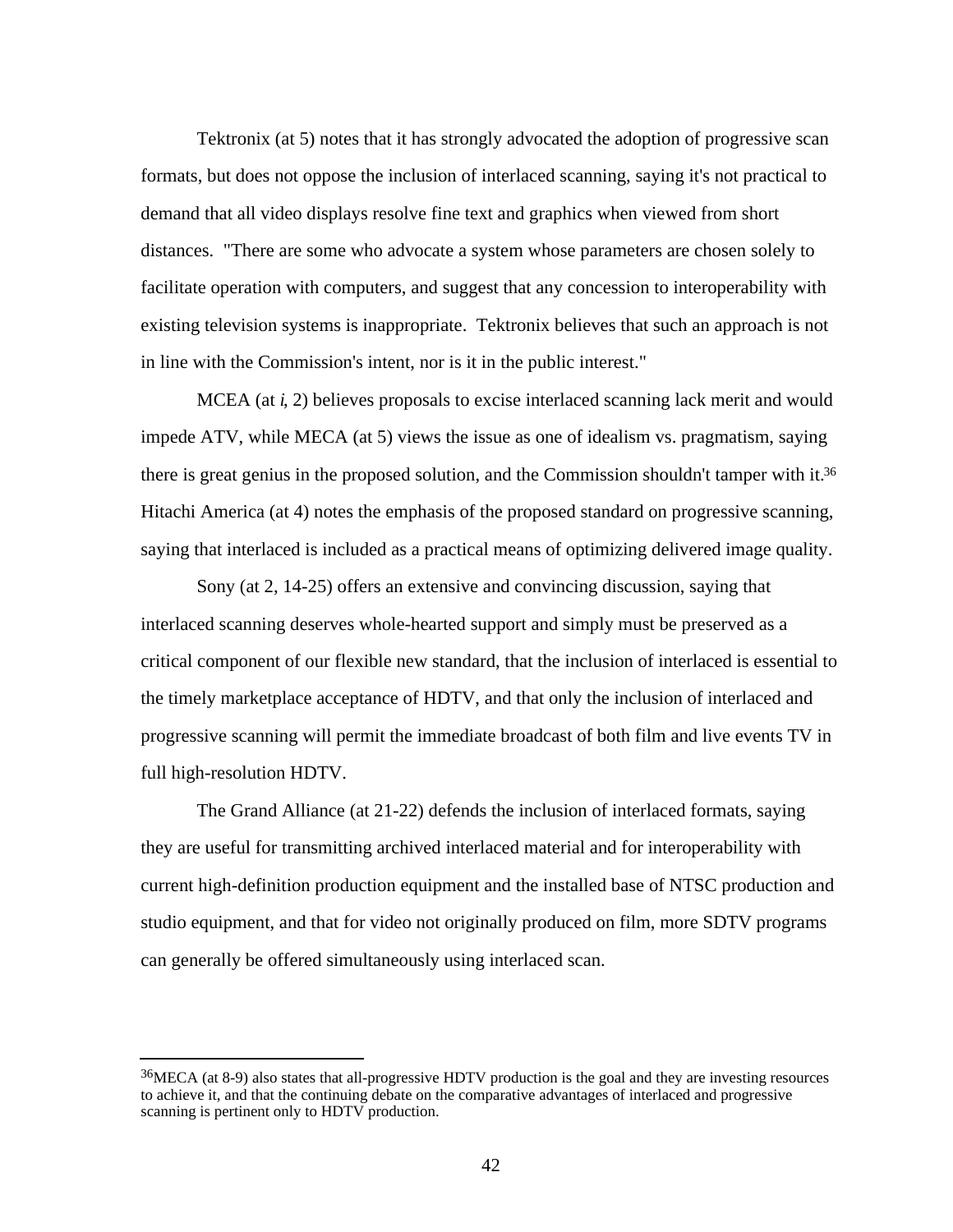Tektronix (at 5) notes that it has strongly advocated the adoption of progressive scan formats, but does not oppose the inclusion of interlaced scanning, saying it's not practical to demand that all video displays resolve fine text and graphics when viewed from short distances. "There are some who advocate a system whose parameters are chosen solely to facilitate operation with computers, and suggest that any concession to interoperability with existing television systems is inappropriate. Tektronix believes that such an approach is not in line with the Commission's intent, nor is it in the public interest."

MCEA (at *i*, 2) believes proposals to excise interlaced scanning lack merit and would impede ATV, while MECA (at 5) views the issue as one of idealism vs. pragmatism, saying there is great genius in the proposed solution, and the Commission shouldn't tamper with it.[36] Hitachi America (at 4) notes the emphasis of the proposed standard on progressive scanning, saying that interlaced is included as a practical means of optimizing delivered image quality.

Sony (at 2, 14-25) offers an extensive and convincing discussion, saying that interlaced scanning deserves whole-hearted support and simply must be preserved as a critical component of our flexible new standard, that the inclusion of interlaced is essential to the timely marketplace acceptance of HDTV, and that only the inclusion of interlaced and progressive scanning will permit the immediate broadcast of both film and live events TV in full high-resolution HDTV.

The Grand Alliance (at 21-22) defends the inclusion of interlaced formats, saying they are useful for transmitting archived interlaced material and for interoperability with current high-definition production equipment and the installed base of NTSC production and studio equipment, and that for video not originally produced on film, more SDTV programs can generally be offered simultaneously using interlaced scan.

---

[36]MECA (at 8-9) also states that all-progressive HDTV production is the goal and they are investing resources to achieve it, and that the continuing debate on the comparative advantages of interlaced and progressive scanning is pertinent only to HDTV production.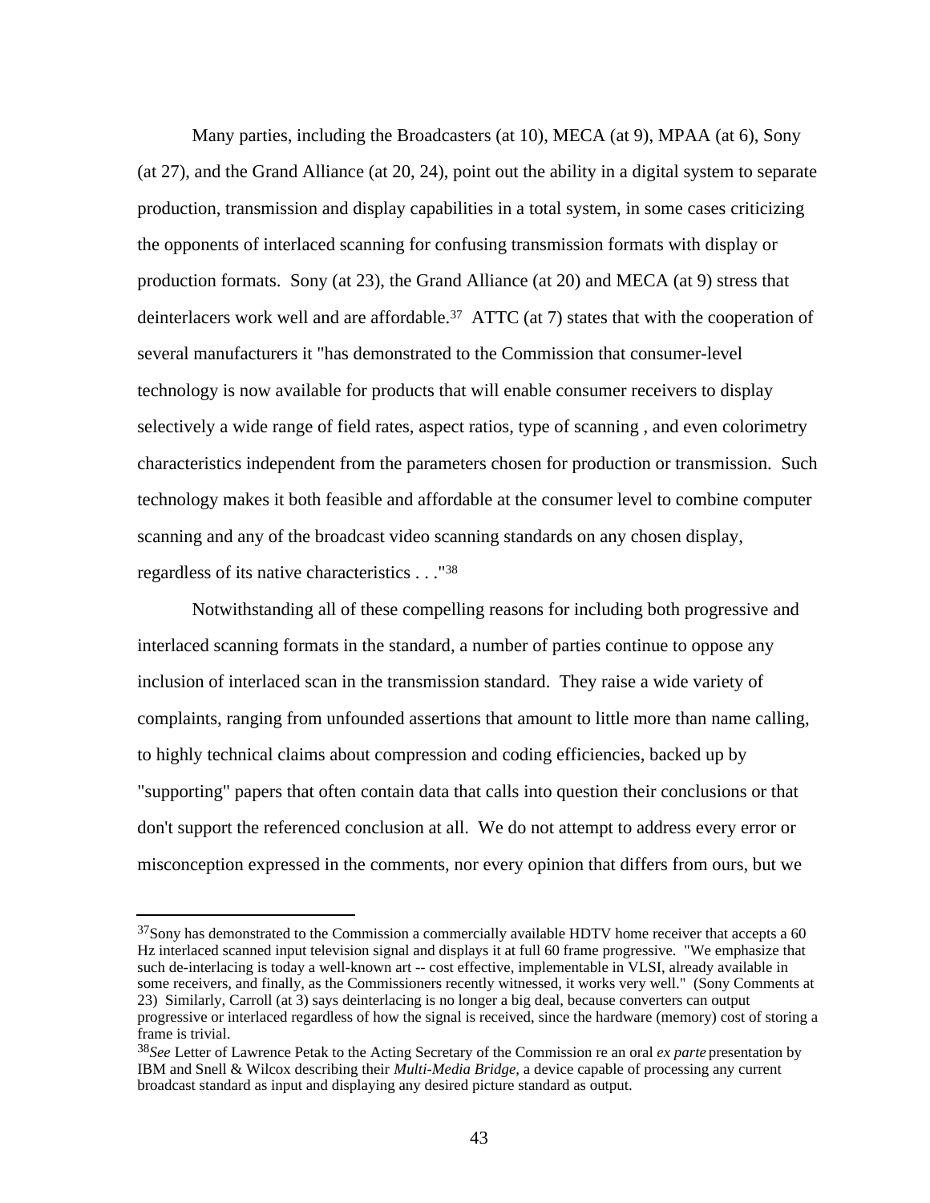Many parties, including the Broadcasters (at 10), MECA (at 9), MPAA (at 6), Sony (at 27), and the Grand Alliance (at 20, 24), point out the ability in a digital system to separate production, transmission and display capabilities in a total system, in some cases criticizing the opponents of interlaced scanning for confusing transmission formats with display or production formats. Sony (at 23), the Grand Alliance (at 20) and MECA (at 9) stress that deinterlacers work well and are affordable.[37] ATTC (at 7) states that with the cooperation of several manufacturers it "has demonstrated to the Commission that consumer-level technology is now available for products that will enable consumer receivers to display selectively a wide range of field rates, aspect ratios, type of scanning , and even colorimetry characteristics independent from the parameters chosen for production or transmission. Such technology makes it both feasible and affordable at the consumer level to combine computer scanning and any of the broadcast video scanning standards on any chosen display, regardless of its native characteristics . . ."[38]

Notwithstanding all of these compelling reasons for including both progressive and interlaced scanning formats in the standard, a number of parties continue to oppose any inclusion of interlaced scan in the transmission standard. They raise a wide variety of complaints, ranging from unfounded assertions that amount to little more than name calling, to highly technical claims about compression and coding efficiencies, backed up by "supporting" papers that often contain data that calls into question their conclusions or that don't support the referenced conclusion at all. We do not attempt to address every error or misconception expressed in the comments, nor every opinion that differs from ours, but we

---

[37] Sony has demonstrated to the Commission a commercially available HDTV home receiver that accepts a 60 Hz interlaced scanned input television signal and displays it at full 60 frame progressive. "We emphasize that such de-interlacing is today a well-known art -- cost effective, implementable in VLSI, already available in some receivers, and finally, as the Commissioners recently witnessed, it works very well." (Sony Comments at 23) Similarly, Carroll (at 3) says deinterlacing is no longer a big deal, because converters can output progressive or interlaced regardless of how the signal is received, since the hardware (memory) cost of storing a frame is trivial.

[38] *See* Letter of Lawrence Petak to the Acting Secretary of the Commission re an oral *ex parte* presentation by IBM and Snell & Wilcox describing their *Multi-Media Bridge*, a device capable of processing any current broadcast standard as input and displaying any desired picture standard as output.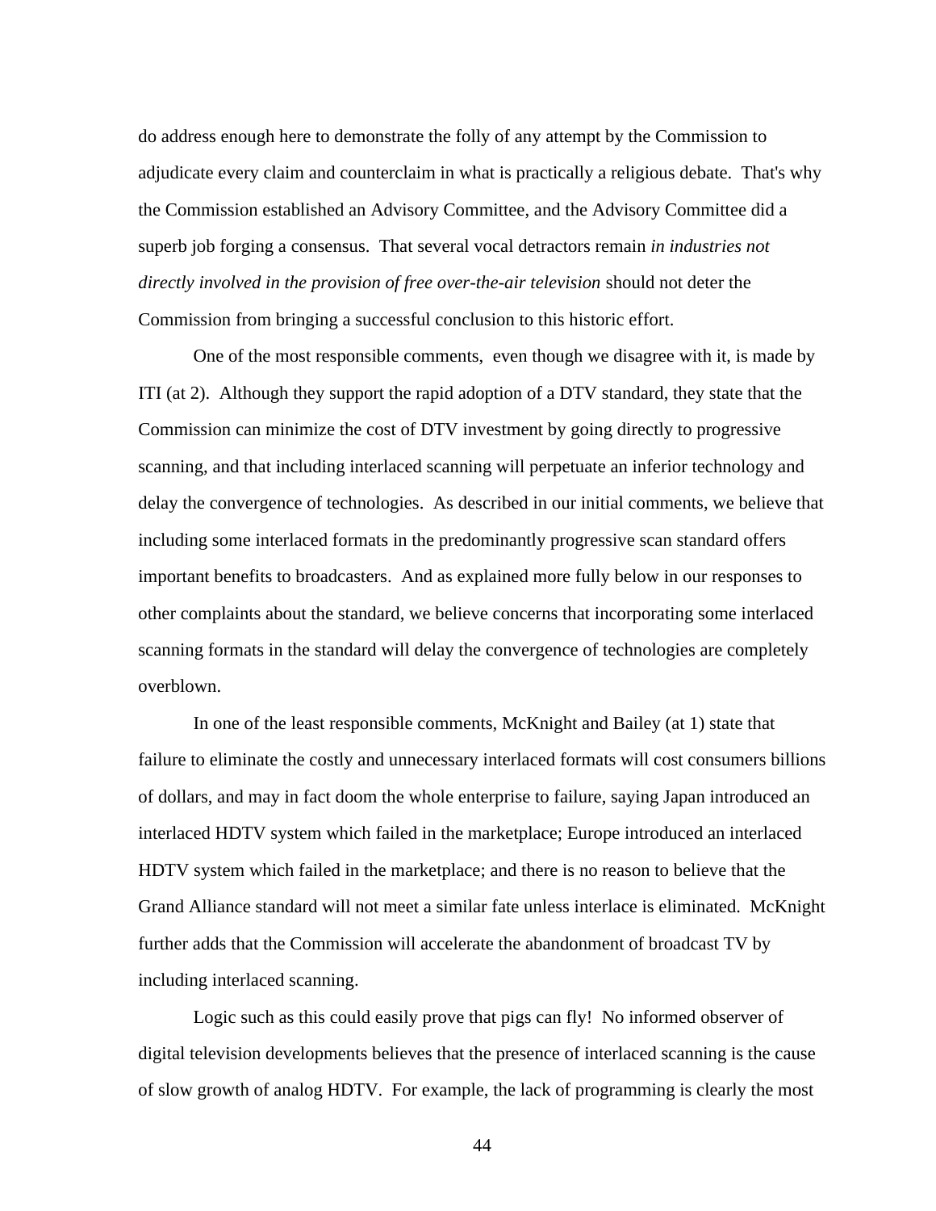do address enough here to demonstrate the folly of any attempt by the Commission to adjudicate every claim and counterclaim in what is practically a religious debate. That's why the Commission established an Advisory Committee, and the Advisory Committee did a superb job forging a consensus. That several vocal detractors remain *in industries not directly involved in the provision of free over-the-air television* should not deter the Commission from bringing a successful conclusion to this historic effort.

One of the most responsible comments, even though we disagree with it, is made by ITI (at 2). Although they support the rapid adoption of a DTV standard, they state that the Commission can minimize the cost of DTV investment by going directly to progressive scanning, and that including interlaced scanning will perpetuate an inferior technology and delay the convergence of technologies. As described in our initial comments, we believe that including some interlaced formats in the predominantly progressive scan standard offers important benefits to broadcasters. And as explained more fully below in our responses to other complaints about the standard, we believe concerns that incorporating some interlaced scanning formats in the standard will delay the convergence of technologies are completely overblown.

In one of the least responsible comments, McKnight and Bailey (at 1) state that failure to eliminate the costly and unnecessary interlaced formats will cost consumers billions of dollars, and may in fact doom the whole enterprise to failure, saying Japan introduced an interlaced HDTV system which failed in the marketplace; Europe introduced an interlaced HDTV system which failed in the marketplace; and there is no reason to believe that the Grand Alliance standard will not meet a similar fate unless interlace is eliminated. McKnight further adds that the Commission will accelerate the abandonment of broadcast TV by including interlaced scanning.

Logic such as this could easily prove that pigs can fly! No informed observer of digital television developments believes that the presence of interlaced scanning is the cause of slow growth of analog HDTV. For example, the lack of programming is clearly the most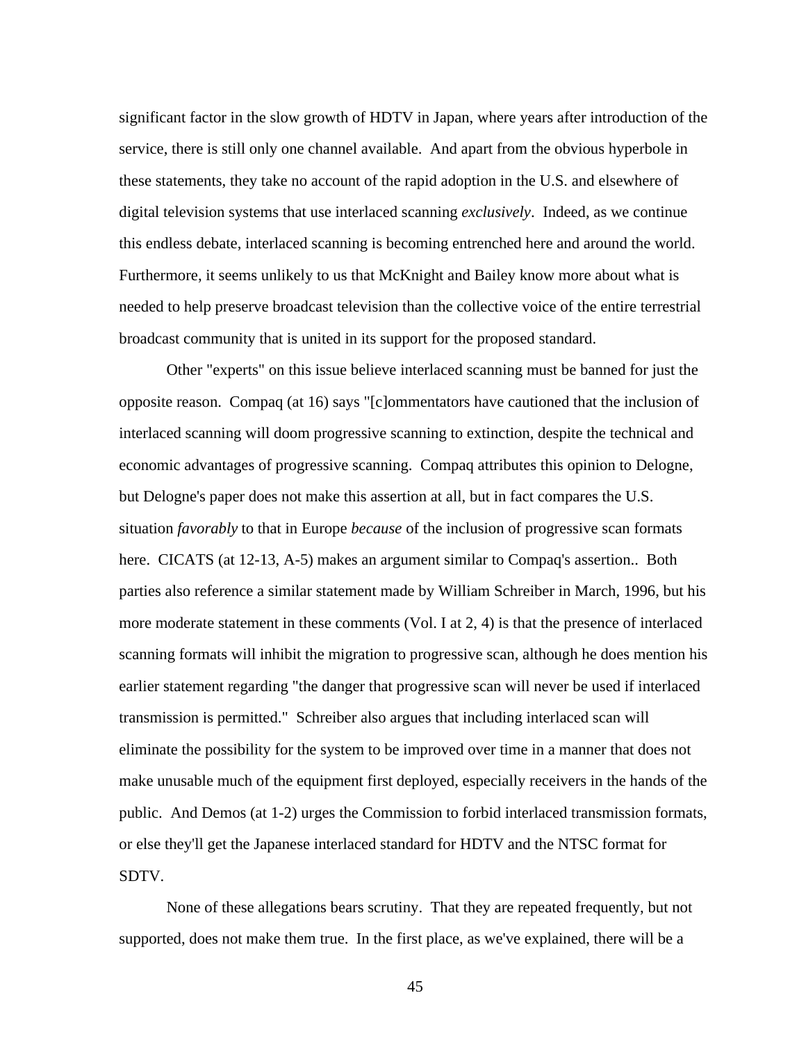significant factor in the slow growth of HDTV in Japan, where years after introduction of the service, there is still only one channel available. And apart from the obvious hyperbole in these statements, they take no account of the rapid adoption in the U.S. and elsewhere of digital television systems that use interlaced scanning *exclusively*. Indeed, as we continue this endless debate, interlaced scanning is becoming entrenched here and around the world. Furthermore, it seems unlikely to us that McKnight and Bailey know more about what is needed to help preserve broadcast television than the collective voice of the entire terrestrial broadcast community that is united in its support for the proposed standard.

Other "experts" on this issue believe interlaced scanning must be banned for just the opposite reason. Compaq (at 16) says "[c]ommentators have cautioned that the inclusion of interlaced scanning will doom progressive scanning to extinction, despite the technical and economic advantages of progressive scanning. Compaq attributes this opinion to Delogne, but Delogne's paper does not make this assertion at all, but in fact compares the U.S. situation *favorably* to that in Europe *because* of the inclusion of progressive scan formats here. CICATS (at 12-13, A-5) makes an argument similar to Compaq's assertion.. Both parties also reference a similar statement made by William Schreiber in March, 1996, but his more moderate statement in these comments (Vol. I at 2, 4) is that the presence of interlaced scanning formats will inhibit the migration to progressive scan, although he does mention his earlier statement regarding "the danger that progressive scan will never be used if interlaced transmission is permitted." Schreiber also argues that including interlaced scan will eliminate the possibility for the system to be improved over time in a manner that does not make unusable much of the equipment first deployed, especially receivers in the hands of the public. And Demos (at 1-2) urges the Commission to forbid interlaced transmission formats, or else they'll get the Japanese interlaced standard for HDTV and the NTSC format for SDTV.

None of these allegations bears scrutiny. That they are repeated frequently, but not supported, does not make them true. In the first place, as we've explained, there will be a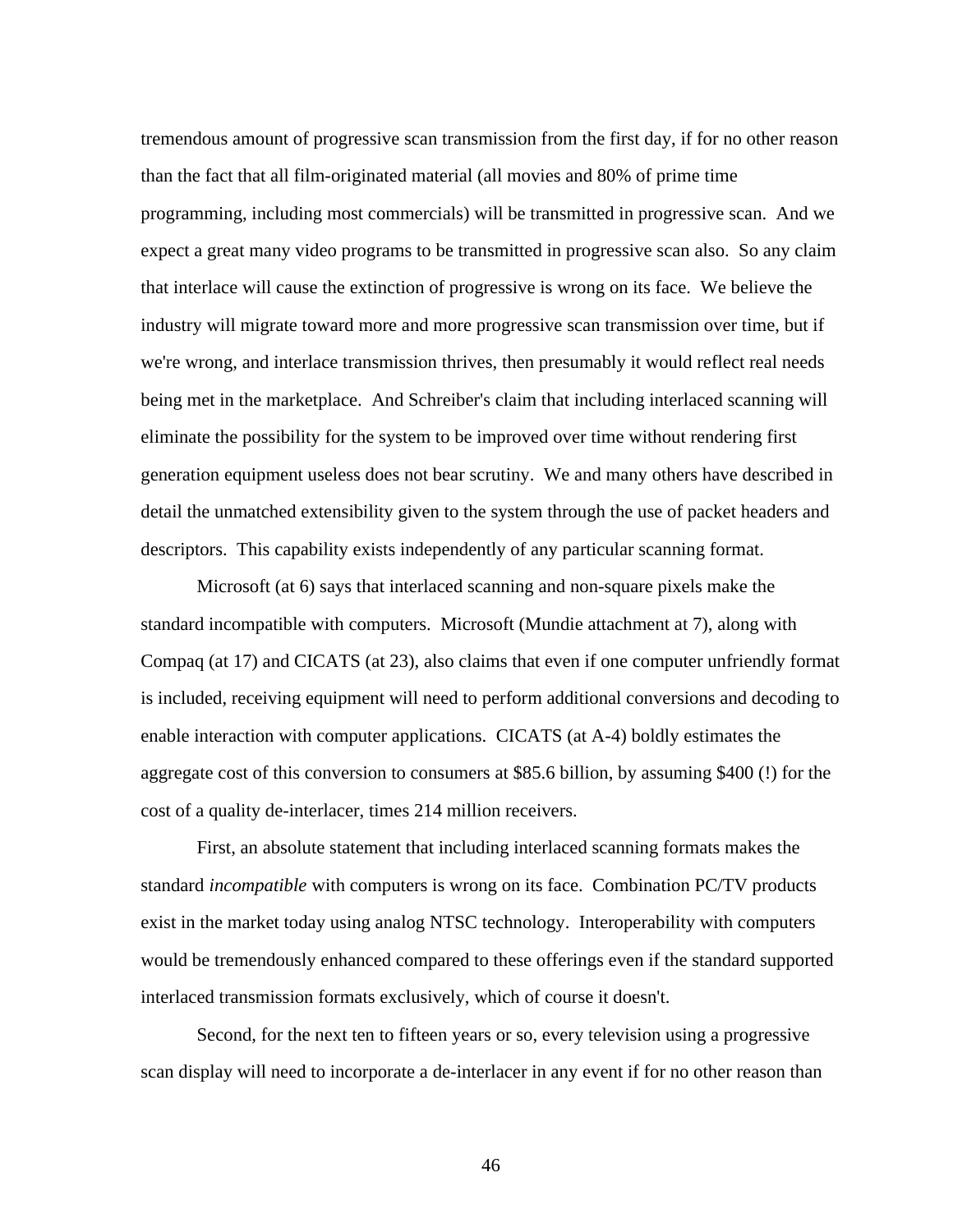tremendous amount of progressive scan transmission from the first day, if for no other reason than the fact that all film-originated material (all movies and 80% of prime time programming, including most commercials) will be transmitted in progressive scan. And we expect a great many video programs to be transmitted in progressive scan also. So any claim that interlace will cause the extinction of progressive is wrong on its face. We believe the industry will migrate toward more and more progressive scan transmission over time, but if we're wrong, and interlace transmission thrives, then presumably it would reflect real needs being met in the marketplace. And Schreiber's claim that including interlaced scanning will eliminate the possibility for the system to be improved over time without rendering first generation equipment useless does not bear scrutiny. We and many others have described in detail the unmatched extensibility given to the system through the use of packet headers and descriptors. This capability exists independently of any particular scanning format.

Microsoft (at 6) says that interlaced scanning and non-square pixels make the standard incompatible with computers. Microsoft (Mundie attachment at 7), along with Compaq (at 17) and CICATS (at 23), also claims that even if one computer unfriendly format is included, receiving equipment will need to perform additional conversions and decoding to enable interaction with computer applications. CICATS (at A-4) boldly estimates the aggregate cost of this conversion to consumers at $85.6 billion, by assuming $400 (!) for the cost of a quality de-interlacer, times 214 million receivers.

First, an absolute statement that including interlaced scanning formats makes the standard *incompatible* with computers is wrong on its face. Combination PC/TV products exist in the market today using analog NTSC technology. Interoperability with computers would be tremendously enhanced compared to these offerings even if the standard supported interlaced transmission formats exclusively, which of course it doesn't.

Second, for the next ten to fifteen years or so, every television using a progressive scan display will need to incorporate a de-interlacer in any event if for no other reason than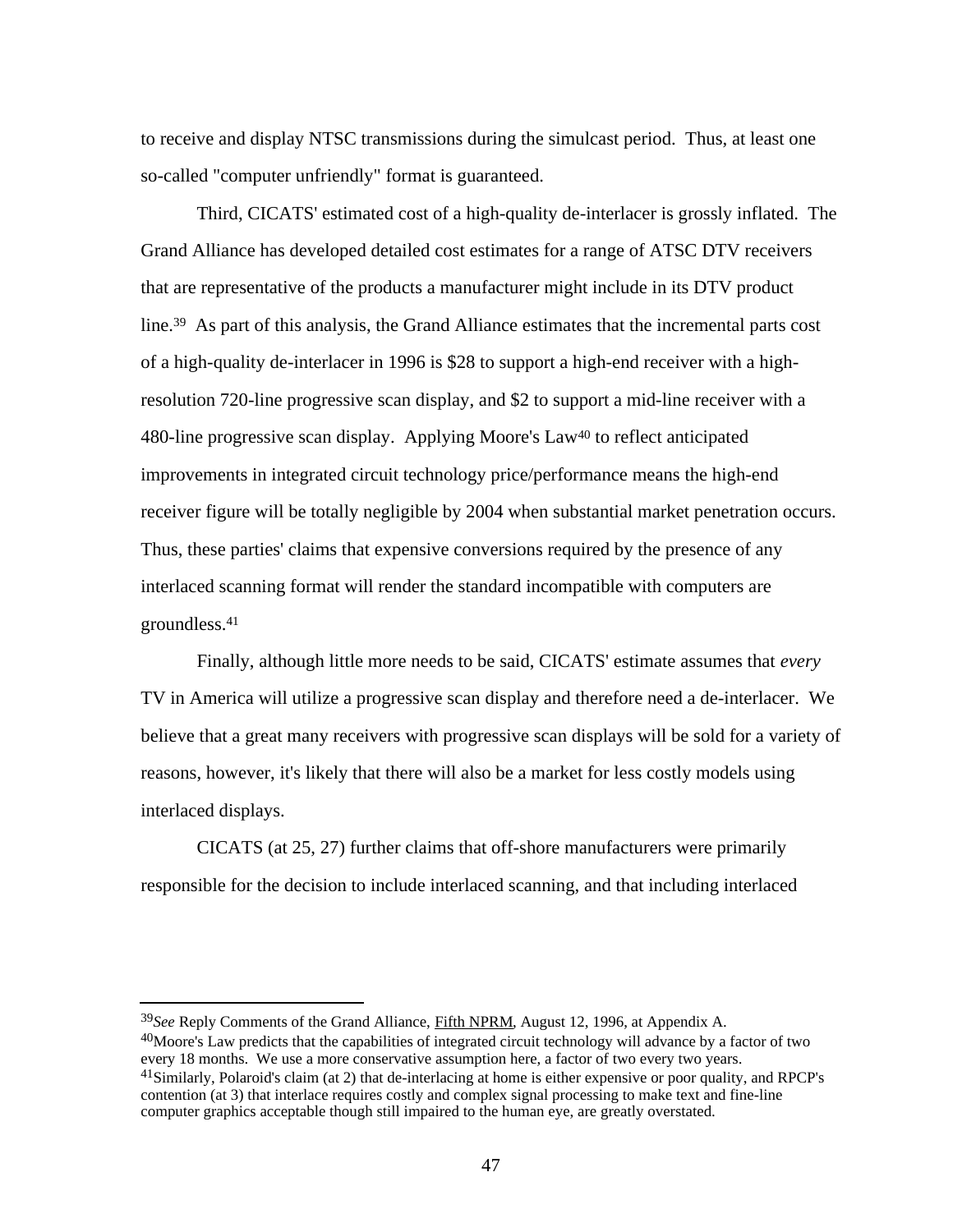to receive and display NTSC transmissions during the simulcast period. Thus, at least one so-called "computer unfriendly" format is guaranteed.

Third, CICATS' estimated cost of a high-quality de-interlacer is grossly inflated. The Grand Alliance has developed detailed cost estimates for a range of ATSC DTV receivers that are representative of the products a manufacturer might include in its DTV product line.[39] As part of this analysis, the Grand Alliance estimates that the incremental parts cost of a high-quality de-interlacer in 1996 is $28 to support a high-end receiver with a high-resolution 720-line progressive scan display, and $2 to support a mid-line receiver with a 480-line progressive scan display. Applying Moore's Law[40] to reflect anticipated improvements in integrated circuit technology price/performance means the high-end receiver figure will be totally negligible by 2004 when substantial market penetration occurs. Thus, these parties' claims that expensive conversions required by the presence of any interlaced scanning format will render the standard incompatible with computers are groundless.[41]

Finally, although little more needs to be said, CICATS' estimate assumes that *every* TV in America will utilize a progressive scan display and therefore need a de-interlacer. We believe that a great many receivers with progressive scan displays will be sold for a variety of reasons, however, it's likely that there will also be a market for less costly models using interlaced displays.

CICATS (at 25, 27) further claims that off-shore manufacturers were primarily responsible for the decision to include interlaced scanning, and that including interlaced

---

[39] *See* Reply Comments of the Grand Alliance, Fifth NPRM, August 12, 1996, at Appendix A.

[40] Moore's Law predicts that the capabilities of integrated circuit technology will advance by a factor of two every 18 months. We use a more conservative assumption here, a factor of two every two years.

[41] Similarly, Polaroid's claim (at 2) that de-interlacing at home is either expensive or poor quality, and RPCP's contention (at 3) that interlace requires costly and complex signal processing to make text and fine-line computer graphics acceptable though still impaired to the human eye, are greatly overstated.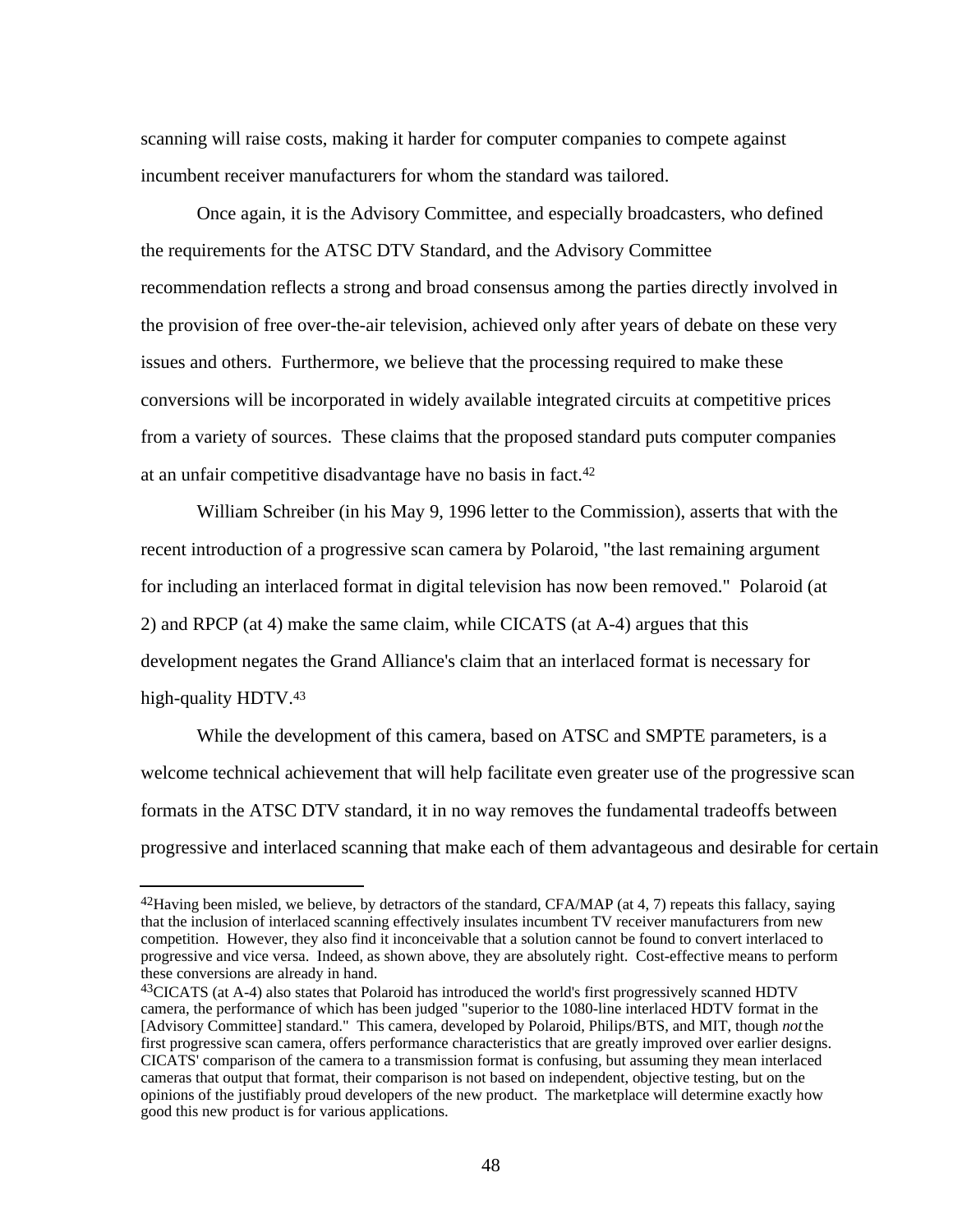scanning will raise costs, making it harder for computer companies to compete against incumbent receiver manufacturers for whom the standard was tailored.

Once again, it is the Advisory Committee, and especially broadcasters, who defined the requirements for the ATSC DTV Standard, and the Advisory Committee recommendation reflects a strong and broad consensus among the parties directly involved in the provision of free over-the-air television, achieved only after years of debate on these very issues and others. Furthermore, we believe that the processing required to make these conversions will be incorporated in widely available integrated circuits at competitive prices from a variety of sources. These claims that the proposed standard puts computer companies at an unfair competitive disadvantage have no basis in fact.[42]

William Schreiber (in his May 9, 1996 letter to the Commission), asserts that with the recent introduction of a progressive scan camera by Polaroid, "the last remaining argument for including an interlaced format in digital television has now been removed." Polaroid (at 2) and RPCP (at 4) make the same claim, while CICATS (at A-4) argues that this development negates the Grand Alliance's claim that an interlaced format is necessary for high-quality HDTV.[43]

While the development of this camera, based on ATSC and SMPTE parameters, is a welcome technical achievement that will help facilitate even greater use of the progressive scan formats in the ATSC DTV standard, it in no way removes the fundamental tradeoffs between progressive and interlaced scanning that make each of them advantageous and desirable for certain

---

[42]Having been misled, we believe, by detractors of the standard, CFA/MAP (at 4, 7) repeats this fallacy, saying that the inclusion of interlaced scanning effectively insulates incumbent TV receiver manufacturers from new competition. However, they also find it inconceivable that a solution cannot be found to convert interlaced to progressive and vice versa. Indeed, as shown above, they are absolutely right. Cost-effective means to perform these conversions are already in hand.

[43]CICATS (at A-4) also states that Polaroid has introduced the world's first progressively scanned HDTV camera, the performance of which has been judged "superior to the 1080-line interlaced HDTV format in the [Advisory Committee] standard." This camera, developed by Polaroid, Philips/BTS, and MIT, though *not* the first progressive scan camera, offers performance characteristics that are greatly improved over earlier designs. CICATS' comparison of the camera to a transmission format is confusing, but assuming they mean interlaced cameras that output that format, their comparison is not based on independent, objective testing, but on the opinions of the justifiably proud developers of the new product. The marketplace will determine exactly how good this new product is for various applications.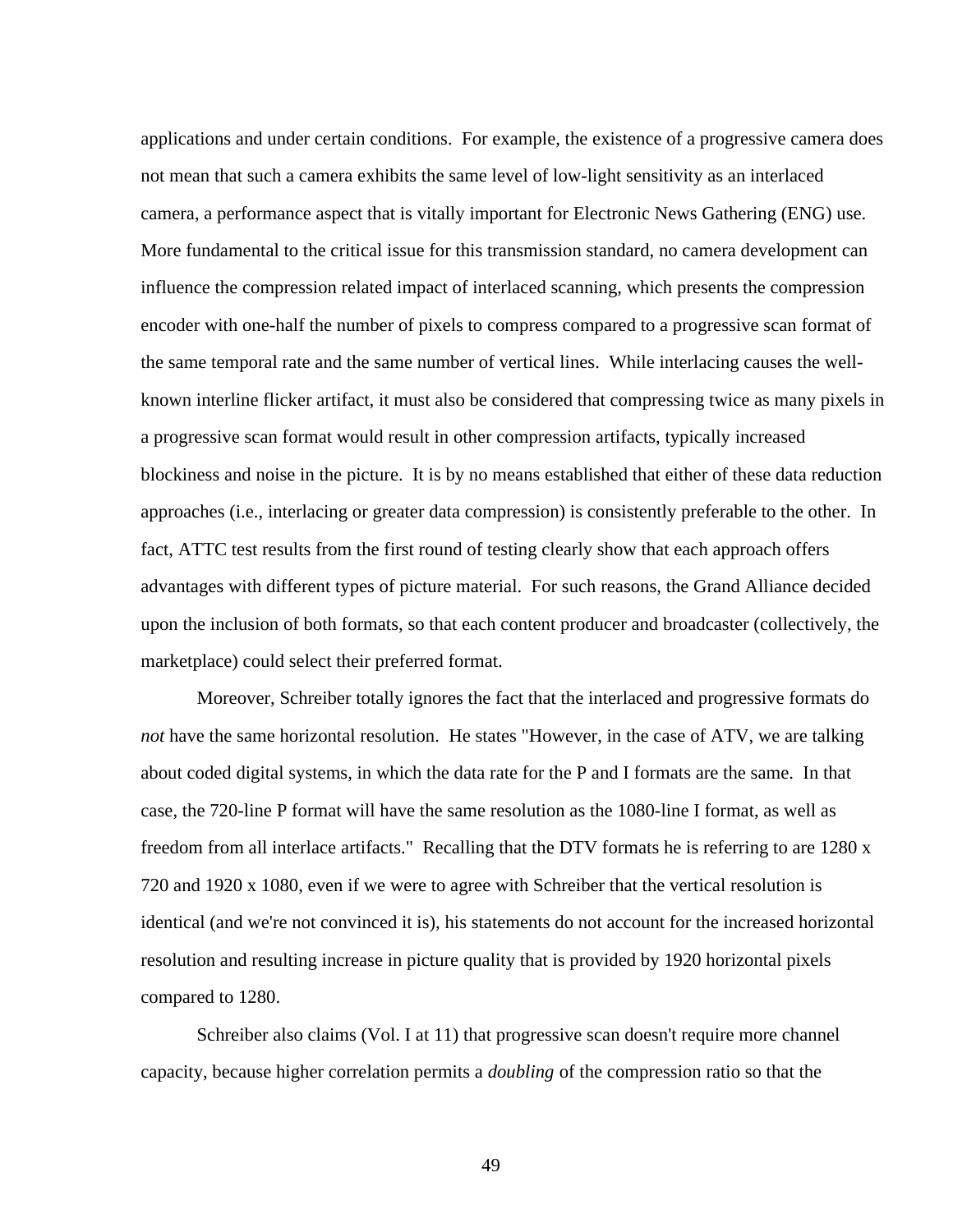applications and under certain conditions. For example, the existence of a progressive camera does not mean that such a camera exhibits the same level of low-light sensitivity as an interlaced camera, a performance aspect that is vitally important for Electronic News Gathering (ENG) use. More fundamental to the critical issue for this transmission standard, no camera development can influence the compression related impact of interlaced scanning, which presents the compression encoder with one-half the number of pixels to compress compared to a progressive scan format of the same temporal rate and the same number of vertical lines. While interlacing causes the well-known interline flicker artifact, it must also be considered that compressing twice as many pixels in a progressive scan format would result in other compression artifacts, typically increased blockiness and noise in the picture. It is by no means established that either of these data reduction approaches (i.e., interlacing or greater data compression) is consistently preferable to the other. In fact, ATTC test results from the first round of testing clearly show that each approach offers advantages with different types of picture material. For such reasons, the Grand Alliance decided upon the inclusion of both formats, so that each content producer and broadcaster (collectively, the marketplace) could select their preferred format.

Moreover, Schreiber totally ignores the fact that the interlaced and progressive formats do *not* have the same horizontal resolution. He states "However, in the case of ATV, we are talking about coded digital systems, in which the data rate for the P and I formats are the same. In that case, the 720-line P format will have the same resolution as the 1080-line I format, as well as freedom from all interlace artifacts." Recalling that the DTV formats he is referring to are 1280 x 720 and 1920 x 1080, even if we were to agree with Schreiber that the vertical resolution is identical (and we're not convinced it is), his statements do not account for the increased horizontal resolution and resulting increase in picture quality that is provided by 1920 horizontal pixels compared to 1280.

Schreiber also claims (Vol. I at 11) that progressive scan doesn't require more channel capacity, because higher correlation permits a *doubling* of the compression ratio so that the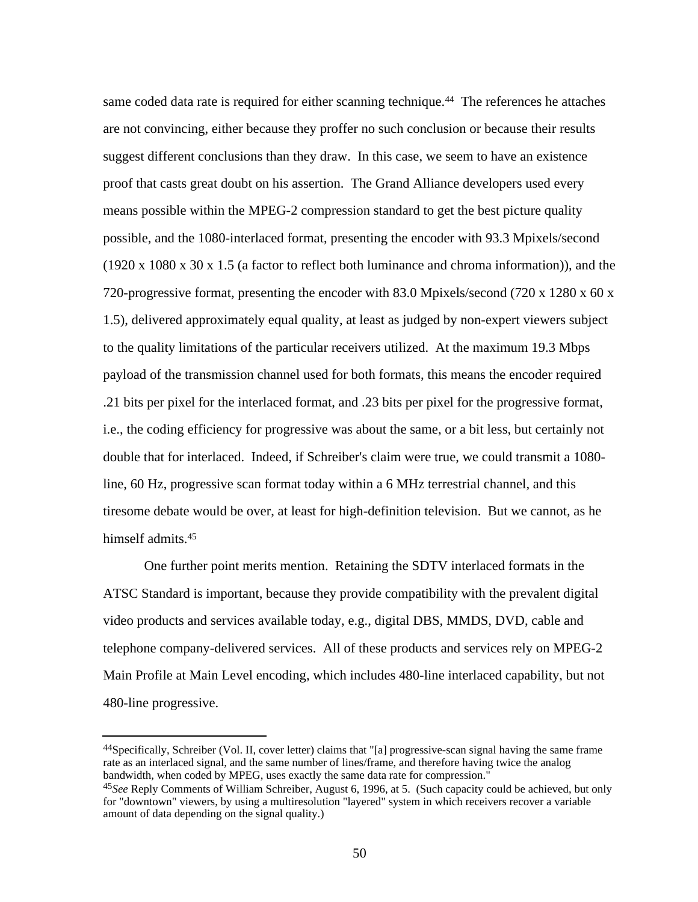same coded data rate is required for either scanning technique.[44] The references he attaches are not convincing, either because they proffer no such conclusion or because their results suggest different conclusions than they draw. In this case, we seem to have an existence proof that casts great doubt on his assertion. The Grand Alliance developers used every means possible within the MPEG-2 compression standard to get the best picture quality possible, and the 1080-interlaced format, presenting the encoder with 93.3 Mpixels/second (1920 x 1080 x 30 x 1.5 (a factor to reflect both luminance and chroma information)), and the 720-progressive format, presenting the encoder with 83.0 Mpixels/second (720 x 1280 x 60 x 1.5), delivered approximately equal quality, at least as judged by non-expert viewers subject to the quality limitations of the particular receivers utilized. At the maximum 19.3 Mbps payload of the transmission channel used for both formats, this means the encoder required .21 bits per pixel for the interlaced format, and .23 bits per pixel for the progressive format, i.e., the coding efficiency for progressive was about the same, or a bit less, but certainly not double that for interlaced. Indeed, if Schreiber's claim were true, we could transmit a 1080-line, 60 Hz, progressive scan format today within a 6 MHz terrestrial channel, and this tiresome debate would be over, at least for high-definition television. But we cannot, as he himself admits.[45]

One further point merits mention. Retaining the SDTV interlaced formats in the ATSC Standard is important, because they provide compatibility with the prevalent digital video products and services available today, e.g., digital DBS, MMDS, DVD, cable and telephone company-delivered services. All of these products and services rely on MPEG-2 Main Profile at Main Level encoding, which includes 480-line interlaced capability, but not 480-line progressive.

---

[44] Specifically, Schreiber (Vol. II, cover letter) claims that "[a] progressive-scan signal having the same frame rate as an interlaced signal, and the same number of lines/frame, and therefore having twice the analog bandwidth, when coded by MPEG, uses exactly the same data rate for compression."

[45] *See* Reply Comments of William Schreiber, August 6, 1996, at 5. (Such capacity could be achieved, but only for "downtown" viewers, by using a multiresolution "layered" system in which receivers recover a variable amount of data depending on the signal quality.)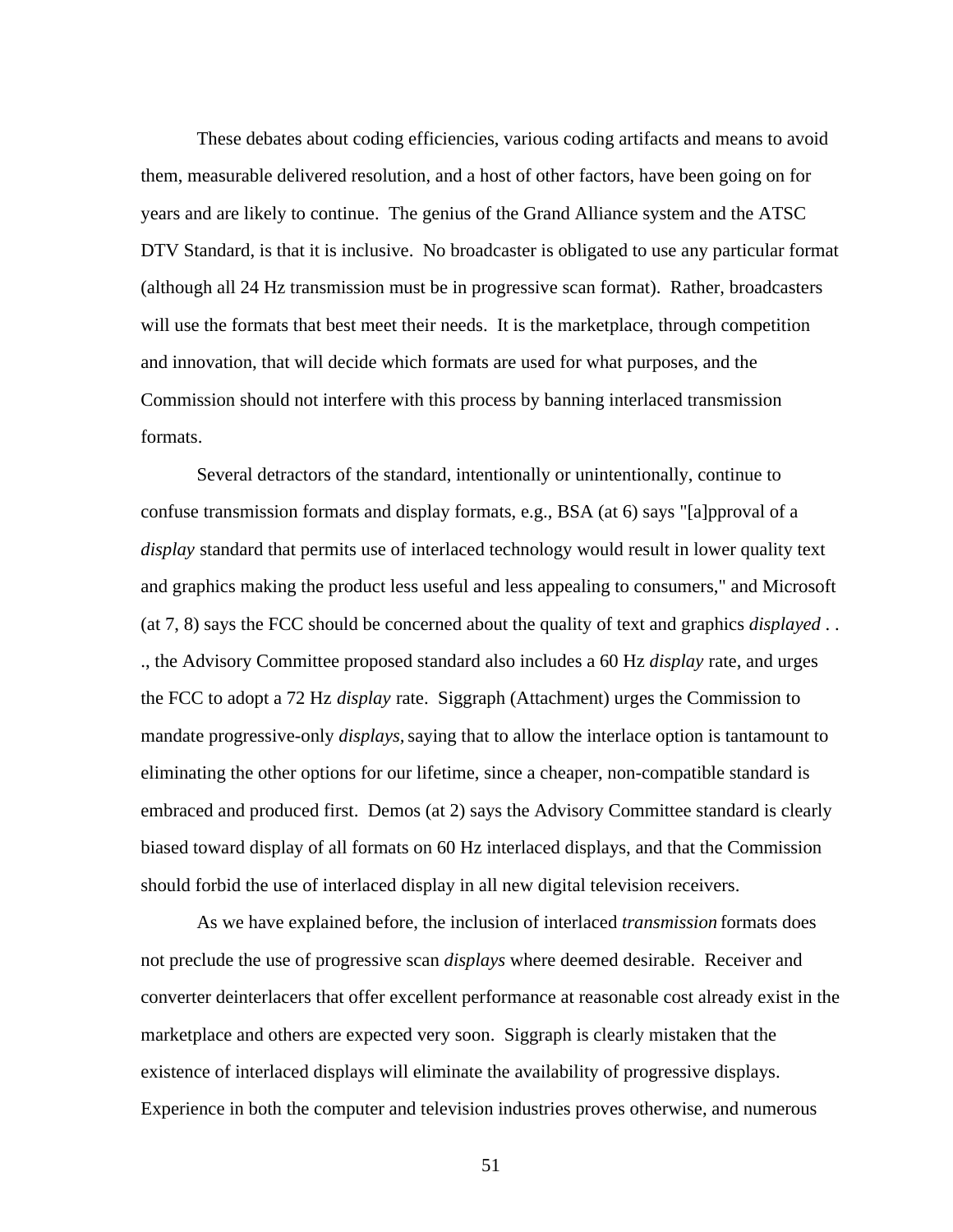These debates about coding efficiencies, various coding artifacts and means to avoid them, measurable delivered resolution, and a host of other factors, have been going on for years and are likely to continue. The genius of the Grand Alliance system and the ATSC DTV Standard, is that it is inclusive. No broadcaster is obligated to use any particular format (although all 24 Hz transmission must be in progressive scan format). Rather, broadcasters will use the formats that best meet their needs. It is the marketplace, through competition and innovation, that will decide which formats are used for what purposes, and the Commission should not interfere with this process by banning interlaced transmission formats.

Several detractors of the standard, intentionally or unintentionally, continue to confuse transmission formats and display formats, e.g., BSA (at 6) says "[a]pproval of a *display* standard that permits use of interlaced technology would result in lower quality text and graphics making the product less useful and less appealing to consumers," and Microsoft (at 7, 8) says the FCC should be concerned about the quality of text and graphics *displayed* . . ., the Advisory Committee proposed standard also includes a 60 Hz *display* rate, and urges the FCC to adopt a 72 Hz *display* rate. Siggraph (Attachment) urges the Commission to mandate progressive-only *displays,* saying that to allow the interlace option is tantamount to eliminating the other options for our lifetime, since a cheaper, non-compatible standard is embraced and produced first. Demos (at 2) says the Advisory Committee standard is clearly biased toward display of all formats on 60 Hz interlaced displays, and that the Commission should forbid the use of interlaced display in all new digital television receivers.

As we have explained before, the inclusion of interlaced *transmission* formats does not preclude the use of progressive scan *displays* where deemed desirable. Receiver and converter deinterlacers that offer excellent performance at reasonable cost already exist in the marketplace and others are expected very soon. Siggraph is clearly mistaken that the existence of interlaced displays will eliminate the availability of progressive displays. Experience in both the computer and television industries proves otherwise, and numerous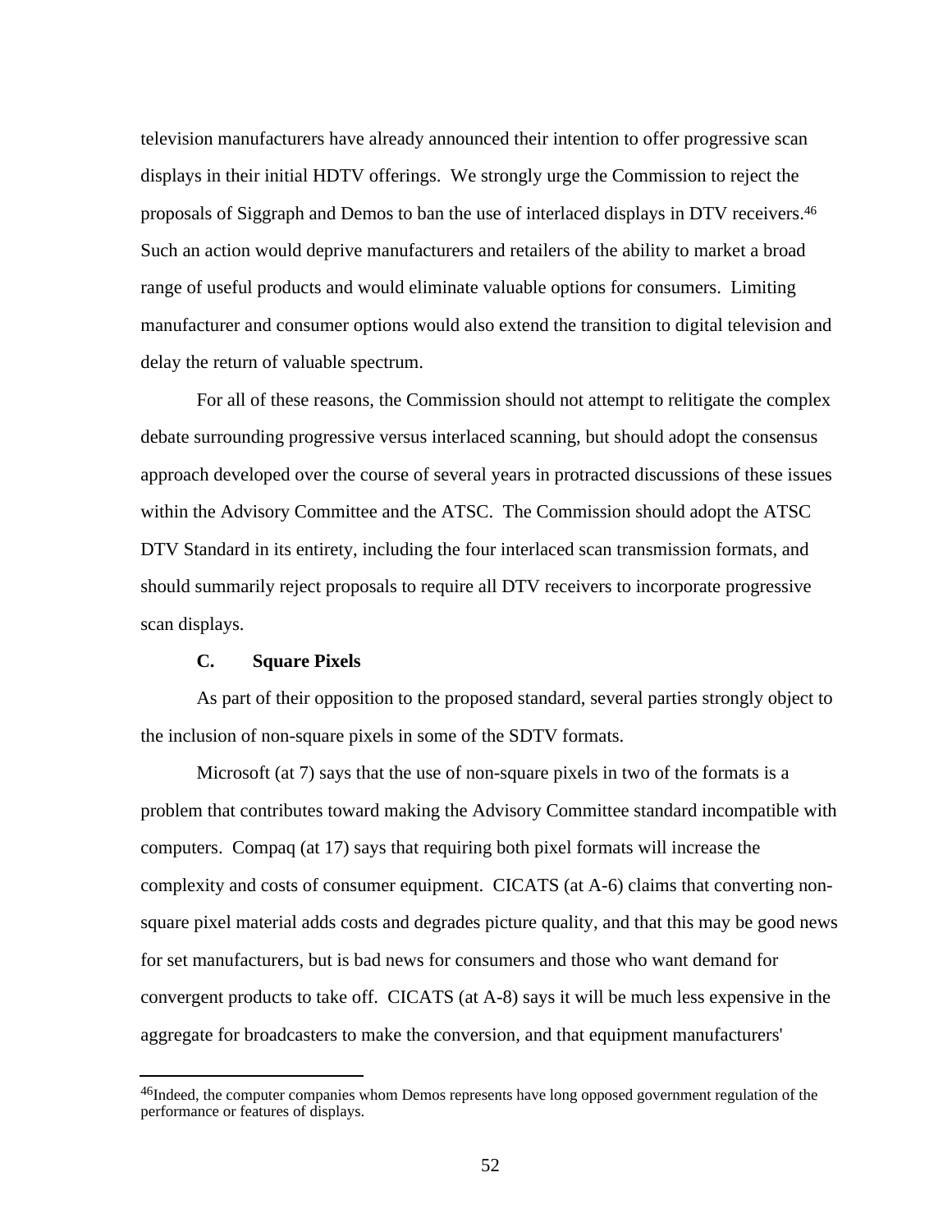television manufacturers have already announced their intention to offer progressive scan displays in their initial HDTV offerings. We strongly urge the Commission to reject the proposals of Siggraph and Demos to ban the use of interlaced displays in DTV receivers.[46] Such an action would deprive manufacturers and retailers of the ability to market a broad range of useful products and would eliminate valuable options for consumers. Limiting manufacturer and consumer options would also extend the transition to digital television and delay the return of valuable spectrum.

For all of these reasons, the Commission should not attempt to relitigate the complex debate surrounding progressive versus interlaced scanning, but should adopt the consensus approach developed over the course of several years in protracted discussions of these issues within the Advisory Committee and the ATSC. The Commission should adopt the ATSC DTV Standard in its entirety, including the four interlaced scan transmission formats, and should summarily reject proposals to require all DTV receivers to incorporate progressive scan displays.

### C. Square Pixels

As part of their opposition to the proposed standard, several parties strongly object to the inclusion of non-square pixels in some of the SDTV formats.

Microsoft (at 7) says that the use of non-square pixels in two of the formats is a problem that contributes toward making the Advisory Committee standard incompatible with computers. Compaq (at 17) says that requiring both pixel formats will increase the complexity and costs of consumer equipment. CICATS (at A-6) claims that converting non-square pixel material adds costs and degrades picture quality, and that this may be good news for set manufacturers, but is bad news for consumers and those who want demand for convergent products to take off. CICATS (at A-8) says it will be much less expensive in the aggregate for broadcasters to make the conversion, and that equipment manufacturers'

---

[46] Indeed, the computer companies whom Demos represents have long opposed government regulation of the performance or features of displays.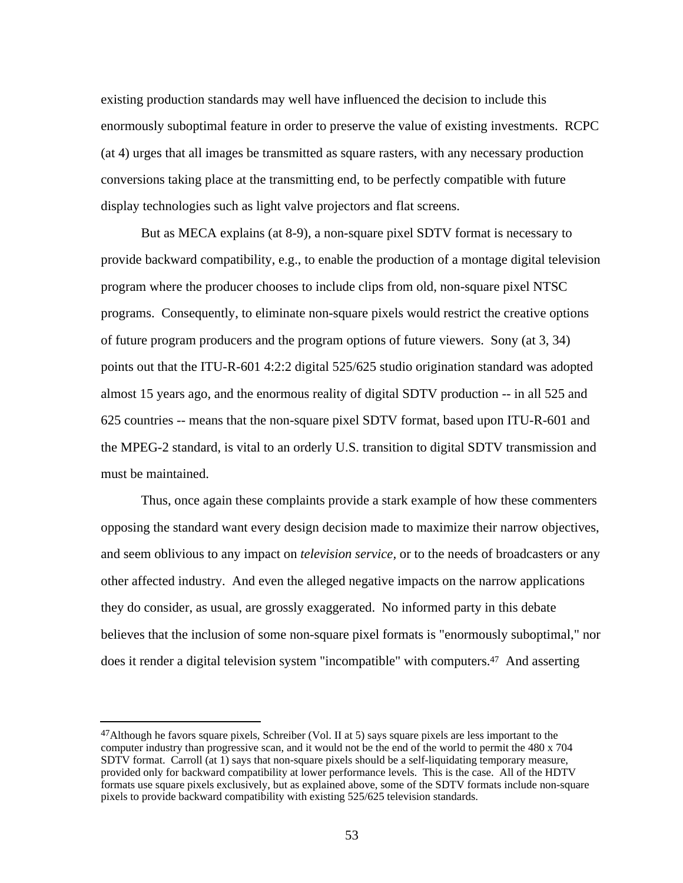existing production standards may well have influenced the decision to include this enormously suboptimal feature in order to preserve the value of existing investments. RCPC (at 4) urges that all images be transmitted as square rasters, with any necessary production conversions taking place at the transmitting end, to be perfectly compatible with future display technologies such as light valve projectors and flat screens.

But as MECA explains (at 8-9), a non-square pixel SDTV format is necessary to provide backward compatibility, e.g., to enable the production of a montage digital television program where the producer chooses to include clips from old, non-square pixel NTSC programs. Consequently, to eliminate non-square pixels would restrict the creative options of future program producers and the program options of future viewers. Sony (at 3, 34) points out that the ITU-R-601 4:2:2 digital 525/625 studio origination standard was adopted almost 15 years ago, and the enormous reality of digital SDTV production -- in all 525 and 625 countries -- means that the non-square pixel SDTV format, based upon ITU-R-601 and the MPEG-2 standard, is vital to an orderly U.S. transition to digital SDTV transmission and must be maintained.

Thus, once again these complaints provide a stark example of how these commenters opposing the standard want every design decision made to maximize their narrow objectives, and seem oblivious to any impact on *television service,* or to the needs of broadcasters or any other affected industry. And even the alleged negative impacts on the narrow applications they do consider, as usual, are grossly exaggerated. No informed party in this debate believes that the inclusion of some non-square pixel formats is "enormously suboptimal," nor does it render a digital television system "incompatible" with computers.[47] And asserting

---

[47] Although he favors square pixels, Schreiber (Vol. II at 5) says square pixels are less important to the computer industry than progressive scan, and it would not be the end of the world to permit the 480 x 704 SDTV format. Carroll (at 1) says that non-square pixels should be a self-liquidating temporary measure, provided only for backward compatibility at lower performance levels. This is the case. All of the HDTV formats use square pixels exclusively, but as explained above, some of the SDTV formats include non-square pixels to provide backward compatibility with existing 525/625 television standards.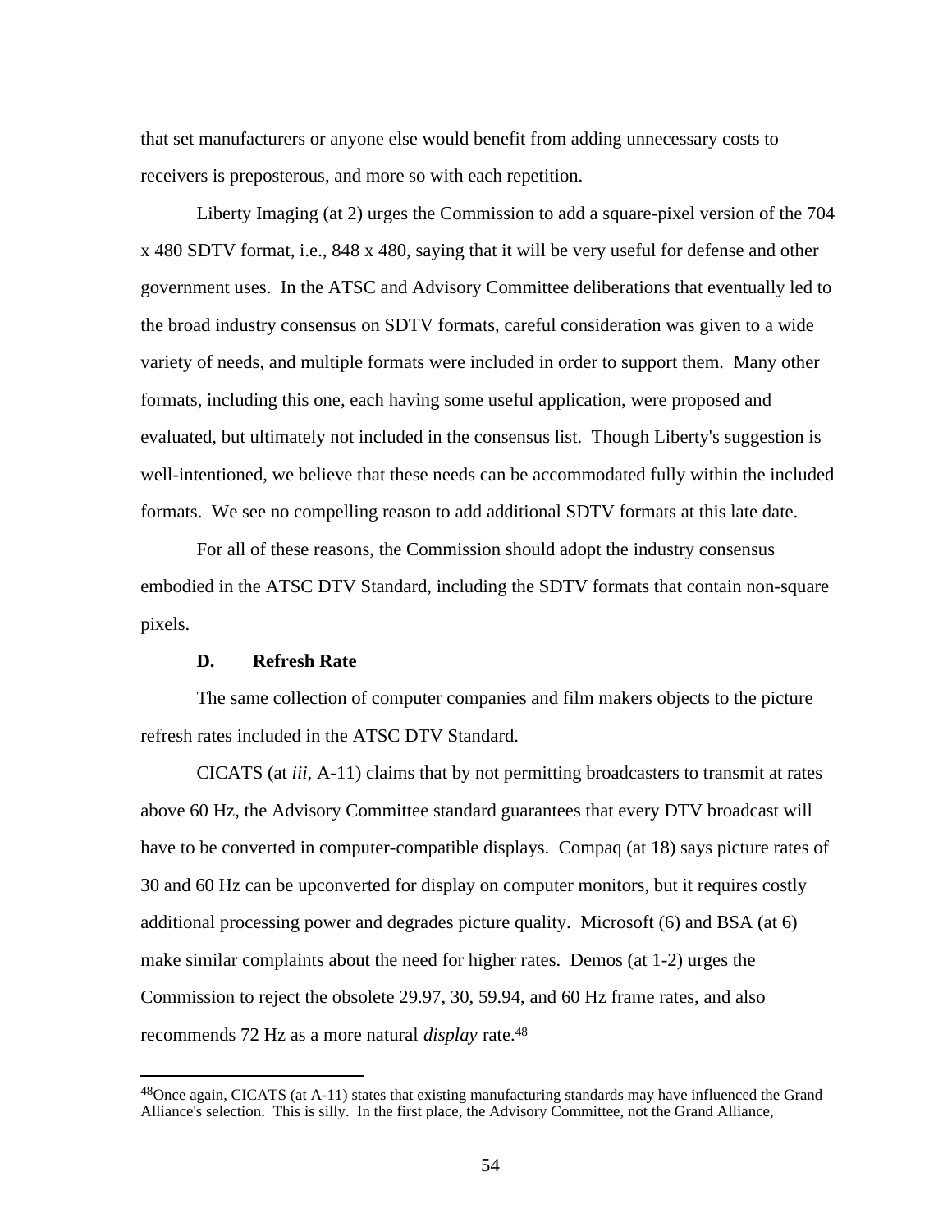that set manufacturers or anyone else would benefit from adding unnecessary costs to receivers is preposterous, and more so with each repetition.

Liberty Imaging (at 2) urges the Commission to add a square-pixel version of the 704 x 480 SDTV format, i.e., 848 x 480, saying that it will be very useful for defense and other government uses. In the ATSC and Advisory Committee deliberations that eventually led to the broad industry consensus on SDTV formats, careful consideration was given to a wide variety of needs, and multiple formats were included in order to support them. Many other formats, including this one, each having some useful application, were proposed and evaluated, but ultimately not included in the consensus list. Though Liberty's suggestion is well-intentioned, we believe that these needs can be accommodated fully within the included formats. We see no compelling reason to add additional SDTV formats at this late date.

For all of these reasons, the Commission should adopt the industry consensus embodied in the ATSC DTV Standard, including the SDTV formats that contain non-square pixels.

### D. Refresh Rate

The same collection of computer companies and film makers objects to the picture refresh rates included in the ATSC DTV Standard.

CICATS (at *iii*, A-11) claims that by not permitting broadcasters to transmit at rates above 60 Hz, the Advisory Committee standard guarantees that every DTV broadcast will have to be converted in computer-compatible displays. Compaq (at 18) says picture rates of 30 and 60 Hz can be upconverted for display on computer monitors, but it requires costly additional processing power and degrades picture quality. Microsoft (6) and BSA (at 6) make similar complaints about the need for higher rates. Demos (at 1-2) urges the Commission to reject the obsolete 29.97, 30, 59.94, and 60 Hz frame rates, and also recommends 72 Hz as a more natural *display* rate.[48]

[48]Once again, CICATS (at A-11) states that existing manufacturing standards may have influenced the Grand Alliance's selection. This is silly. In the first place, the Advisory Committee, not the Grand Alliance,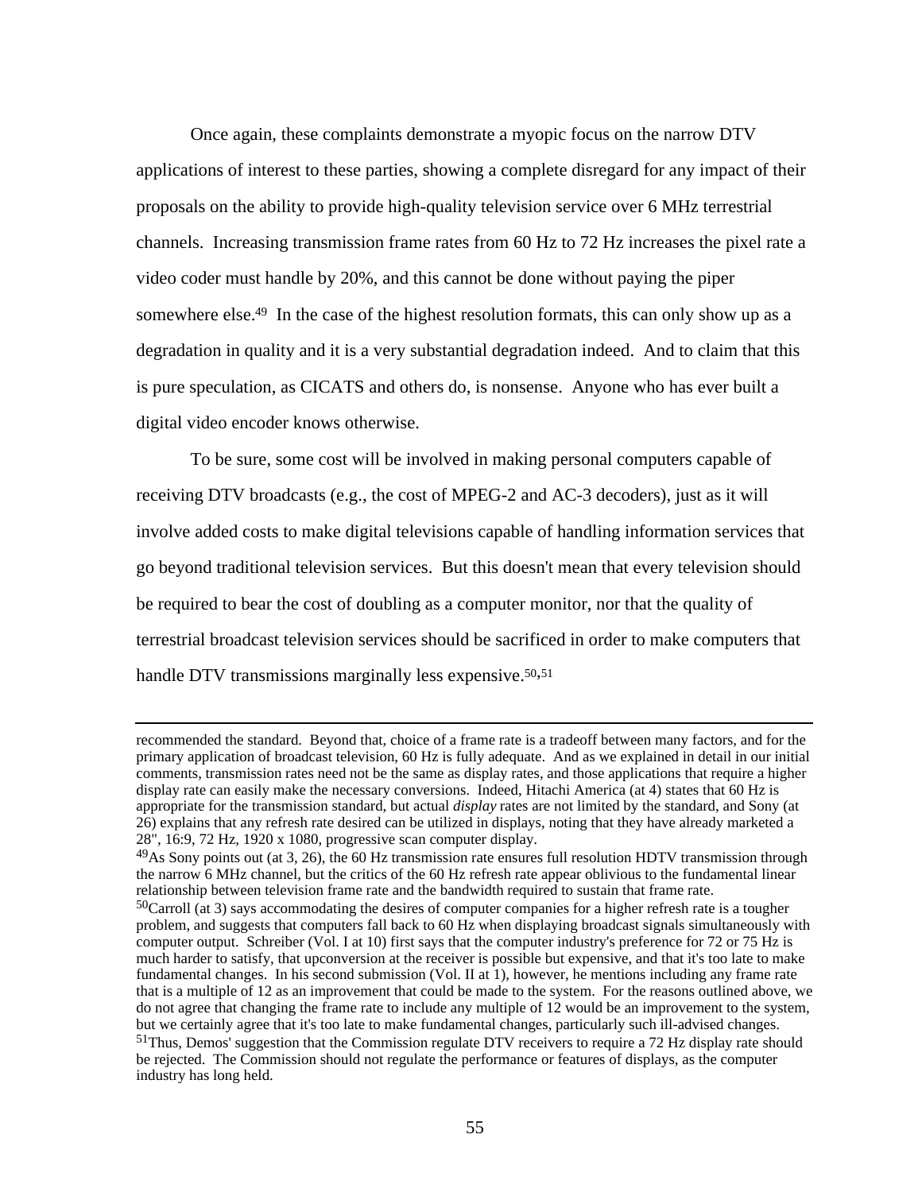Once again, these complaints demonstrate a myopic focus on the narrow DTV applications of interest to these parties, showing a complete disregard for any impact of their proposals on the ability to provide high-quality television service over 6 MHz terrestrial channels. Increasing transmission frame rates from 60 Hz to 72 Hz increases the pixel rate a video coder must handle by 20%, and this cannot be done without paying the piper somewhere else.[49] In the case of the highest resolution formats, this can only show up as a degradation in quality and it is a very substantial degradation indeed. And to claim that this is pure speculation, as CICATS and others do, is nonsense. Anyone who has ever built a digital video encoder knows otherwise.

To be sure, some cost will be involved in making personal computers capable of receiving DTV broadcasts (e.g., the cost of MPEG-2 and AC-3 decoders), just as it will involve added costs to make digital televisions capable of handling information services that go beyond traditional television services. But this doesn't mean that every television should be required to bear the cost of doubling as a computer monitor, nor that the quality of terrestrial broadcast television services should be sacrificed in order to make computers that handle DTV transmissions marginally less expensive.[50,51]

---

recommended the standard. Beyond that, choice of a frame rate is a tradeoff between many factors, and for the primary application of broadcast television, 60 Hz is fully adequate. And as we explained in detail in our initial comments, transmission rates need not be the same as display rates, and those applications that require a higher display rate can easily make the necessary conversions. Indeed, Hitachi America (at 4) states that 60 Hz is appropriate for the transmission standard, but actual *display* rates are not limited by the standard, and Sony (at 26) explains that any refresh rate desired can be utilized in displays, noting that they have already marketed a 28", 16:9, 72 Hz, 1920 x 1080, progressive scan computer display.

[49]As Sony points out (at 3, 26), the 60 Hz transmission rate ensures full resolution HDTV transmission through the narrow 6 MHz channel, but the critics of the 60 Hz refresh rate appear oblivious to the fundamental linear relationship between television frame rate and the bandwidth required to sustain that frame rate.

[50]Carroll (at 3) says accommodating the desires of computer companies for a higher refresh rate is a tougher problem, and suggests that computers fall back to 60 Hz when displaying broadcast signals simultaneously with computer output. Schreiber (Vol. I at 10) first says that the computer industry's preference for 72 or 75 Hz is much harder to satisfy, that upconversion at the receiver is possible but expensive, and that it's too late to make fundamental changes. In his second submission (Vol. II at 1), however, he mentions including any frame rate that is a multiple of 12 as an improvement that could be made to the system. For the reasons outlined above, we do not agree that changing the frame rate to include any multiple of 12 would be an improvement to the system, but we certainly agree that it's too late to make fundamental changes, particularly such ill-advised changes.

[51]Thus, Demos' suggestion that the Commission regulate DTV receivers to require a 72 Hz display rate should be rejected. The Commission should not regulate the performance or features of displays, as the computer industry has long held.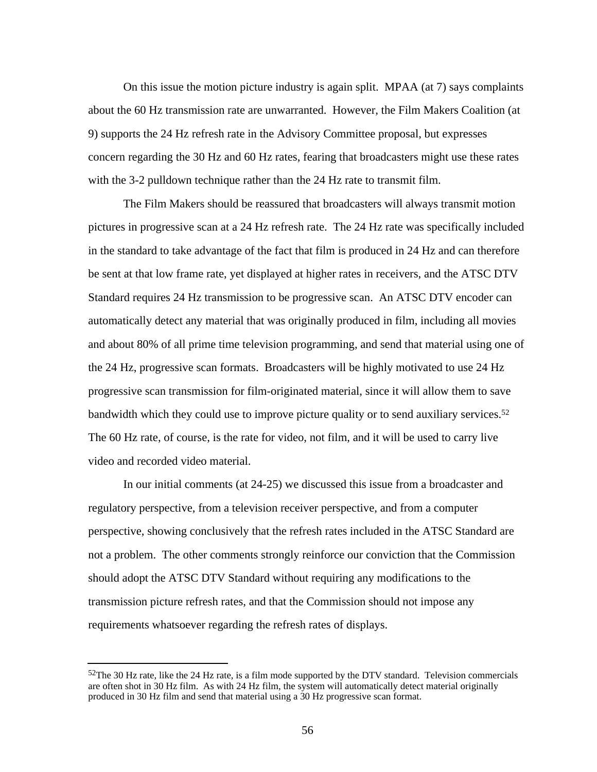On this issue the motion picture industry is again split. MPAA (at 7) says complaints about the 60 Hz transmission rate are unwarranted. However, the Film Makers Coalition (at 9) supports the 24 Hz refresh rate in the Advisory Committee proposal, but expresses concern regarding the 30 Hz and 60 Hz rates, fearing that broadcasters might use these rates with the 3-2 pulldown technique rather than the 24 Hz rate to transmit film.

The Film Makers should be reassured that broadcasters will always transmit motion pictures in progressive scan at a 24 Hz refresh rate. The 24 Hz rate was specifically included in the standard to take advantage of the fact that film is produced in 24 Hz and can therefore be sent at that low frame rate, yet displayed at higher rates in receivers, and the ATSC DTV Standard requires 24 Hz transmission to be progressive scan. An ATSC DTV encoder can automatically detect any material that was originally produced in film, including all movies and about 80% of all prime time television programming, and send that material using one of the 24 Hz, progressive scan formats. Broadcasters will be highly motivated to use 24 Hz progressive scan transmission for film-originated material, since it will allow them to save bandwidth which they could use to improve picture quality or to send auxiliary services.[52] The 60 Hz rate, of course, is the rate for video, not film, and it will be used to carry live video and recorded video material.

In our initial comments (at 24-25) we discussed this issue from a broadcaster and regulatory perspective, from a television receiver perspective, and from a computer perspective, showing conclusively that the refresh rates included in the ATSC Standard are not a problem. The other comments strongly reinforce our conviction that the Commission should adopt the ATSC DTV Standard without requiring any modifications to the transmission picture refresh rates, and that the Commission should not impose any requirements whatsoever regarding the refresh rates of displays.

---

[52] The 30 Hz rate, like the 24 Hz rate, is a film mode supported by the DTV standard. Television commercials are often shot in 30 Hz film. As with 24 Hz film, the system will automatically detect material originally produced in 30 Hz film and send that material using a 30 Hz progressive scan format.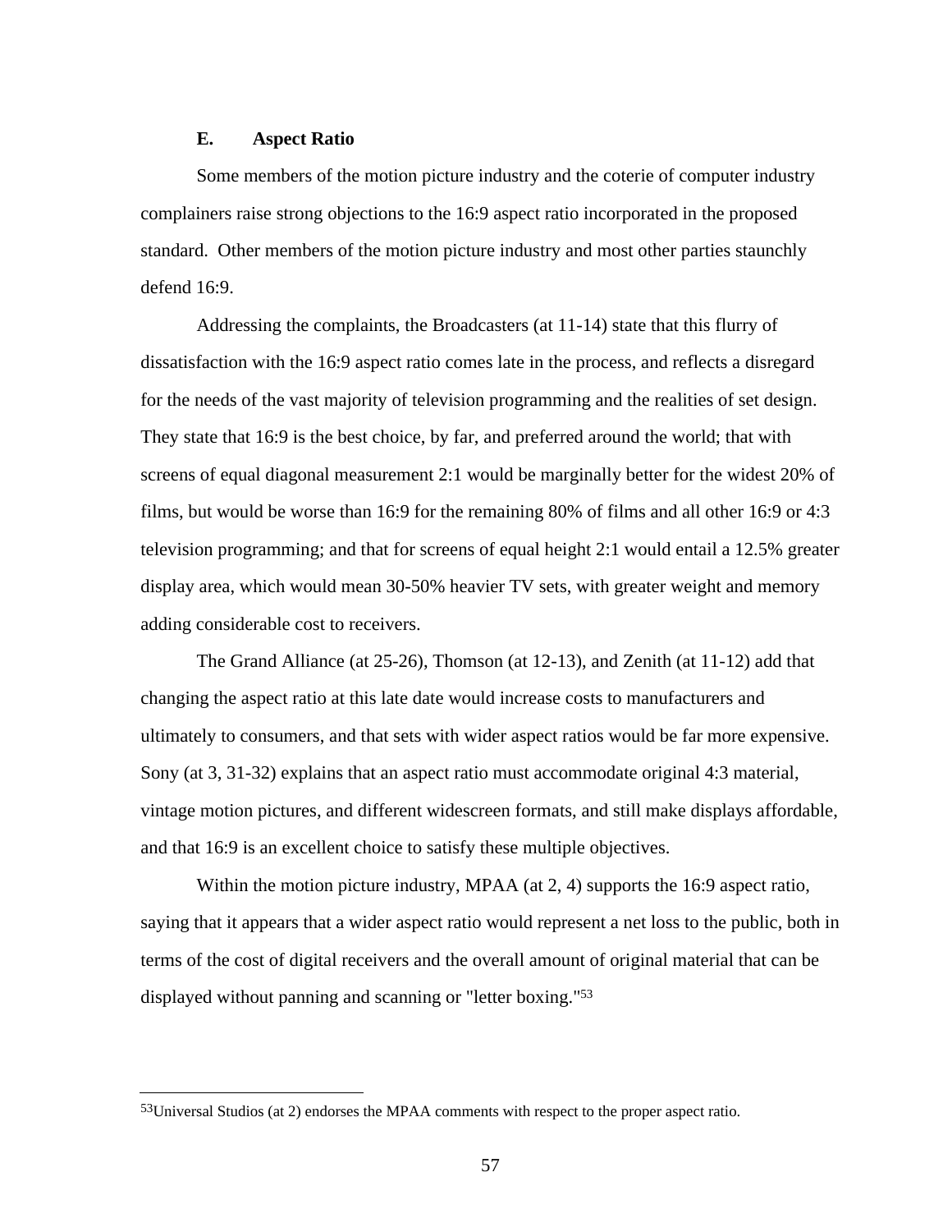### E. Aspect Ratio

Some members of the motion picture industry and the coterie of computer industry complainers raise strong objections to the 16:9 aspect ratio incorporated in the proposed standard. Other members of the motion picture industry and most other parties staunchly defend 16:9.

Addressing the complaints, the Broadcasters (at 11-14) state that this flurry of dissatisfaction with the 16:9 aspect ratio comes late in the process, and reflects a disregard for the needs of the vast majority of television programming and the realities of set design. They state that 16:9 is the best choice, by far, and preferred around the world; that with screens of equal diagonal measurement 2:1 would be marginally better for the widest 20% of films, but would be worse than 16:9 for the remaining 80% of films and all other 16:9 or 4:3 television programming; and that for screens of equal height 2:1 would entail a 12.5% greater display area, which would mean 30-50% heavier TV sets, with greater weight and memory adding considerable cost to receivers.

The Grand Alliance (at 25-26), Thomson (at 12-13), and Zenith (at 11-12) add that changing the aspect ratio at this late date would increase costs to manufacturers and ultimately to consumers, and that sets with wider aspect ratios would be far more expensive. Sony (at 3, 31-32) explains that an aspect ratio must accommodate original 4:3 material, vintage motion pictures, and different widescreen formats, and still make displays affordable, and that 16:9 is an excellent choice to satisfy these multiple objectives.

Within the motion picture industry, MPAA (at 2, 4) supports the 16:9 aspect ratio, saying that it appears that a wider aspect ratio would represent a net loss to the public, both in terms of the cost of digital receivers and the overall amount of original material that can be displayed without panning and scanning or "letter boxing."[53]

---

[53] Universal Studios (at 2) endorses the MPAA comments with respect to the proper aspect ratio.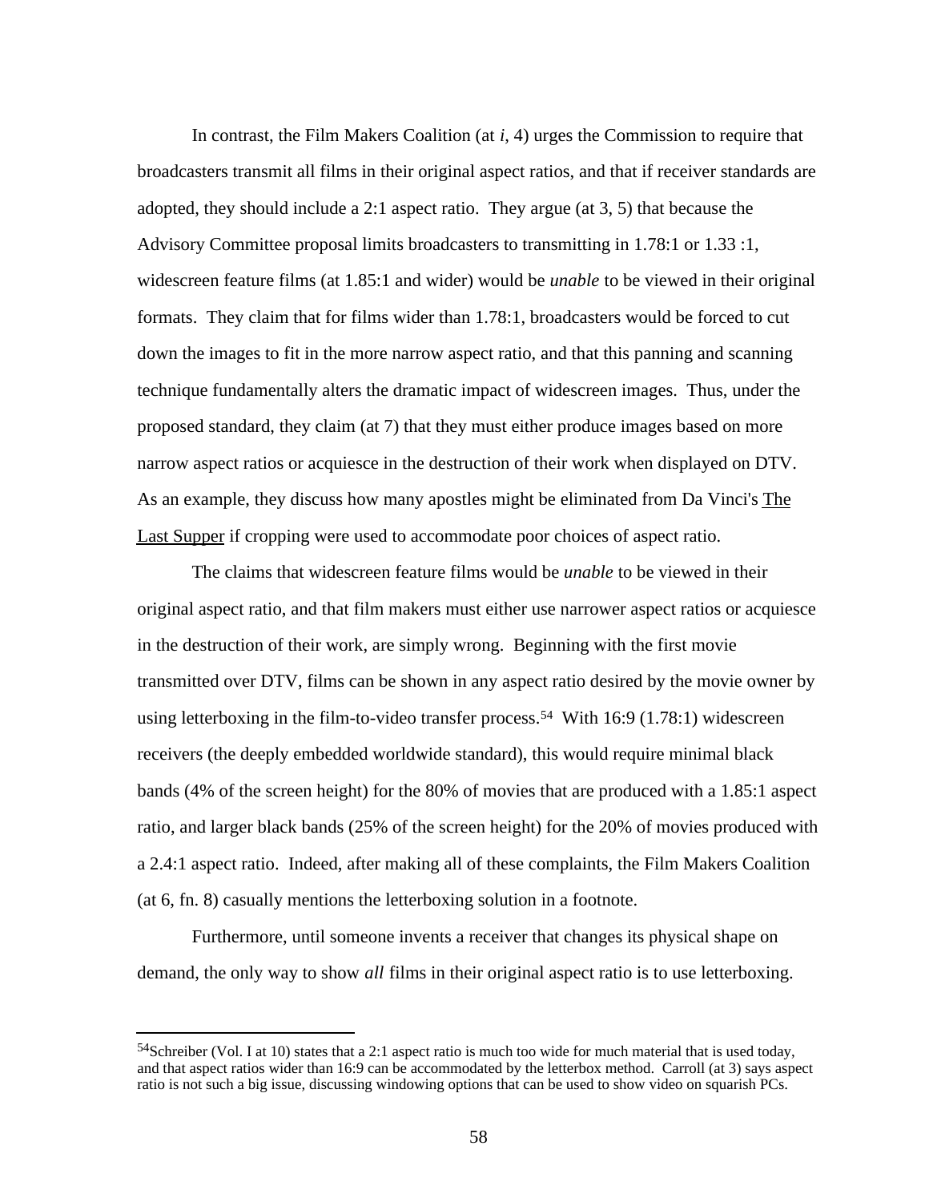In contrast, the Film Makers Coalition (at *i*, 4) urges the Commission to require that broadcasters transmit all films in their original aspect ratios, and that if receiver standards are adopted, they should include a 2:1 aspect ratio. They argue (at 3, 5) that because the Advisory Committee proposal limits broadcasters to transmitting in 1.78:1 or 1.33 :1, widescreen feature films (at 1.85:1 and wider) would be *unable* to be viewed in their original formats. They claim that for films wider than 1.78:1, broadcasters would be forced to cut down the images to fit in the more narrow aspect ratio, and that this panning and scanning technique fundamentally alters the dramatic impact of widescreen images. Thus, under the proposed standard, they claim (at 7) that they must either produce images based on more narrow aspect ratios or acquiesce in the destruction of their work when displayed on DTV. As an example, they discuss how many apostles might be eliminated from Da Vinci's The Last Supper if cropping were used to accommodate poor choices of aspect ratio.

The claims that widescreen feature films would be *unable* to be viewed in their original aspect ratio, and that film makers must either use narrower aspect ratios or acquiesce in the destruction of their work, are simply wrong. Beginning with the first movie transmitted over DTV, films can be shown in any aspect ratio desired by the movie owner by using letterboxing in the film-to-video transfer process.[54] With 16:9 (1.78:1) widescreen receivers (the deeply embedded worldwide standard), this would require minimal black bands (4% of the screen height) for the 80% of movies that are produced with a 1.85:1 aspect ratio, and larger black bands (25% of the screen height) for the 20% of movies produced with a 2.4:1 aspect ratio. Indeed, after making all of these complaints, the Film Makers Coalition (at 6, fn. 8) casually mentions the letterboxing solution in a footnote.

Furthermore, until someone invents a receiver that changes its physical shape on demand, the only way to show *all* films in their original aspect ratio is to use letterboxing.

---

[54] Schreiber (Vol. I at 10) states that a 2:1 aspect ratio is much too wide for much material that is used today, and that aspect ratios wider than 16:9 can be accommodated by the letterbox method. Carroll (at 3) says aspect ratio is not such a big issue, discussing windowing options that can be used to show video on squarish PCs.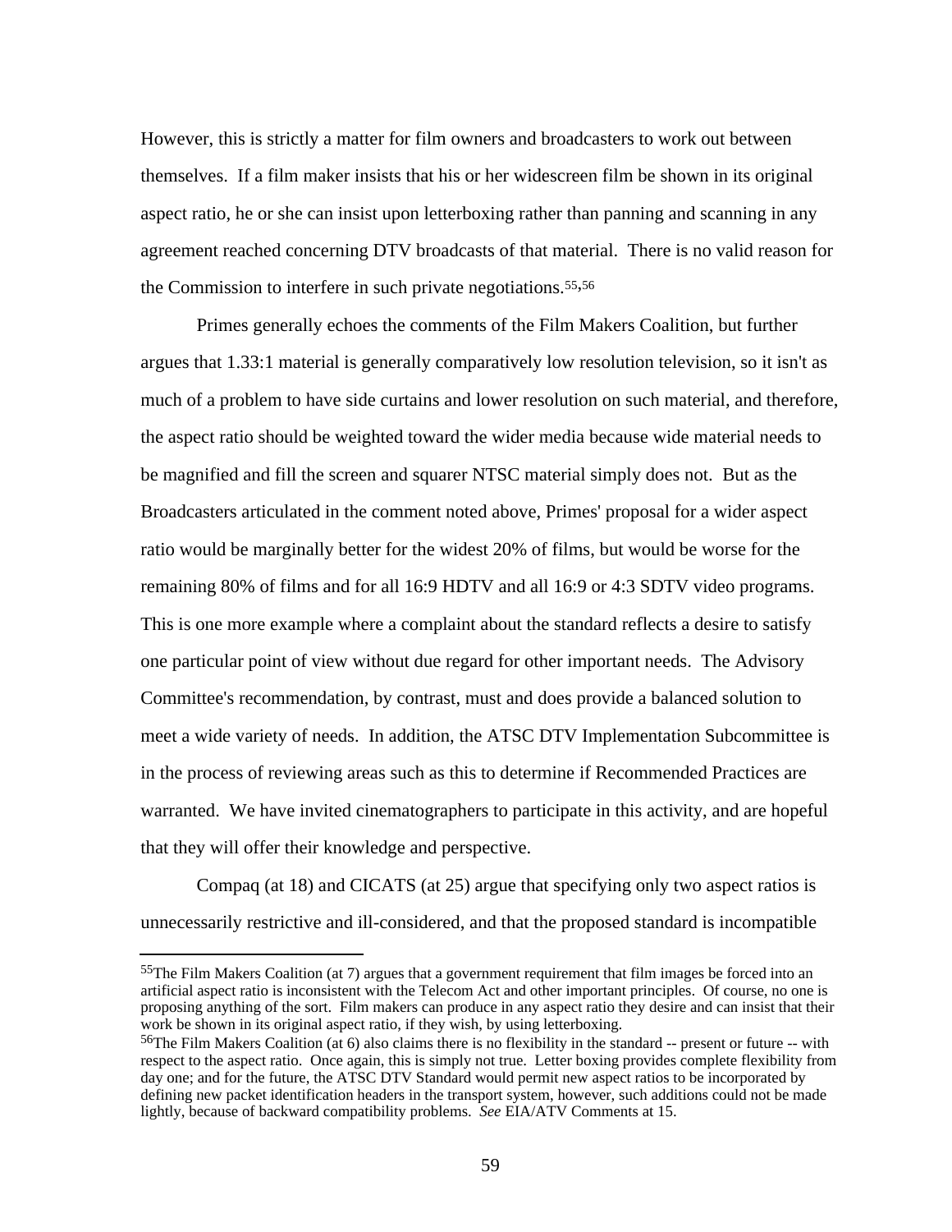However, this is strictly a matter for film owners and broadcasters to work out between themselves. If a film maker insists that his or her widescreen film be shown in its original aspect ratio, he or she can insist upon letterboxing rather than panning and scanning in any agreement reached concerning DTV broadcasts of that material. There is no valid reason for the Commission to interfere in such private negotiations.[55],[56]

Primes generally echoes the comments of the Film Makers Coalition, but further argues that 1.33:1 material is generally comparatively low resolution television, so it isn't as much of a problem to have side curtains and lower resolution on such material, and therefore, the aspect ratio should be weighted toward the wider media because wide material needs to be magnified and fill the screen and squarer NTSC material simply does not. But as the Broadcasters articulated in the comment noted above, Primes' proposal for a wider aspect ratio would be marginally better for the widest 20% of films, but would be worse for the remaining 80% of films and for all 16:9 HDTV and all 16:9 or 4:3 SDTV video programs. This is one more example where a complaint about the standard reflects a desire to satisfy one particular point of view without due regard for other important needs. The Advisory Committee's recommendation, by contrast, must and does provide a balanced solution to meet a wide variety of needs. In addition, the ATSC DTV Implementation Subcommittee is in the process of reviewing areas such as this to determine if Recommended Practices are warranted. We have invited cinematographers to participate in this activity, and are hopeful that they will offer their knowledge and perspective.

Compaq (at 18) and CICATS (at 25) argue that specifying only two aspect ratios is unnecessarily restrictive and ill-considered, and that the proposed standard is incompatible

---

[55]The Film Makers Coalition (at 7) argues that a government requirement that film images be forced into an artificial aspect ratio is inconsistent with the Telecom Act and other important principles. Of course, no one is proposing anything of the sort. Film makers can produce in any aspect ratio they desire and can insist that their work be shown in its original aspect ratio, if they wish, by using letterboxing.

[56]The Film Makers Coalition (at 6) also claims there is no flexibility in the standard -- present or future -- with respect to the aspect ratio. Once again, this is simply not true. Letter boxing provides complete flexibility from day one; and for the future, the ATSC DTV Standard would permit new aspect ratios to be incorporated by defining new packet identification headers in the transport system, however, such additions could not be made lightly, because of backward compatibility problems. *See* EIA/ATV Comments at 15.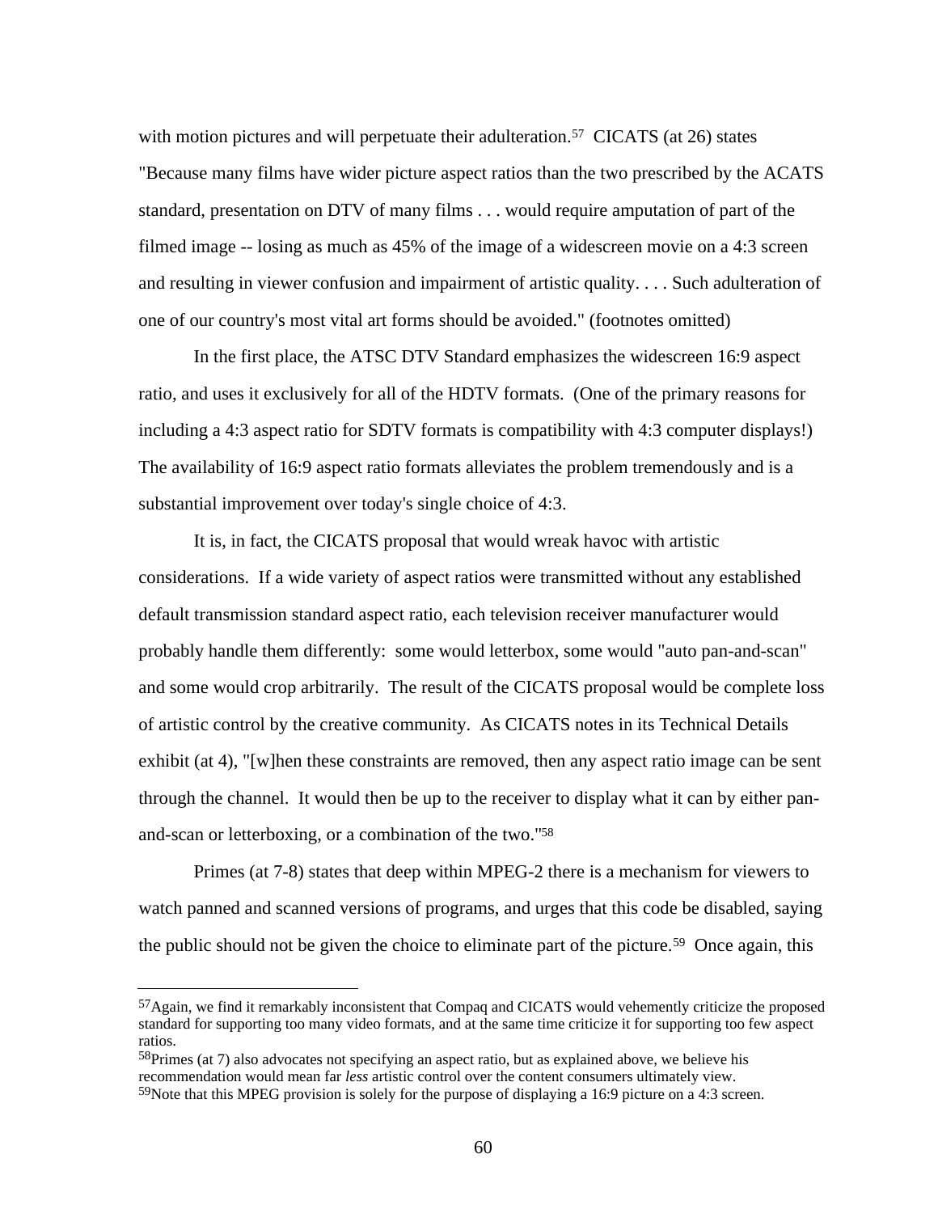with motion pictures and will perpetuate their adulteration.[57] CICATS (at 26) states "Because many films have wider picture aspect ratios than the two prescribed by the ACATS standard, presentation on DTV of many films . . . would require amputation of part of the filmed image -- losing as much as 45% of the image of a widescreen movie on a 4:3 screen and resulting in viewer confusion and impairment of artistic quality. . . . Such adulteration of one of our country's most vital art forms should be avoided." (footnotes omitted)

In the first place, the ATSC DTV Standard emphasizes the widescreen 16:9 aspect ratio, and uses it exclusively for all of the HDTV formats. (One of the primary reasons for including a 4:3 aspect ratio for SDTV formats is compatibility with 4:3 computer displays!) The availability of 16:9 aspect ratio formats alleviates the problem tremendously and is a substantial improvement over today's single choice of 4:3.

It is, in fact, the CICATS proposal that would wreak havoc with artistic considerations. If a wide variety of aspect ratios were transmitted without any established default transmission standard aspect ratio, each television receiver manufacturer would probably handle them differently: some would letterbox, some would "auto pan-and-scan" and some would crop arbitrarily. The result of the CICATS proposal would be complete loss of artistic control by the creative community. As CICATS notes in its Technical Details exhibit (at 4), "[w]hen these constraints are removed, then any aspect ratio image can be sent through the channel. It would then be up to the receiver to display what it can by either pan-and-scan or letterboxing, or a combination of the two."[58]

Primes (at 7-8) states that deep within MPEG-2 there is a mechanism for viewers to watch panned and scanned versions of programs, and urges that this code be disabled, saying the public should not be given the choice to eliminate part of the picture.[59] Once again, this

---

[57] Again, we find it remarkably inconsistent that Compaq and CICATS would vehemently criticize the proposed standard for supporting too many video formats, and at the same time criticize it for supporting too few aspect ratios.

[58] Primes (at 7) also advocates not specifying an aspect ratio, but as explained above, we believe his recommendation would mean far *less* artistic control over the content consumers ultimately view.

[59] Note that this MPEG provision is solely for the purpose of displaying a 16:9 picture on a 4:3 screen.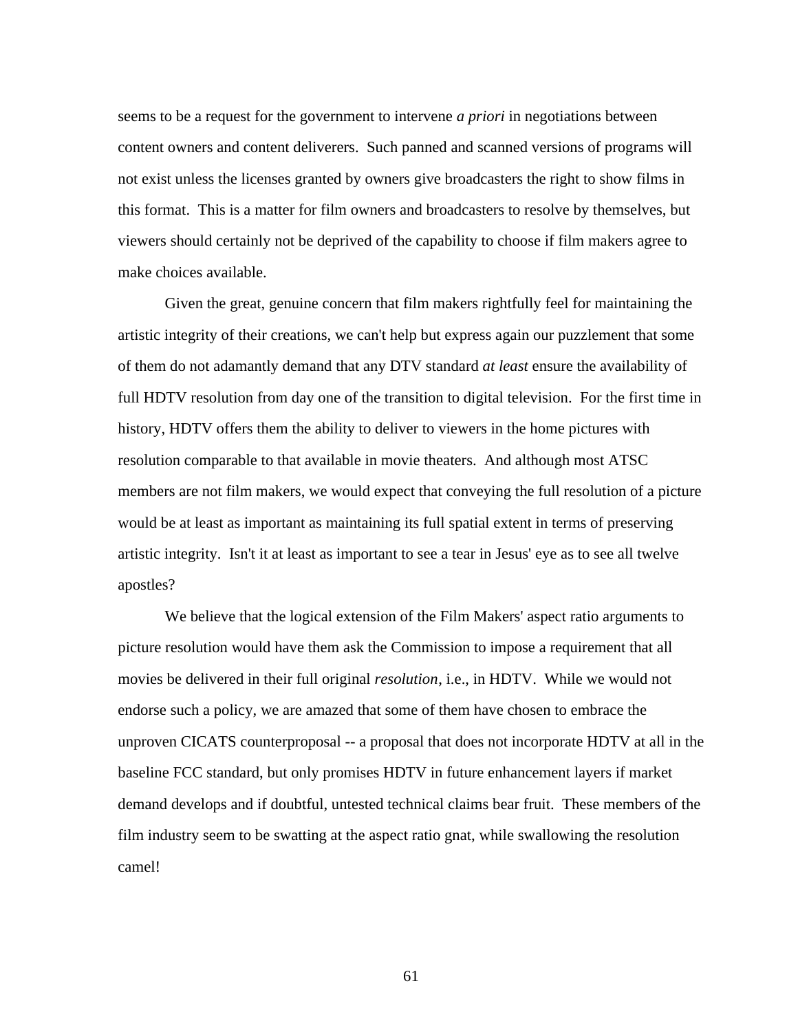seems to be a request for the government to intervene *a priori* in negotiations between content owners and content deliverers. Such panned and scanned versions of programs will not exist unless the licenses granted by owners give broadcasters the right to show films in this format. This is a matter for film owners and broadcasters to resolve by themselves, but viewers should certainly not be deprived of the capability to choose if film makers agree to make choices available.

Given the great, genuine concern that film makers rightfully feel for maintaining the artistic integrity of their creations, we can't help but express again our puzzlement that some of them do not adamantly demand that any DTV standard *at least* ensure the availability of full HDTV resolution from day one of the transition to digital television. For the first time in history, HDTV offers them the ability to deliver to viewers in the home pictures with resolution comparable to that available in movie theaters. And although most ATSC members are not film makers, we would expect that conveying the full resolution of a picture would be at least as important as maintaining its full spatial extent in terms of preserving artistic integrity. Isn't it at least as important to see a tear in Jesus' eye as to see all twelve apostles?

We believe that the logical extension of the Film Makers' aspect ratio arguments to picture resolution would have them ask the Commission to impose a requirement that all movies be delivered in their full original *resolution*, i.e., in HDTV. While we would not endorse such a policy, we are amazed that some of them have chosen to embrace the unproven CICATS counterproposal -- a proposal that does not incorporate HDTV at all in the baseline FCC standard, but only promises HDTV in future enhancement layers if market demand develops and if doubtful, untested technical claims bear fruit. These members of the film industry seem to be swatting at the aspect ratio gnat, while swallowing the resolution camel!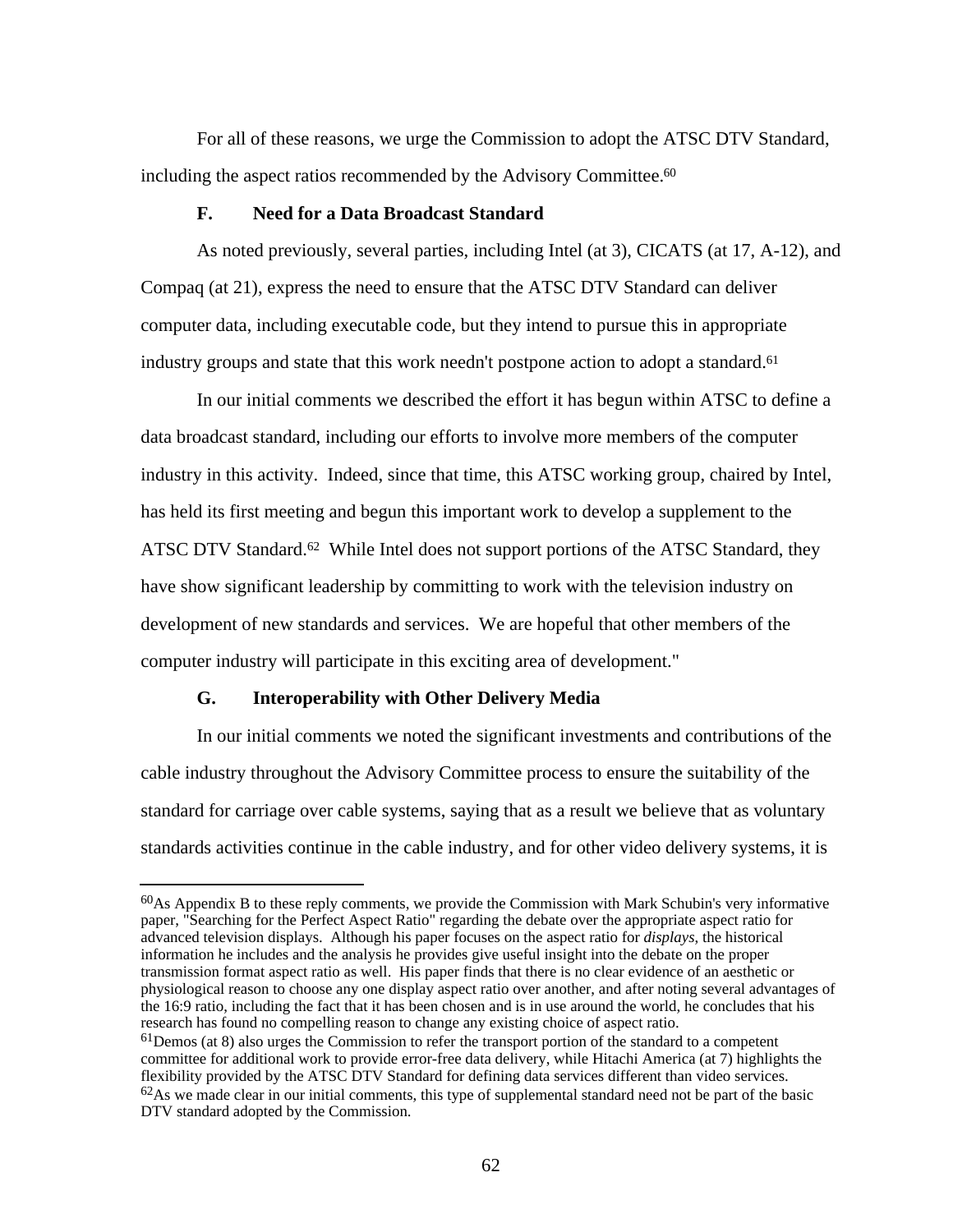For all of these reasons, we urge the Commission to adopt the ATSC DTV Standard, including the aspect ratios recommended by the Advisory Committee.[60]

### F. Need for a Data Broadcast Standard

As noted previously, several parties, including Intel (at 3), CICATS (at 17, A-12), and Compaq (at 21), express the need to ensure that the ATSC DTV Standard can deliver computer data, including executable code, but they intend to pursue this in appropriate industry groups and state that this work needn't postpone action to adopt a standard.[61]

In our initial comments we described the effort it has begun within ATSC to define a data broadcast standard, including our efforts to involve more members of the computer industry in this activity. Indeed, since that time, this ATSC working group, chaired by Intel, has held its first meeting and begun this important work to develop a supplement to the ATSC DTV Standard.[62] While Intel does not support portions of the ATSC Standard, they have show significant leadership by committing to work with the television industry on development of new standards and services. We are hopeful that other members of the computer industry will participate in this exciting area of development."

### G. Interoperability with Other Delivery Media

In our initial comments we noted the significant investments and contributions of the cable industry throughout the Advisory Committee process to ensure the suitability of the standard for carriage over cable systems, saying that as a result we believe that as voluntary standards activities continue in the cable industry, and for other video delivery systems, it is

---

[60]As Appendix B to these reply comments, we provide the Commission with Mark Schubin's very informative paper, "Searching for the Perfect Aspect Ratio" regarding the debate over the appropriate aspect ratio for advanced television displays. Although his paper focuses on the aspect ratio for *displays*, the historical information he includes and the analysis he provides give useful insight into the debate on the proper transmission format aspect ratio as well. His paper finds that there is no clear evidence of an aesthetic or physiological reason to choose any one display aspect ratio over another, and after noting several advantages of the 16:9 ratio, including the fact that it has been chosen and is in use around the world, he concludes that his research has found no compelling reason to change any existing choice of aspect ratio.

[61]Demos (at 8) also urges the Commission to refer the transport portion of the standard to a competent committee for additional work to provide error-free data delivery, while Hitachi America (at 7) highlights the flexibility provided by the ATSC DTV Standard for defining data services different than video services.

[62]As we made clear in our initial comments, this type of supplemental standard need not be part of the basic DTV standard adopted by the Commission.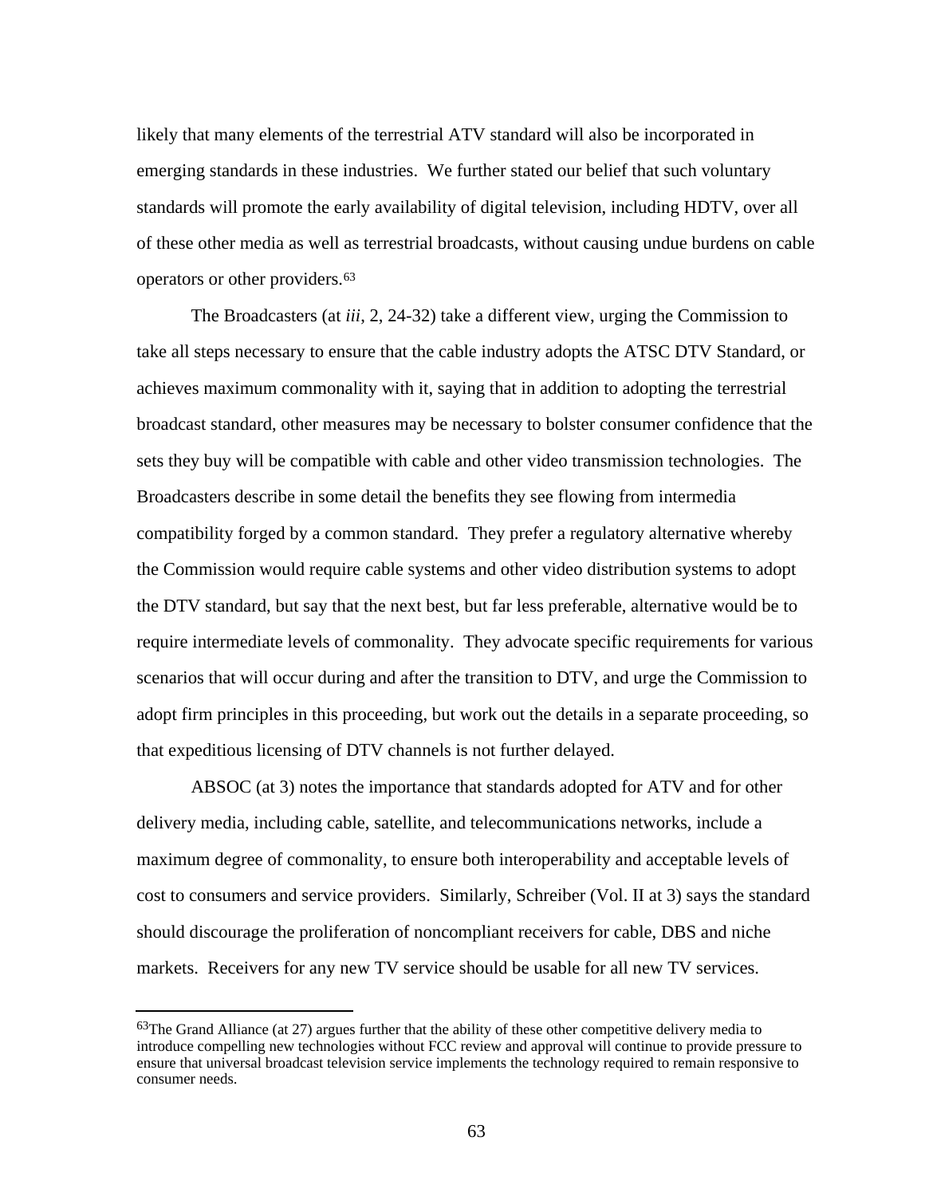likely that many elements of the terrestrial ATV standard will also be incorporated in emerging standards in these industries. We further stated our belief that such voluntary standards will promote the early availability of digital television, including HDTV, over all of these other media as well as terrestrial broadcasts, without causing undue burdens on cable operators or other providers.[63]

The Broadcasters (at *iii*, 2, 24-32) take a different view, urging the Commission to take all steps necessary to ensure that the cable industry adopts the ATSC DTV Standard, or achieves maximum commonality with it, saying that in addition to adopting the terrestrial broadcast standard, other measures may be necessary to bolster consumer confidence that the sets they buy will be compatible with cable and other video transmission technologies. The Broadcasters describe in some detail the benefits they see flowing from intermedia compatibility forged by a common standard. They prefer a regulatory alternative whereby the Commission would require cable systems and other video distribution systems to adopt the DTV standard, but say that the next best, but far less preferable, alternative would be to require intermediate levels of commonality. They advocate specific requirements for various scenarios that will occur during and after the transition to DTV, and urge the Commission to adopt firm principles in this proceeding, but work out the details in a separate proceeding, so that expeditious licensing of DTV channels is not further delayed.

ABSOC (at 3) notes the importance that standards adopted for ATV and for other delivery media, including cable, satellite, and telecommunications networks, include a maximum degree of commonality, to ensure both interoperability and acceptable levels of cost to consumers and service providers. Similarly, Schreiber (Vol. II at 3) says the standard should discourage the proliferation of noncompliant receivers for cable, DBS and niche markets. Receivers for any new TV service should be usable for all new TV services.

---

[63]The Grand Alliance (at 27) argues further that the ability of these other competitive delivery media to introduce compelling new technologies without FCC review and approval will continue to provide pressure to ensure that universal broadcast television service implements the technology required to remain responsive to consumer needs.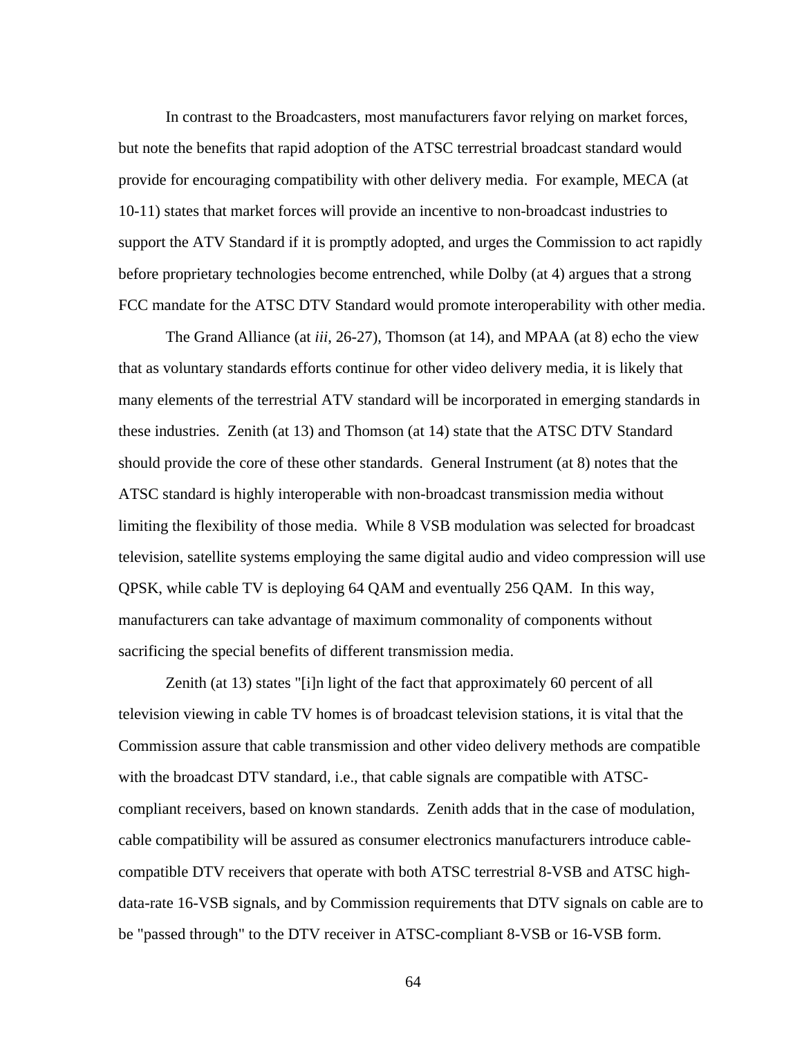In contrast to the Broadcasters, most manufacturers favor relying on market forces, but note the benefits that rapid adoption of the ATSC terrestrial broadcast standard would provide for encouraging compatibility with other delivery media. For example, MECA (at 10-11) states that market forces will provide an incentive to non-broadcast industries to support the ATV Standard if it is promptly adopted, and urges the Commission to act rapidly before proprietary technologies become entrenched, while Dolby (at 4) argues that a strong FCC mandate for the ATSC DTV Standard would promote interoperability with other media.

The Grand Alliance (at *iii*, 26-27), Thomson (at 14), and MPAA (at 8) echo the view that as voluntary standards efforts continue for other video delivery media, it is likely that many elements of the terrestrial ATV standard will be incorporated in emerging standards in these industries. Zenith (at 13) and Thomson (at 14) state that the ATSC DTV Standard should provide the core of these other standards. General Instrument (at 8) notes that the ATSC standard is highly interoperable with non-broadcast transmission media without limiting the flexibility of those media. While 8 VSB modulation was selected for broadcast television, satellite systems employing the same digital audio and video compression will use QPSK, while cable TV is deploying 64 QAM and eventually 256 QAM. In this way, manufacturers can take advantage of maximum commonality of components without sacrificing the special benefits of different transmission media.

Zenith (at 13) states "[i]n light of the fact that approximately 60 percent of all television viewing in cable TV homes is of broadcast television stations, it is vital that the Commission assure that cable transmission and other video delivery methods are compatible with the broadcast DTV standard, i.e., that cable signals are compatible with ATSC-compliant receivers, based on known standards. Zenith adds that in the case of modulation, cable compatibility will be assured as consumer electronics manufacturers introduce cable-compatible DTV receivers that operate with both ATSC terrestrial 8-VSB and ATSC high-data-rate 16-VSB signals, and by Commission requirements that DTV signals on cable are to be "passed through" to the DTV receiver in ATSC-compliant 8-VSB or 16-VSB form.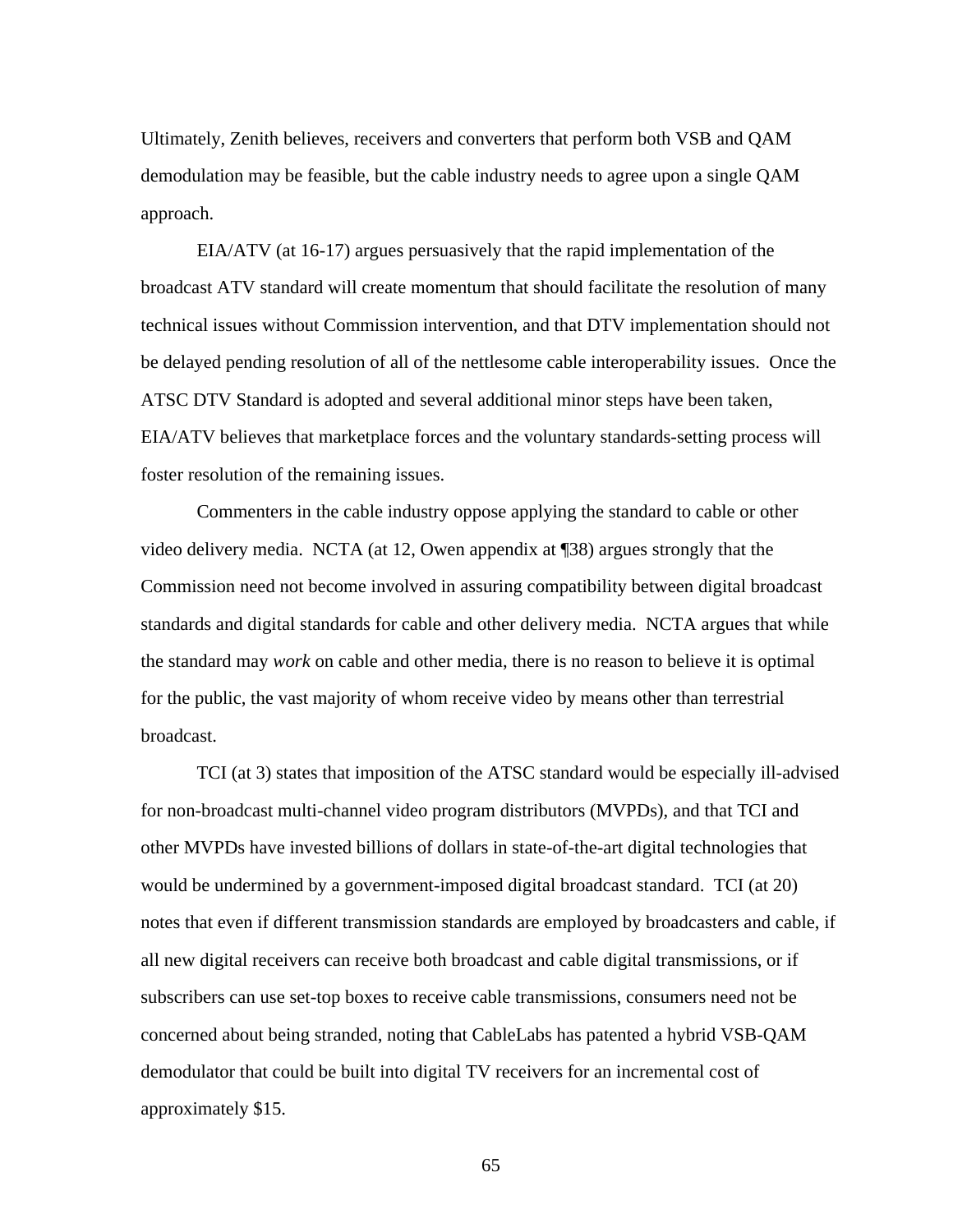Ultimately, Zenith believes, receivers and converters that perform both VSB and QAM demodulation may be feasible, but the cable industry needs to agree upon a single QAM approach.

EIA/ATV (at 16-17) argues persuasively that the rapid implementation of the broadcast ATV standard will create momentum that should facilitate the resolution of many technical issues without Commission intervention, and that DTV implementation should not be delayed pending resolution of all of the nettlesome cable interoperability issues. Once the ATSC DTV Standard is adopted and several additional minor steps have been taken, EIA/ATV believes that marketplace forces and the voluntary standards-setting process will foster resolution of the remaining issues.

Commenters in the cable industry oppose applying the standard to cable or other video delivery media. NCTA (at 12, Owen appendix at ¶38) argues strongly that the Commission need not become involved in assuring compatibility between digital broadcast standards and digital standards for cable and other delivery media. NCTA argues that while the standard may *work* on cable and other media, there is no reason to believe it is optimal for the public, the vast majority of whom receive video by means other than terrestrial broadcast.

TCI (at 3) states that imposition of the ATSC standard would be especially ill-advised for non-broadcast multi-channel video program distributors (MVPDs), and that TCI and other MVPDs have invested billions of dollars in state-of-the-art digital technologies that would be undermined by a government-imposed digital broadcast standard. TCI (at 20) notes that even if different transmission standards are employed by broadcasters and cable, if all new digital receivers can receive both broadcast and cable digital transmissions, or if subscribers can use set-top boxes to receive cable transmissions, consumers need not be concerned about being stranded, noting that CableLabs has patented a hybrid VSB-QAM demodulator that could be built into digital TV receivers for an incremental cost of approximately $15.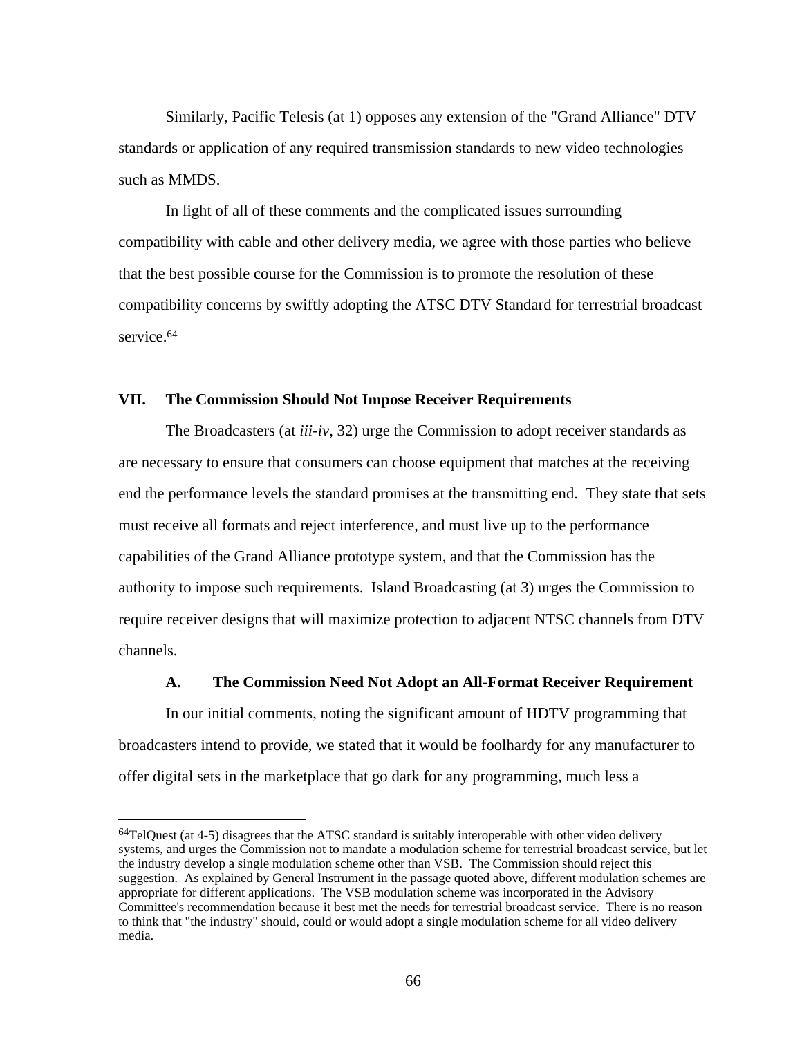Similarly, Pacific Telesis (at 1) opposes any extension of the "Grand Alliance" DTV standards or application of any required transmission standards to new video technologies such as MMDS.

In light of all of these comments and the complicated issues surrounding compatibility with cable and other delivery media, we agree with those parties who believe that the best possible course for the Commission is to promote the resolution of these compatibility concerns by swiftly adopting the ATSC DTV Standard for terrestrial broadcast service.[64]

## VII. The Commission Should Not Impose Receiver Requirements

The Broadcasters (at *iii-iv*, 32) urge the Commission to adopt receiver standards as are necessary to ensure that consumers can choose equipment that matches at the receiving end the performance levels the standard promises at the transmitting end. They state that sets must receive all formats and reject interference, and must live up to the performance capabilities of the Grand Alliance prototype system, and that the Commission has the authority to impose such requirements. Island Broadcasting (at 3) urges the Commission to require receiver designs that will maximize protection to adjacent NTSC channels from DTV channels.

### A. The Commission Need Not Adopt an All-Format Receiver Requirement

In our initial comments, noting the significant amount of HDTV programming that broadcasters intend to provide, we stated that it would be foolhardy for any manufacturer to offer digital sets in the marketplace that go dark for any programming, much less a

---

[64] TelQuest (at 4-5) disagrees that the ATSC standard is suitably interoperable with other video delivery systems, and urges the Commission not to mandate a modulation scheme for terrestrial broadcast service, but let the industry develop a single modulation scheme other than VSB. The Commission should reject this suggestion. As explained by General Instrument in the passage quoted above, different modulation schemes are appropriate for different applications. The VSB modulation scheme was incorporated in the Advisory Committee's recommendation because it best met the needs for terrestrial broadcast service. There is no reason to think that "the industry" should, could or would adopt a single modulation scheme for all video delivery media.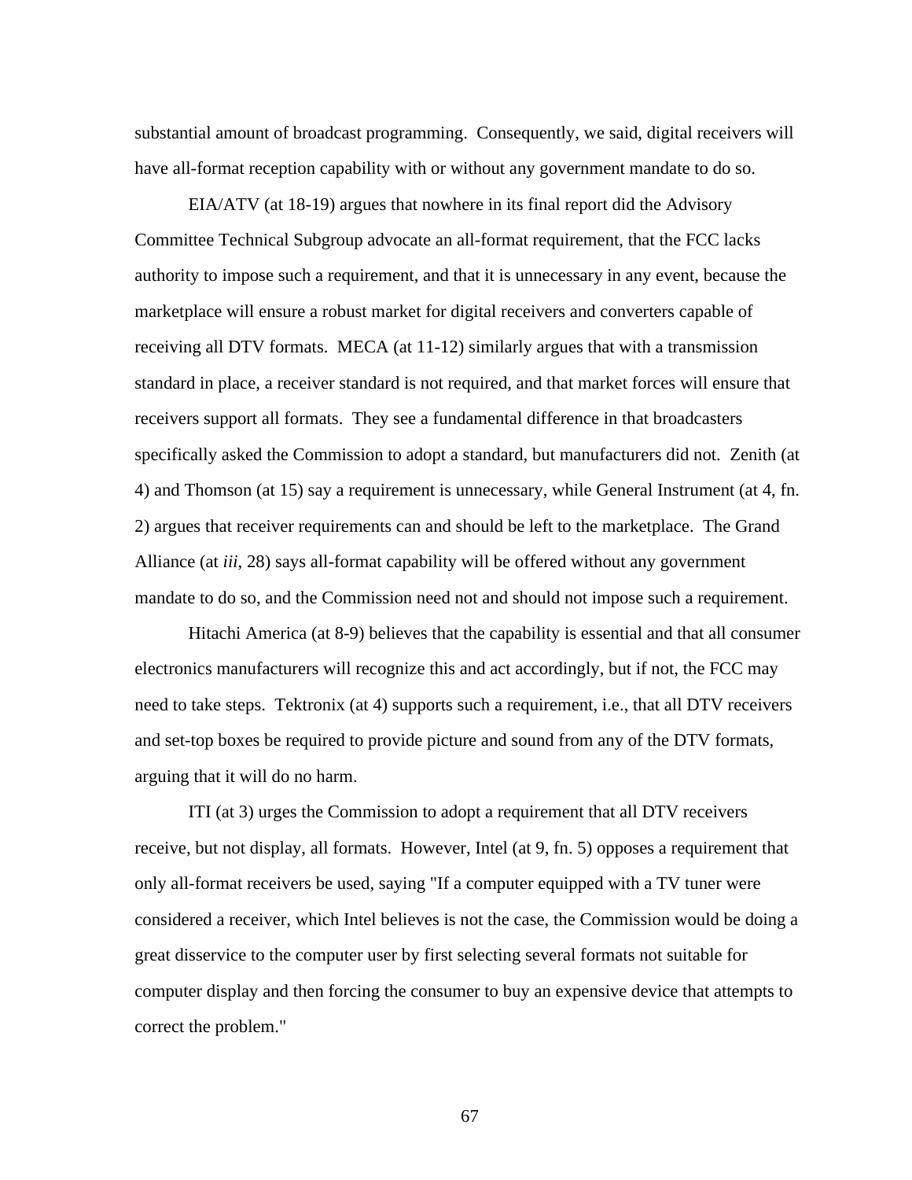substantial amount of broadcast programming. Consequently, we said, digital receivers will have all-format reception capability with or without any government mandate to do so.

EIA/ATV (at 18-19) argues that nowhere in its final report did the Advisory Committee Technical Subgroup advocate an all-format requirement, that the FCC lacks authority to impose such a requirement, and that it is unnecessary in any event, because the marketplace will ensure a robust market for digital receivers and converters capable of receiving all DTV formats. MECA (at 11-12) similarly argues that with a transmission standard in place, a receiver standard is not required, and that market forces will ensure that receivers support all formats. They see a fundamental difference in that broadcasters specifically asked the Commission to adopt a standard, but manufacturers did not. Zenith (at 4) and Thomson (at 15) say a requirement is unnecessary, while General Instrument (at 4, fn. 2) argues that receiver requirements can and should be left to the marketplace. The Grand Alliance (at *iii*, 28) says all-format capability will be offered without any government mandate to do so, and the Commission need not and should not impose such a requirement.

Hitachi America (at 8-9) believes that the capability is essential and that all consumer electronics manufacturers will recognize this and act accordingly, but if not, the FCC may need to take steps. Tektronix (at 4) supports such a requirement, i.e., that all DTV receivers and set-top boxes be required to provide picture and sound from any of the DTV formats, arguing that it will do no harm.

ITI (at 3) urges the Commission to adopt a requirement that all DTV receivers receive, but not display, all formats. However, Intel (at 9, fn. 5) opposes a requirement that only all-format receivers be used, saying "If a computer equipped with a TV tuner were considered a receiver, which Intel believes is not the case, the Commission would be doing a great disservice to the computer user by first selecting several formats not suitable for computer display and then forcing the consumer to buy an expensive device that attempts to correct the problem."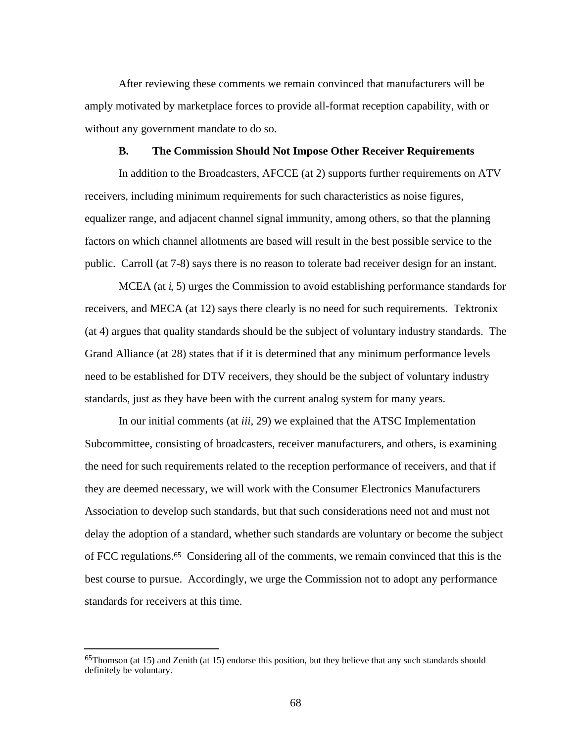After reviewing these comments we remain convinced that manufacturers will be amply motivated by marketplace forces to provide all-format reception capability, with or without any government mandate to do so.

### B. The Commission Should Not Impose Other Receiver Requirements

In addition to the Broadcasters, AFCCE (at 2) supports further requirements on ATV receivers, including minimum requirements for such characteristics as noise figures, equalizer range, and adjacent channel signal immunity, among others, so that the planning factors on which channel allotments are based will result in the best possible service to the public. Carroll (at 7-8) says there is no reason to tolerate bad receiver design for an instant.

MCEA (at *i*, 5) urges the Commission to avoid establishing performance standards for receivers, and MECA (at 12) says there clearly is no need for such requirements. Tektronix (at 4) argues that quality standards should be the subject of voluntary industry standards. The Grand Alliance (at 28) states that if it is determined that any minimum performance levels need to be established for DTV receivers, they should be the subject of voluntary industry standards, just as they have been with the current analog system for many years.

In our initial comments (at *iii*, 29) we explained that the ATSC Implementation Subcommittee, consisting of broadcasters, receiver manufacturers, and others, is examining the need for such requirements related to the reception performance of receivers, and that if they are deemed necessary, we will work with the Consumer Electronics Manufacturers Association to develop such standards, but that such considerations need not and must not delay the adoption of a standard, whether such standards are voluntary or become the subject of FCC regulations.[65] Considering all of the comments, we remain convinced that this is the best course to pursue. Accordingly, we urge the Commission not to adopt any performance standards for receivers at this time.

---

[65]Thomson (at 15) and Zenith (at 15) endorse this position, but they believe that any such standards should definitely be voluntary.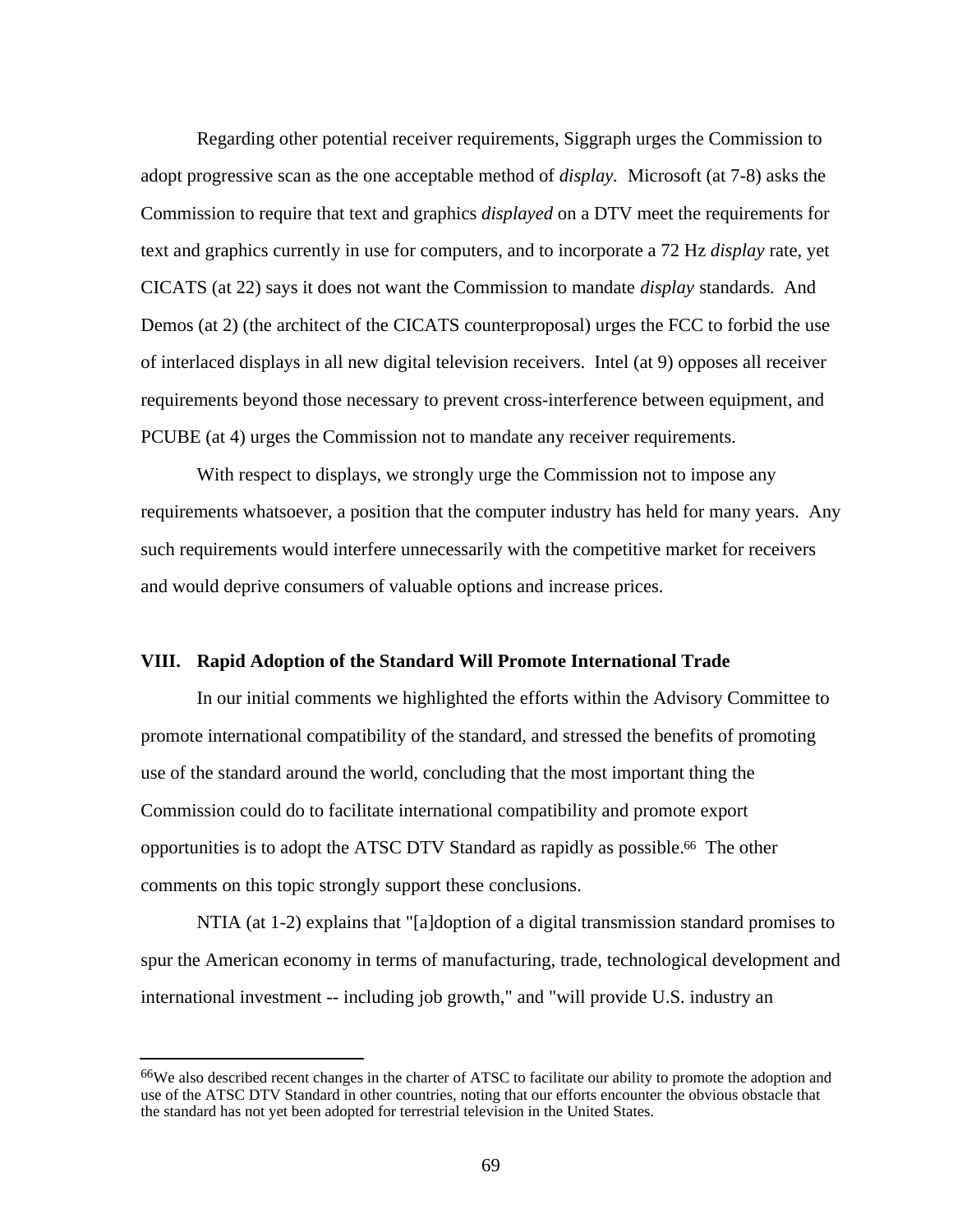Regarding other potential receiver requirements, Siggraph urges the Commission to adopt progressive scan as the one acceptable method of *display.* Microsoft (at 7-8) asks the Commission to require that text and graphics *displayed* on a DTV meet the requirements for text and graphics currently in use for computers, and to incorporate a 72 Hz *display* rate, yet CICATS (at 22) says it does not want the Commission to mandate *display* standards. And Demos (at 2) (the architect of the CICATS counterproposal) urges the FCC to forbid the use of interlaced displays in all new digital television receivers. Intel (at 9) opposes all receiver requirements beyond those necessary to prevent cross-interference between equipment, and PCUBE (at 4) urges the Commission not to mandate any receiver requirements.

With respect to displays, we strongly urge the Commission not to impose any requirements whatsoever, a position that the computer industry has held for many years. Any such requirements would interfere unnecessarily with the competitive market for receivers and would deprive consumers of valuable options and increase prices.

## VIII. Rapid Adoption of the Standard Will Promote International Trade

In our initial comments we highlighted the efforts within the Advisory Committee to promote international compatibility of the standard, and stressed the benefits of promoting use of the standard around the world, concluding that the most important thing the Commission could do to facilitate international compatibility and promote export opportunities is to adopt the ATSC DTV Standard as rapidly as possible.[66] The other comments on this topic strongly support these conclusions.

NTIA (at 1-2) explains that "[a]doption of a digital transmission standard promises to spur the American economy in terms of manufacturing, trade, technological development and international investment -- including job growth," and "will provide U.S. industry an

---

[66]We also described recent changes in the charter of ATSC to facilitate our ability to promote the adoption and use of the ATSC DTV Standard in other countries, noting that our efforts encounter the obvious obstacle that the standard has not yet been adopted for terrestrial television in the United States.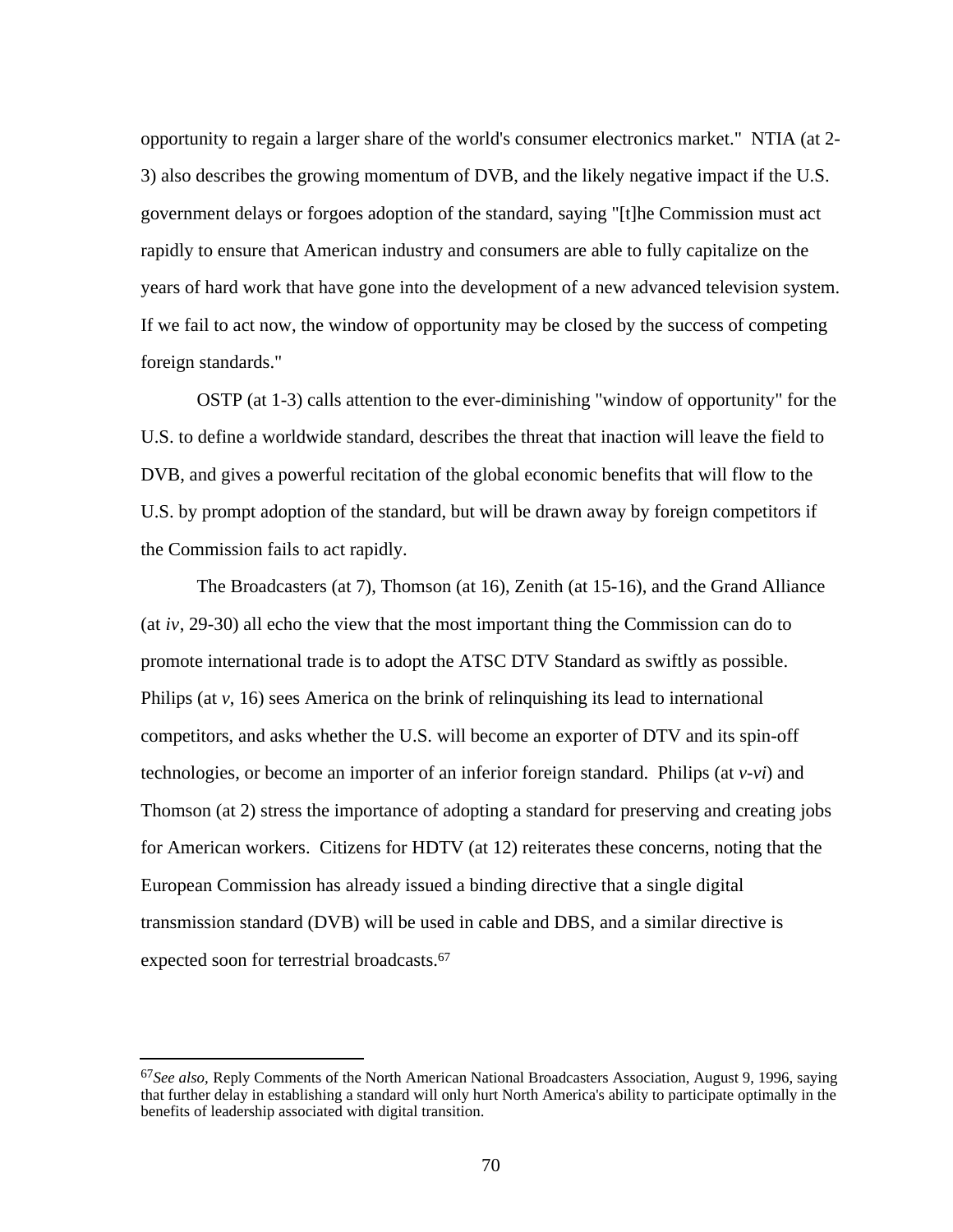opportunity to regain a larger share of the world's consumer electronics market." NTIA (at 2-3) also describes the growing momentum of DVB, and the likely negative impact if the U.S. government delays or forgoes adoption of the standard, saying "[t]he Commission must act rapidly to ensure that American industry and consumers are able to fully capitalize on the years of hard work that have gone into the development of a new advanced television system. If we fail to act now, the window of opportunity may be closed by the success of competing foreign standards."

OSTP (at 1-3) calls attention to the ever-diminishing "window of opportunity" for the U.S. to define a worldwide standard, describes the threat that inaction will leave the field to DVB, and gives a powerful recitation of the global economic benefits that will flow to the U.S. by prompt adoption of the standard, but will be drawn away by foreign competitors if the Commission fails to act rapidly.

The Broadcasters (at 7), Thomson (at 16), Zenith (at 15-16), and the Grand Alliance (at *iv*, 29-30) all echo the view that the most important thing the Commission can do to promote international trade is to adopt the ATSC DTV Standard as swiftly as possible. Philips (at *v*, 16) sees America on the brink of relinquishing its lead to international competitors, and asks whether the U.S. will become an exporter of DTV and its spin-off technologies, or become an importer of an inferior foreign standard. Philips (at *v-vi*) and Thomson (at 2) stress the importance of adopting a standard for preserving and creating jobs for American workers. Citizens for HDTV (at 12) reiterates these concerns, noting that the European Commission has already issued a binding directive that a single digital transmission standard (DVB) will be used in cable and DBS, and a similar directive is expected soon for terrestrial broadcasts.[67]

---

[67] *See also*, Reply Comments of the North American National Broadcasters Association, August 9, 1996, saying that further delay in establishing a standard will only hurt North America's ability to participate optimally in the benefits of leadership associated with digital transition.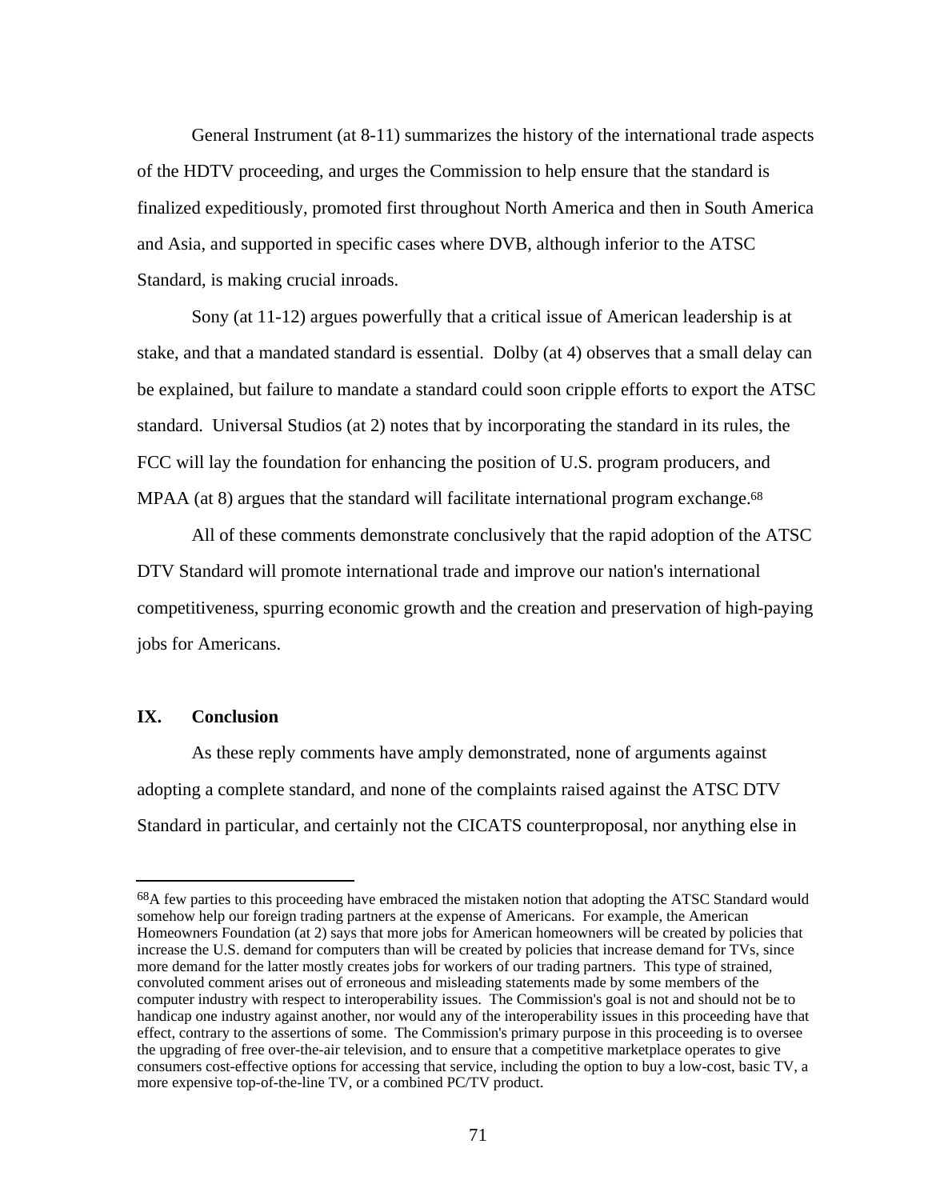General Instrument (at 8-11) summarizes the history of the international trade aspects of the HDTV proceeding, and urges the Commission to help ensure that the standard is finalized expeditiously, promoted first throughout North America and then in South America and Asia, and supported in specific cases where DVB, although inferior to the ATSC Standard, is making crucial inroads.

Sony (at 11-12) argues powerfully that a critical issue of American leadership is at stake, and that a mandated standard is essential. Dolby (at 4) observes that a small delay can be explained, but failure to mandate a standard could soon cripple efforts to export the ATSC standard. Universal Studios (at 2) notes that by incorporating the standard in its rules, the FCC will lay the foundation for enhancing the position of U.S. program producers, and MPAA (at 8) argues that the standard will facilitate international program exchange.[68]

All of these comments demonstrate conclusively that the rapid adoption of the ATSC DTV Standard will promote international trade and improve our nation's international competitiveness, spurring economic growth and the creation and preservation of high-paying jobs for Americans.

## IX. Conclusion

As these reply comments have amply demonstrated, none of arguments against adopting a complete standard, and none of the complaints raised against the ATSC DTV Standard in particular, and certainly not the CICATS counterproposal, nor anything else in

---

[68]A few parties to this proceeding have embraced the mistaken notion that adopting the ATSC Standard would somehow help our foreign trading partners at the expense of Americans. For example, the American Homeowners Foundation (at 2) says that more jobs for American homeowners will be created by policies that increase the U.S. demand for computers than will be created by policies that increase demand for TVs, since more demand for the latter mostly creates jobs for workers of our trading partners. This type of strained, convoluted comment arises out of erroneous and misleading statements made by some members of the computer industry with respect to interoperability issues. The Commission's goal is not and should not be to handicap one industry against another, nor would any of the interoperability issues in this proceeding have that effect, contrary to the assertions of some. The Commission's primary purpose in this proceeding is to oversee the upgrading of free over-the-air television, and to ensure that a competitive marketplace operates to give consumers cost-effective options for accessing that service, including the option to buy a low-cost, basic TV, a more expensive top-of-the-line TV, or a combined PC/TV product.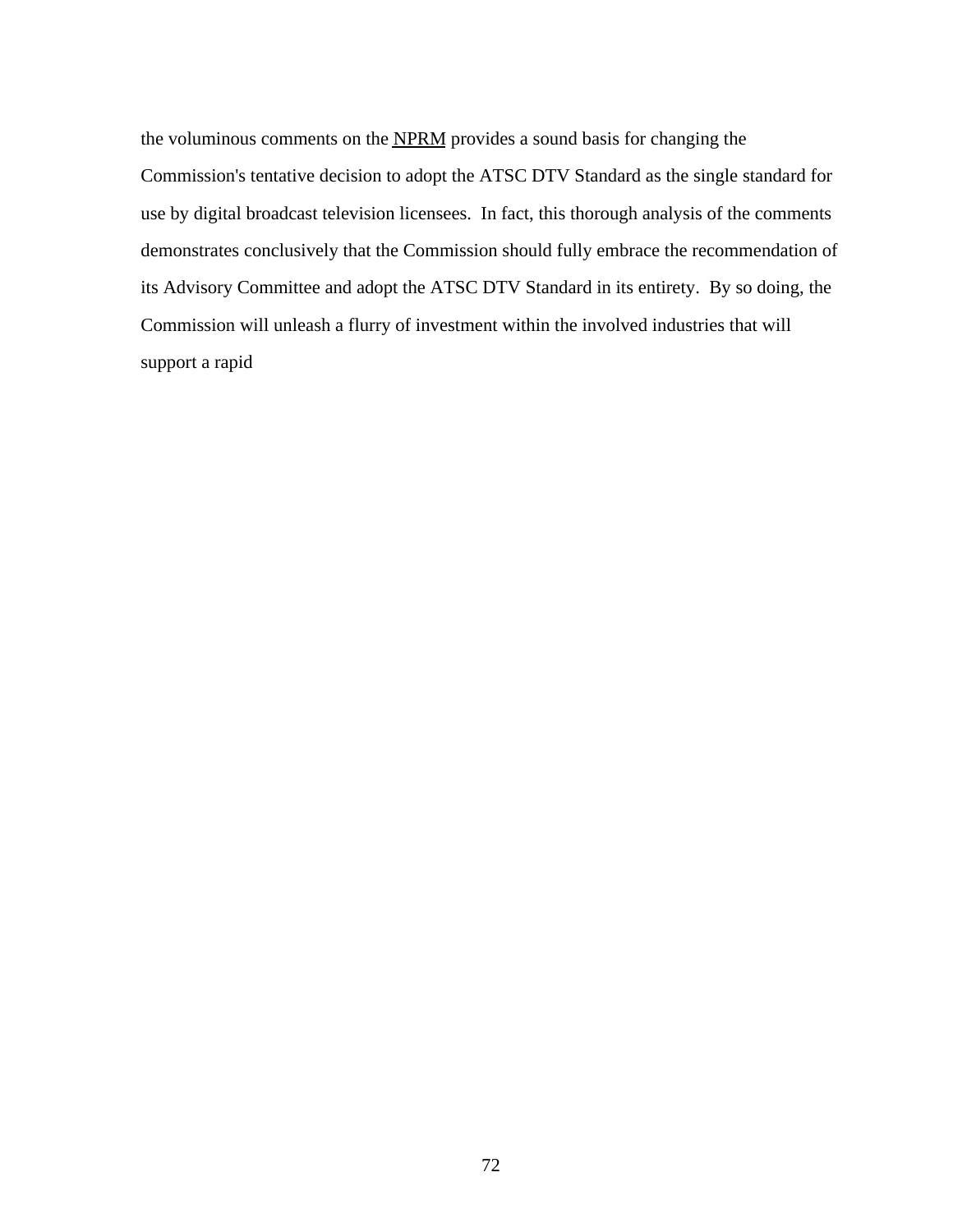the voluminous comments on the NPRM provides a sound basis for changing the Commission's tentative decision to adopt the ATSC DTV Standard as the single standard for use by digital broadcast television licensees. In fact, this thorough analysis of the comments demonstrates conclusively that the Commission should fully embrace the recommendation of its Advisory Committee and adopt the ATSC DTV Standard in its entirety. By so doing, the Commission will unleash a flurry of investment within the involved industries that will support a rapid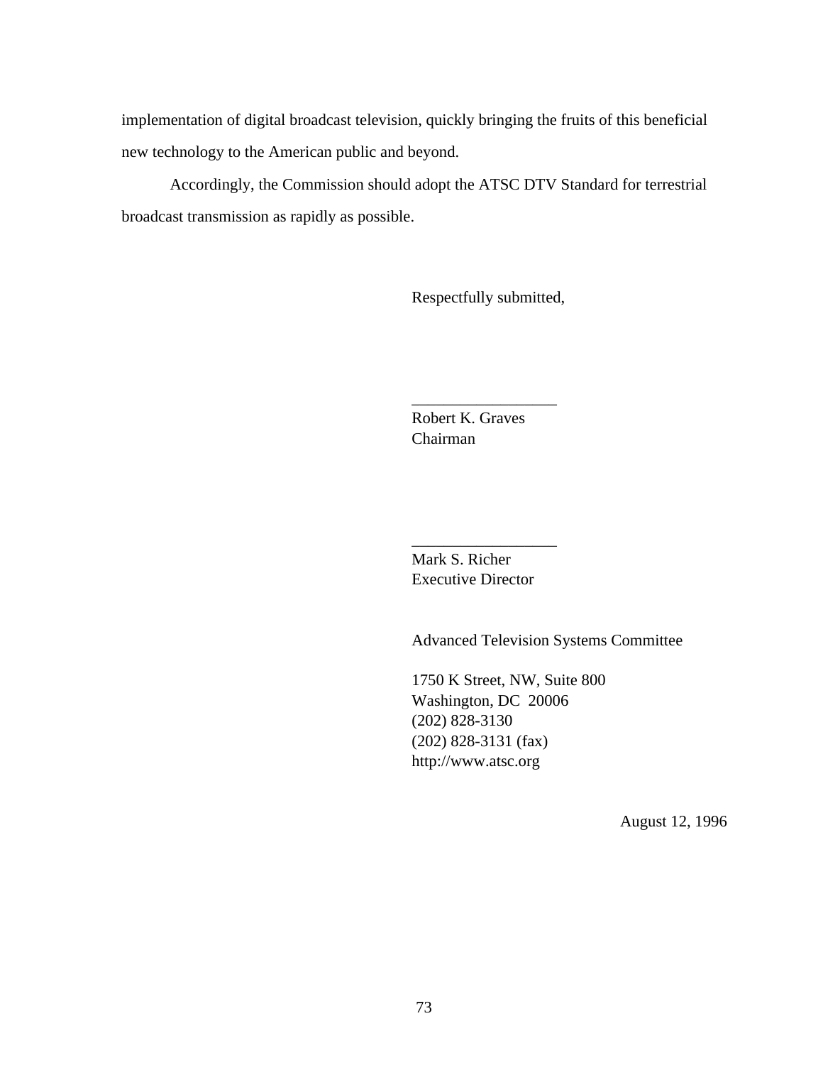implementation of digital broadcast television, quickly bringing the fruits of this beneficial new technology to the American public and beyond.

Accordingly, the Commission should adopt the ATSC DTV Standard for terrestrial broadcast transmission as rapidly as possible.

Respectfully submitted,

\_\_\_\_\_\_\_\_\_\_\_\_\_\_\_\_\_\_

Robert K. Graves
Chairman

\_\_\_\_\_\_\_\_\_\_\_\_\_\_\_\_\_\_

Mark S. Richer
Executive Director

Advanced Television Systems Committee

1750 K Street, NW, Suite 800
Washington, DC 20006
(202) 828-3130
(202) 828-3131 (fax)
http://www.atsc.org

August 12, 1996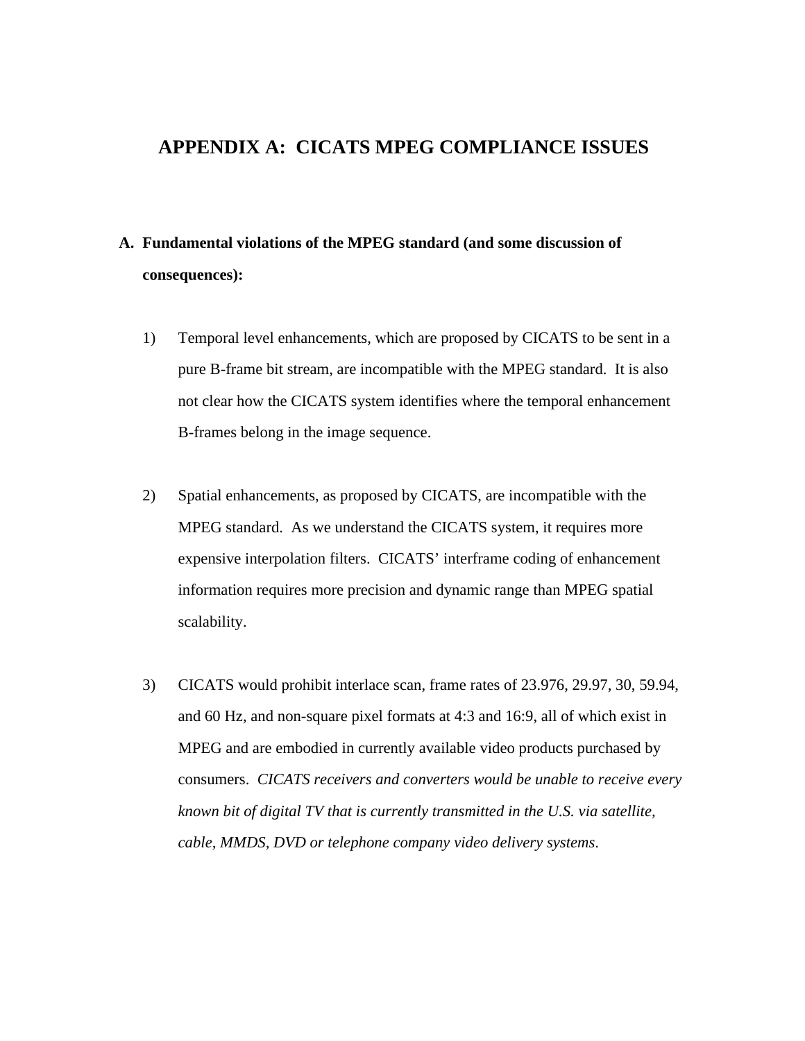# APPENDIX A: CICATS MPEG COMPLIANCE ISSUES

**A. Fundamental violations of the MPEG standard (and some discussion of consequences):**

1) Temporal level enhancements, which are proposed by CICATS to be sent in a pure B-frame bit stream, are incompatible with the MPEG standard. It is also not clear how the CICATS system identifies where the temporal enhancement B-frames belong in the image sequence.

2) Spatial enhancements, as proposed by CICATS, are incompatible with the MPEG standard. As we understand the CICATS system, it requires more expensive interpolation filters. CICATS' interframe coding of enhancement information requires more precision and dynamic range than MPEG spatial scalability.

3) CICATS would prohibit interlace scan, frame rates of 23.976, 29.97, 30, 59.94, and 60 Hz, and non-square pixel formats at 4:3 and 16:9, all of which exist in MPEG and are embodied in currently available video products purchased by consumers. *CICATS receivers and converters would be unable to receive every known bit of digital TV that is currently transmitted in the U.S. via satellite, cable, MMDS, DVD or telephone company video delivery systems*.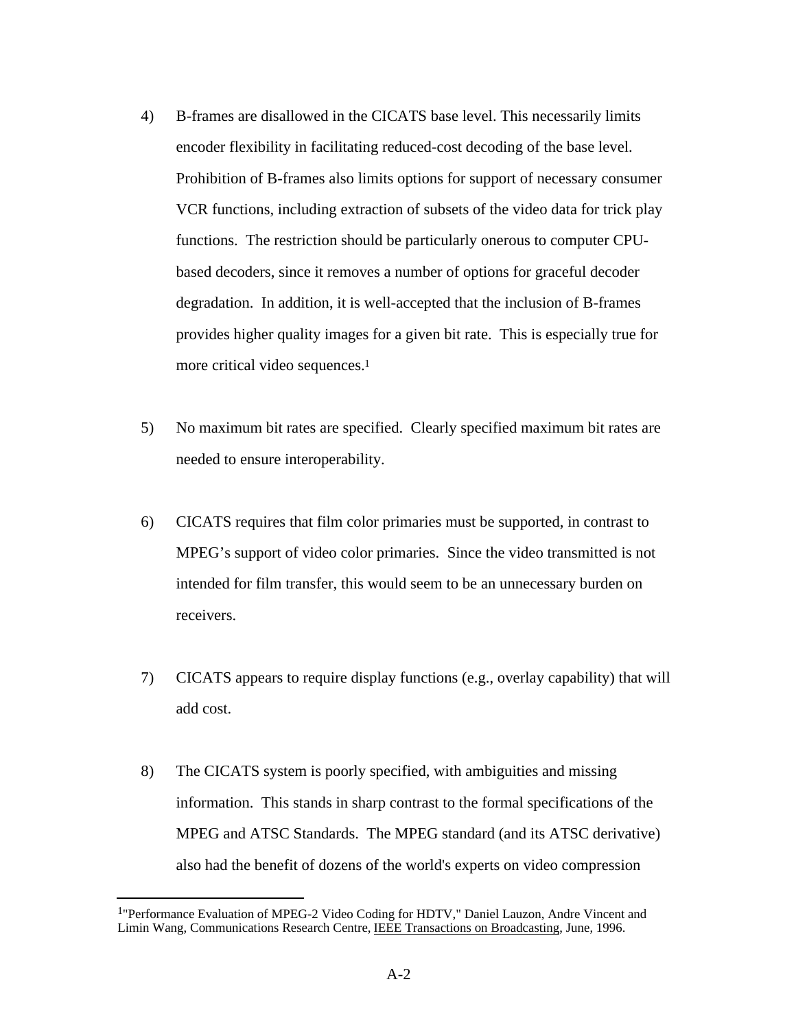4) B-frames are disallowed in the CICATS base level. This necessarily limits encoder flexibility in facilitating reduced-cost decoding of the base level. Prohibition of B-frames also limits options for support of necessary consumer VCR functions, including extraction of subsets of the video data for trick play functions. The restriction should be particularly onerous to computer CPU-based decoders, since it removes a number of options for graceful decoder degradation. In addition, it is well-accepted that the inclusion of B-frames provides higher quality images for a given bit rate. This is especially true for more critical video sequences.[1]

5) No maximum bit rates are specified. Clearly specified maximum bit rates are needed to ensure interoperability.

6) CICATS requires that film color primaries must be supported, in contrast to MPEG's support of video color primaries. Since the video transmitted is not intended for film transfer, this would seem to be an unnecessary burden on receivers.

7) CICATS appears to require display functions (e.g., overlay capability) that will add cost.

8) The CICATS system is poorly specified, with ambiguities and missing information. This stands in sharp contrast to the formal specifications of the MPEG and ATSC Standards. The MPEG standard (and its ATSC derivative) also had the benefit of dozens of the world's experts on video compression

---

[1] "Performance Evaluation of MPEG-2 Video Coding for HDTV," Daniel Lauzon, Andre Vincent and Limin Wang, Communications Research Centre, IEEE Transactions on Broadcasting, June, 1996.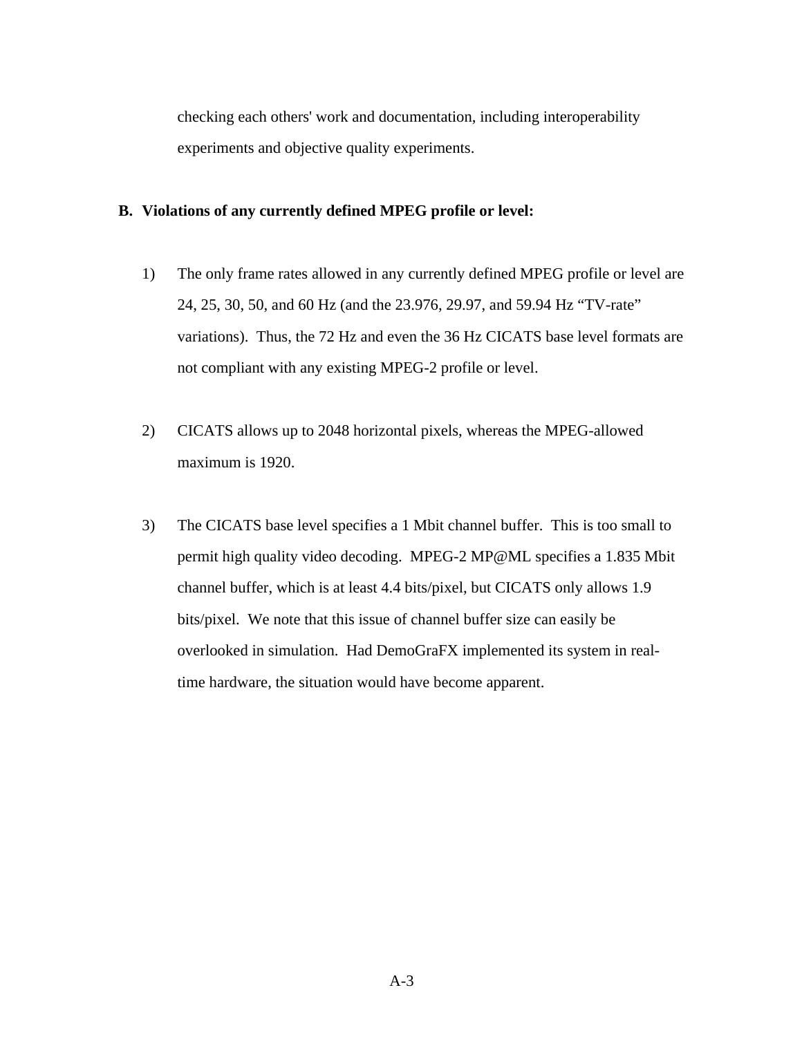checking each others' work and documentation, including interoperability experiments and objective quality experiments.

**B. Violations of any currently defined MPEG profile or level:**

1) The only frame rates allowed in any currently defined MPEG profile or level are 24, 25, 30, 50, and 60 Hz (and the 23.976, 29.97, and 59.94 Hz “TV-rate” variations). Thus, the 72 Hz and even the 36 Hz CICATS base level formats are not compliant with any existing MPEG-2 profile or level.

2) CICATS allows up to 2048 horizontal pixels, whereas the MPEG-allowed maximum is 1920.

3) The CICATS base level specifies a 1 Mbit channel buffer. This is too small to permit high quality video decoding. MPEG-2 MP@ML specifies a 1.835 Mbit channel buffer, which is at least 4.4 bits/pixel, but CICATS only allows 1.9 bits/pixel. We note that this issue of channel buffer size can easily be overlooked in simulation. Had DemoGraFX implemented its system in real-time hardware, the situation would have become apparent.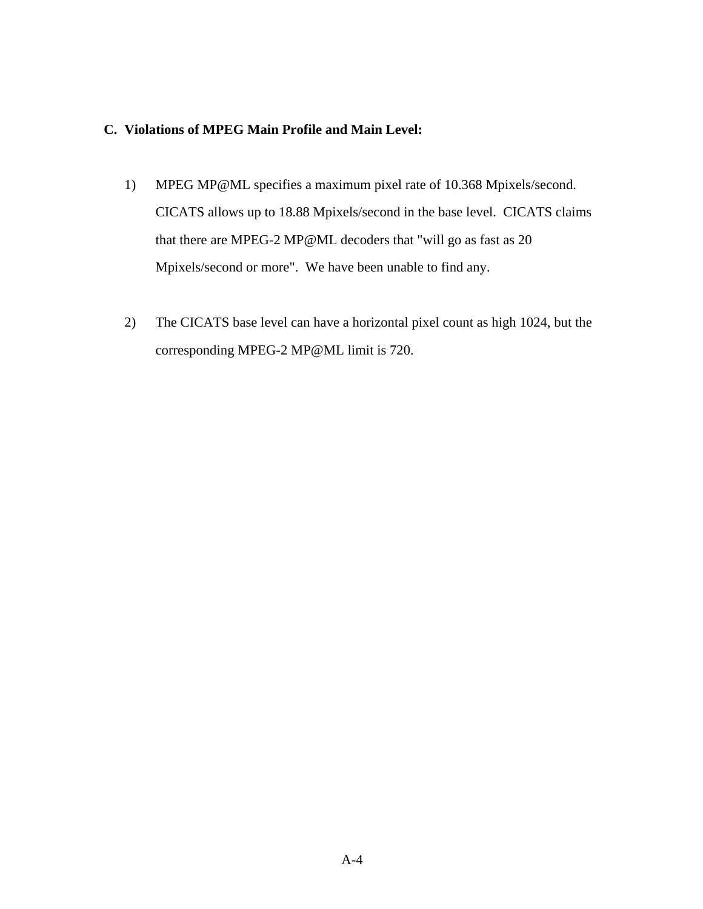## C. Violations of MPEG Main Profile and Main Level:

1) MPEG MP@ML specifies a maximum pixel rate of 10.368 Mpixels/second. CICATS allows up to 18.88 Mpixels/second in the base level. CICATS claims that there are MPEG-2 MP@ML decoders that "will go as fast as 20 Mpixels/second or more". We have been unable to find any.

2) The CICATS base level can have a horizontal pixel count as high 1024, but the corresponding MPEG-2 MP@ML limit is 720.